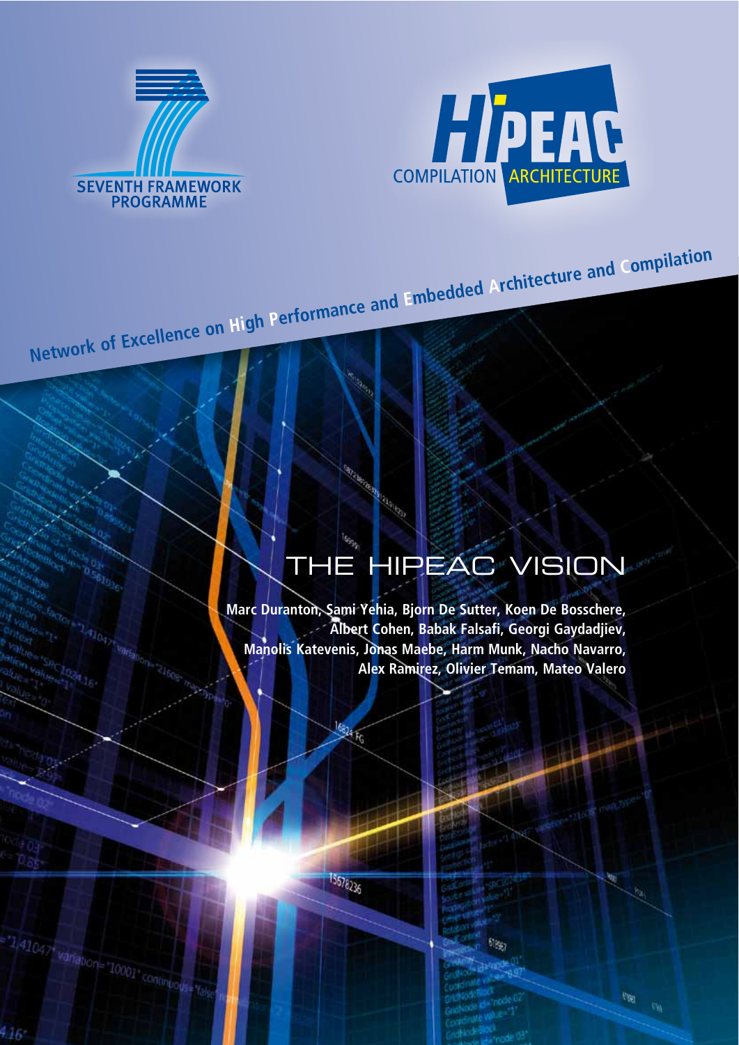SEVENTH FRAMEWORK PROGRAMME

HiPEAC COMPILATION ARCHITECTURE

Network of Excellence on High Performance and Embedded Architecture and Compilation

# THE HIPEAC VISION

**Marc Duranton, Sami Yehia, Bjorn De Sutter, Koen De Bosschere, Albert Cohen, Babak Falsafi, Georgi Gaydadjiev, Manolis Katevenis, Jonas Maebe, Harm Munk, Nacho Navarro, Alex Ramirez, Olivier Temam, Mateo Valero**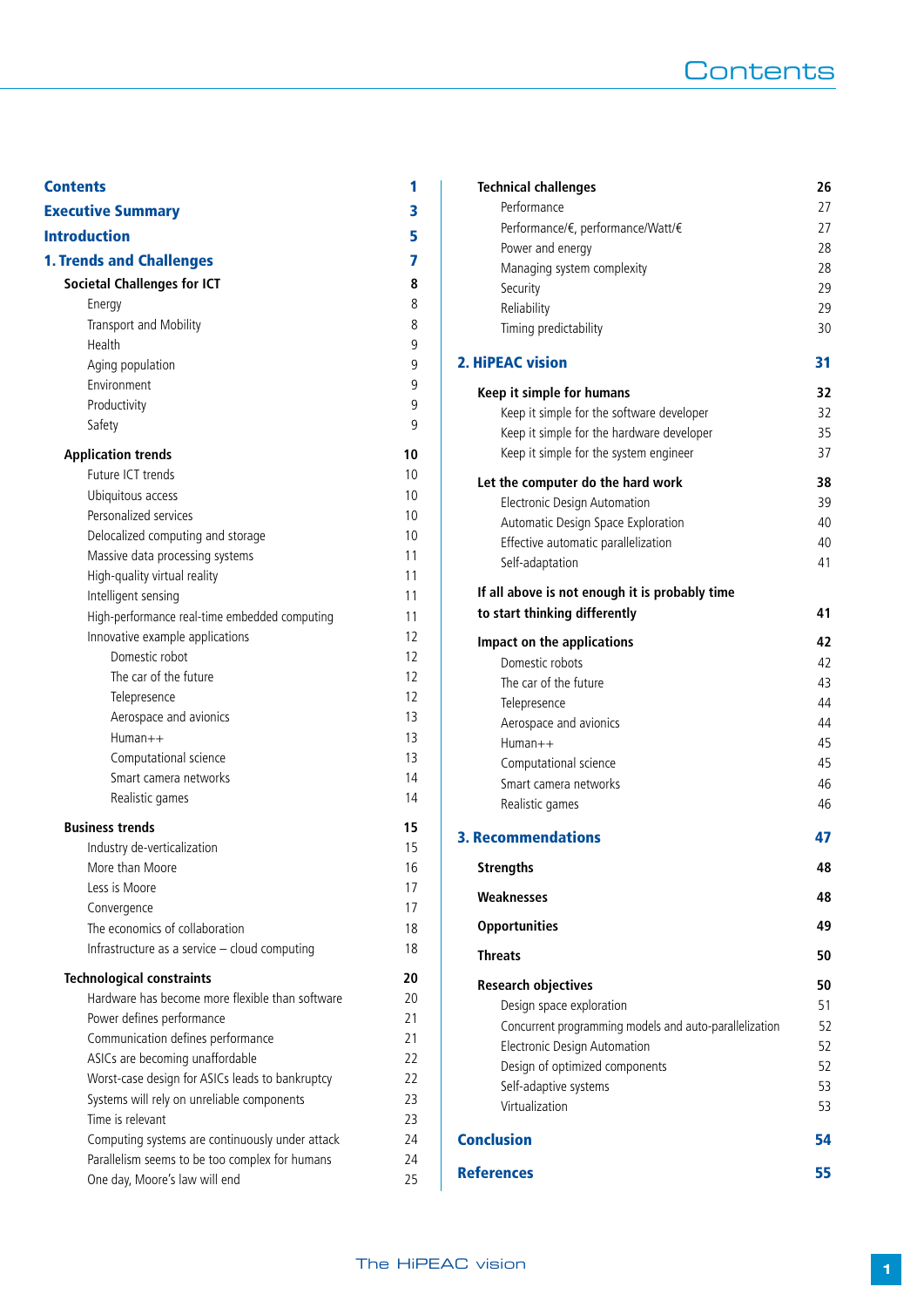# Contents

| | |
|---|---|
| **Contents** | **1** |
| **Executive Summary** | **3** |
| **Introduction** | **5** |
| **1. Trends and Challenges** | **7** |
| **Societal Challenges for ICT** | **8** |
| Energy | 8 |
| Transport and Mobility | 8 |
| Health | 9 |
| Aging population | 9 |
| Environment | 9 |
| Productivity | 9 |
| Safety | 9 |
| **Application trends** | **10** |
| Future ICT trends | 10 |
| Ubiquitous access | 10 |
| Personalized services | 10 |
| Delocalized computing and storage | 10 |
| Massive data processing systems | 11 |
| High-quality virtual reality | 11 |
| Intelligent sensing | 11 |
| High-performance real-time embedded computing | 11 |
| Innovative example applications | 12 |
| Domestic robot | 12 |
| The car of the future | 12 |
| Telepresence | 12 |
| Aerospace and avionics | 13 |
| Human++ | 13 |
| Computational science | 13 |
| Smart camera networks | 14 |
| Realistic games | 14 |
| **Business trends** | **15** |
| Industry de-verticalization | 15 |
| More than Moore | 16 |
| Less is Moore | 17 |
| Convergence | 17 |
| The economics of collaboration | 18 |
| Infrastructure as a service – cloud computing | 18 |
| **Technological constraints** | **20** |
| Hardware has become more flexible than software | 20 |
| Power defines performance | 21 |
| Communication defines performance | 21 |
| ASICs are becoming unaffordable | 22 |
| Worst-case design for ASICs leads to bankruptcy | 22 |
| Systems will rely on unreliable components | 23 |
| Time is relevant | 23 |
| Computing systems are continuously under attack | 24 |
| Parallelism seems to be too complex for humans | 24 |
| One day, Moore's law will end | 25 |
| **Technical challenges** | **26** |
| Performance | 27 |
| Performance/€, performance/Watt/€ | 27 |
| Power and energy | 28 |
| Managing system complexity | 28 |
| Security | 29 |
| Reliability | 29 |
| Timing predictability | 30 |
| **2. HiPEAC vision** | **31** |
| **Keep it simple for humans** | **32** |
| Keep it simple for the software developer | 32 |
| Keep it simple for the hardware developer | 35 |
| Keep it simple for the system engineer | 37 |
| **Let the computer do the hard work** | **38** |
| Electronic Design Automation | 39 |
| Automatic Design Space Exploration | 40 |
| Effective automatic parallelization | 40 |
| Self-adaptation | 41 |
| **If all above is not enough it is probably time to start thinking differently** | **41** |
| **Impact on the applications** | **42** |
| Domestic robots | 42 |
| The car of the future | 43 |
| Telepresence | 44 |
| Aerospace and avionics | 44 |
| Human++ | 45 |
| Computational science | 45 |
| Smart camera networks | 46 |
| Realistic games | 46 |
| **3. Recommendations** | **47** |
| **Strengths** | **48** |
| **Weaknesses** | **48** |
| **Opportunities** | **49** |
| **Threats** | **50** |
| **Research objectives** | **50** |
| Design space exploration | 51 |
| Concurrent programming models and auto-parallelization | 52 |
| Electronic Design Automation | 52 |
| Design of optimized components | 52 |
| Self-adaptive systems | 53 |
| Virtualization | 53 |
| **Conclusion** | **54** |
| **References** | **55** |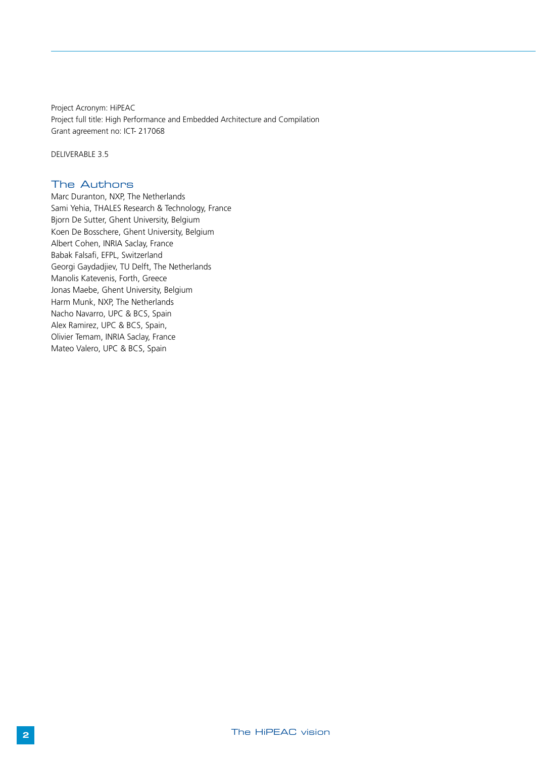Project Acronym: HiPEAC
Project full title: High Performance and Embedded Architecture and Compilation
Grant agreement no: ICT- 217068

DELIVERABLE 3.5

## The Authors

Marc Duranton, NXP, The Netherlands
Sami Yehia, THALES Research & Technology, France
Bjorn De Sutter, Ghent University, Belgium
Koen De Bosschere, Ghent University, Belgium
Albert Cohen, INRIA Saclay, France
Babak Falsafi, EFPL, Switzerland
Georgi Gaydadjiev, TU Delft, The Netherlands
Manolis Katevenis, Forth, Greece
Jonas Maebe, Ghent University, Belgium
Harm Munk, NXP, The Netherlands
Nacho Navarro, UPC & BCS, Spain
Alex Ramirez, UPC & BCS, Spain,
Olivier Temam, INRIA Saclay, France
Mateo Valero, UPC & BCS, Spain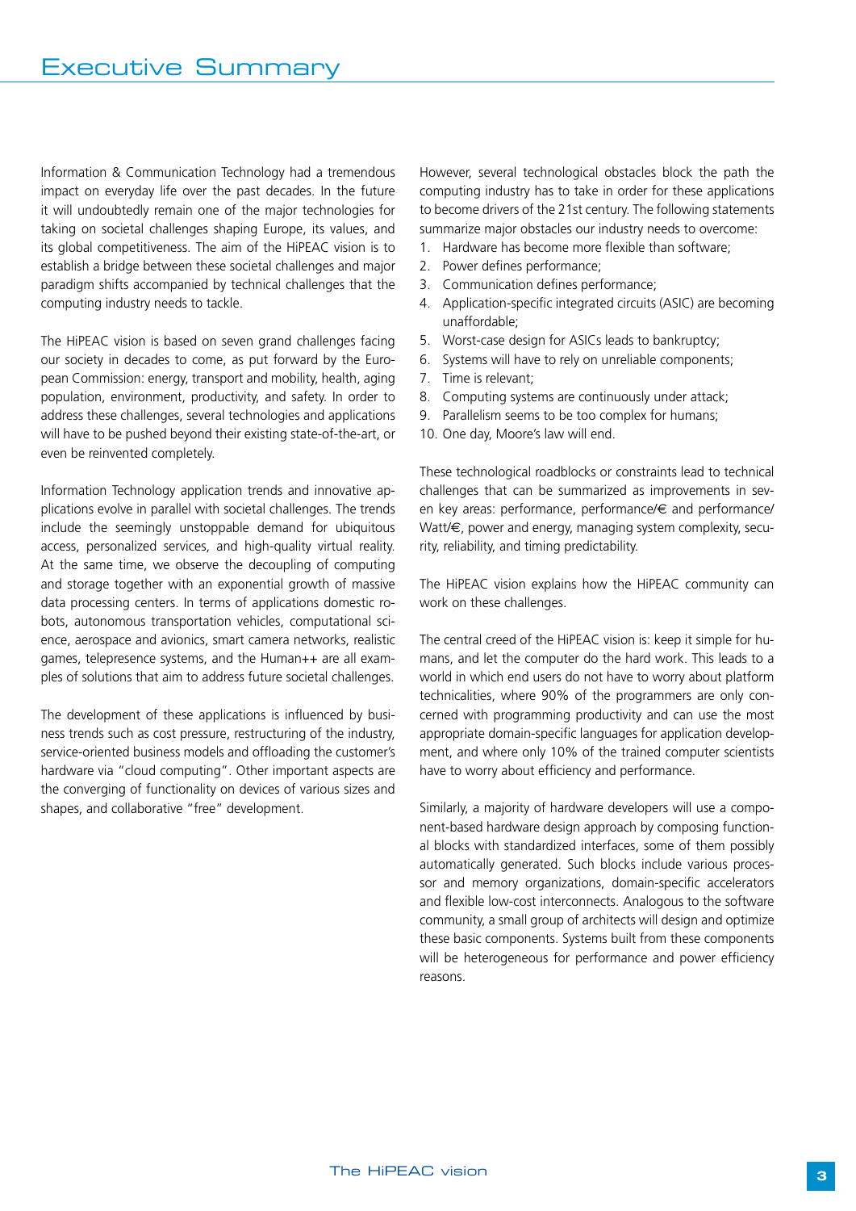# Executive Summary

Information & Communication Technology had a tremendous impact on everyday life over the past decades. In the future it will undoubtedly remain one of the major technologies for taking on societal challenges shaping Europe, its values, and its global competitiveness. The aim of the HiPEAC vision is to establish a bridge between these societal challenges and major paradigm shifts accompanied by technical challenges that the computing industry needs to tackle.

The HiPEAC vision is based on seven grand challenges facing our society in decades to come, as put forward by the European Commission: energy, transport and mobility, health, aging population, environment, productivity, and safety. In order to address these challenges, several technologies and applications will have to be pushed beyond their existing state-of-the-art, or even be reinvented completely.

Information Technology application trends and innovative applications evolve in parallel with societal challenges. The trends include the seemingly unstoppable demand for ubiquitous access, personalized services, and high-quality virtual reality. At the same time, we observe the decoupling of computing and storage together with an exponential growth of massive data processing centers. In terms of applications domestic robots, autonomous transportation vehicles, computational science, aerospace and avionics, smart camera networks, realistic games, telepresence systems, and the Human++ are all examples of solutions that aim to address future societal challenges.

The development of these applications is influenced by business trends such as cost pressure, restructuring of the industry, service-oriented business models and offloading the customer's hardware via "cloud computing". Other important aspects are the converging of functionality on devices of various sizes and shapes, and collaborative "free" development.

However, several technological obstacles block the path the computing industry has to take in order for these applications to become drivers of the 21st century. The following statements summarize major obstacles our industry needs to overcome:

1. Hardware has become more flexible than software;
2. Power defines performance;
3. Communication defines performance;
4. Application-specific integrated circuits (ASIC) are becoming unaffordable;
5. Worst-case design for ASICs leads to bankruptcy;
6. Systems will have to rely on unreliable components;
7. Time is relevant;
8. Computing systems are continuously under attack;
9. Parallelism seems to be too complex for humans;
10. One day, Moore's law will end.

These technological roadblocks or constraints lead to technical challenges that can be summarized as improvements in seven key areas: performance, performance/€ and performance/Watt/€, power and energy, managing system complexity, security, reliability, and timing predictability.

The HiPEAC vision explains how the HiPEAC community can work on these challenges.

The central creed of the HiPEAC vision is: keep it simple for humans, and let the computer do the hard work. This leads to a world in which end users do not have to worry about platform technicalities, where 90% of the programmers are only concerned with programming productivity and can use the most appropriate domain-specific languages for application development, and where only 10% of the trained computer scientists have to worry about efficiency and performance.

Similarly, a majority of hardware developers will use a component-based hardware design approach by composing functional blocks with standardized interfaces, some of them possibly automatically generated. Such blocks include various processor and memory organizations, domain-specific accelerators and flexible low-cost interconnects. Analogous to the software community, a small group of architects will design and optimize these basic components. Systems built from these components will be heterogeneous for performance and power efficiency reasons.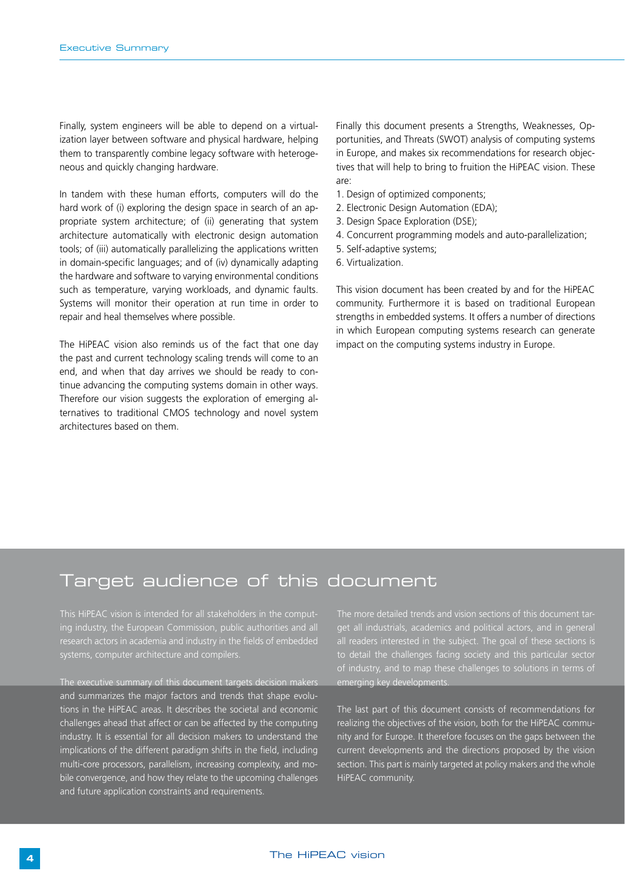Finally, system engineers will be able to depend on a virtualization layer between software and physical hardware, helping them to transparently combine legacy software with heterogeneous and quickly changing hardware.

In tandem with these human efforts, computers will do the hard work of (i) exploring the design space in search of an appropriate system architecture; of (ii) generating that system architecture automatically with electronic design automation tools; of (iii) automatically parallelizing the applications written in domain-specific languages; and of (iv) dynamically adapting the hardware and software to varying environmental conditions such as temperature, varying workloads, and dynamic faults. Systems will monitor their operation at run time in order to repair and heal themselves where possible.

The HiPEAC vision also reminds us of the fact that one day the past and current technology scaling trends will come to an end, and when that day arrives we should be ready to continue advancing the computing systems domain in other ways. Therefore our vision suggests the exploration of emerging alternatives to traditional CMOS technology and novel system architectures based on them.

Finally this document presents a Strengths, Weaknesses, Opportunities, and Threats (SWOT) analysis of computing systems in Europe, and makes six recommendations for research objectives that will help to bring to fruition the HiPEAC vision. These are:

1. Design of optimized components;
2. Electronic Design Automation (EDA);
3. Design Space Exploration (DSE);
4. Concurrent programming models and auto-parallelization;
5. Self-adaptive systems;
6. Virtualization.

This vision document has been created by and for the HiPEAC community. Furthermore it is based on traditional European strengths in embedded systems. It offers a number of directions in which European computing systems research can generate impact on the computing systems industry in Europe.

## Target audience of this document

This HiPEAC vision is intended for all stakeholders in the computing industry, the European Commission, public authorities and all research actors in academia and industry in the fields of embedded systems, computer architecture and compilers.

The executive summary of this document targets decision makers and summarizes the major factors and trends that shape evolutions in the HiPEAC areas. It describes the societal and economic challenges ahead that affect or can be affected by the computing industry. It is essential for all decision makers to understand the implications of the different paradigm shifts in the field, including multi-core processors, parallelism, increasing complexity, and mobile convergence, and how they relate to the upcoming challenges and future application constraints and requirements.

The more detailed trends and vision sections of this document target all industrials, academics and political actors, and in general all readers interested in the subject. The goal of these sections is to detail the challenges facing society and this particular sector of industry, and to map these challenges to solutions in terms of emerging key developments.

The last part of this document consists of recommendations for realizing the objectives of the vision, both for the HiPEAC community and for Europe. It therefore focuses on the gaps between the current developments and the directions proposed by the vision section. This part is mainly targeted at policy makers and the whole HiPEAC community.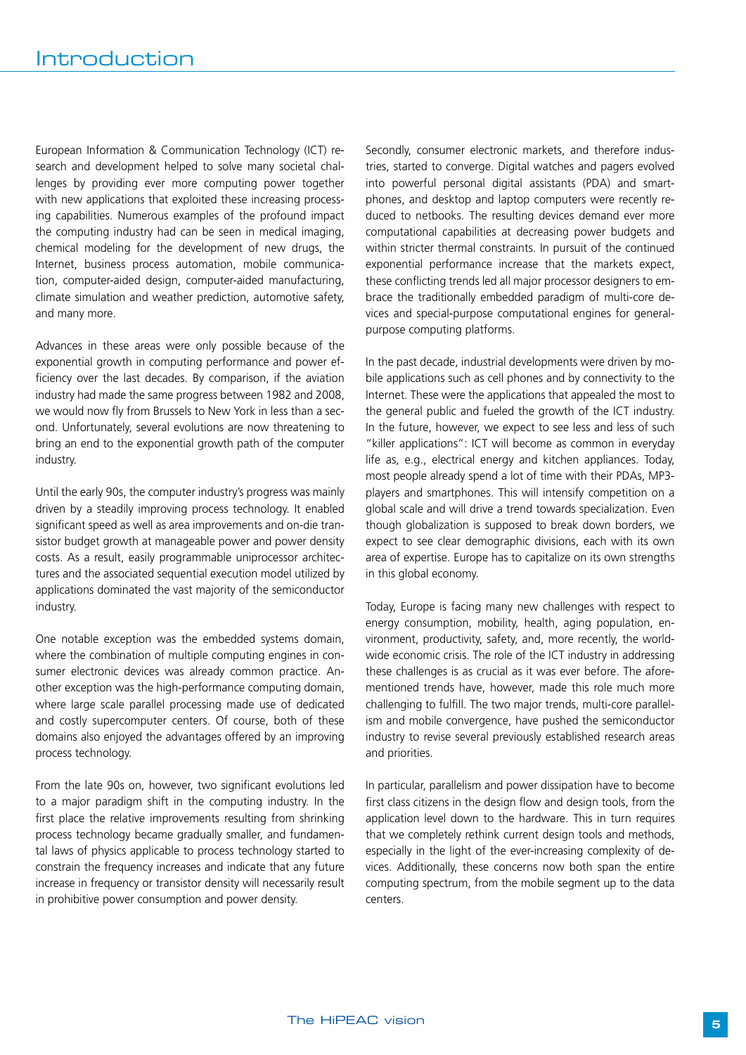# Introduction

European Information & Communication Technology (ICT) research and development helped to solve many societal challenges by providing ever more computing power together with new applications that exploited these increasing processing capabilities. Numerous examples of the profound impact the computing industry had can be seen in medical imaging, chemical modeling for the development of new drugs, the Internet, business process automation, mobile communication, computer-aided design, computer-aided manufacturing, climate simulation and weather prediction, automotive safety, and many more.

Advances in these areas were only possible because of the exponential growth in computing performance and power efficiency over the last decades. By comparison, if the aviation industry had made the same progress between 1982 and 2008, we would now fly from Brussels to New York in less than a second. Unfortunately, several evolutions are now threatening to bring an end to the exponential growth path of the computer industry.

Until the early 90s, the computer industry's progress was mainly driven by a steadily improving process technology. It enabled significant speed as well as area improvements and on-die transistor budget growth at manageable power and power density costs. As a result, easily programmable uniprocessor architectures and the associated sequential execution model utilized by applications dominated the vast majority of the semiconductor industry.

One notable exception was the embedded systems domain, where the combination of multiple computing engines in consumer electronic devices was already common practice. Another exception was the high-performance computing domain, where large scale parallel processing made use of dedicated and costly supercomputer centers. Of course, both of these domains also enjoyed the advantages offered by an improving process technology.

From the late 90s on, however, two significant evolutions led to a major paradigm shift in the computing industry. In the first place the relative improvements resulting from shrinking process technology became gradually smaller, and fundamental laws of physics applicable to process technology started to constrain the frequency increases and indicate that any future increase in frequency or transistor density will necessarily result in prohibitive power consumption and power density.

Secondly, consumer electronic markets, and therefore industries, started to converge. Digital watches and pagers evolved into powerful personal digital assistants (PDA) and smartphones, and desktop and laptop computers were recently reduced to netbooks. The resulting devices demand ever more computational capabilities at decreasing power budgets and within stricter thermal constraints. In pursuit of the continued exponential performance increase that the markets expect, these conflicting trends led all major processor designers to embrace the traditionally embedded paradigm of multi-core devices and special-purpose computational engines for general-purpose computing platforms.

In the past decade, industrial developments were driven by mobile applications such as cell phones and by connectivity to the Internet. These were the applications that appealed the most to the general public and fueled the growth of the ICT industry. In the future, however, we expect to see less and less of such "killer applications": ICT will become as common in everyday life as, e.g., electrical energy and kitchen appliances. Today, most people already spend a lot of time with their PDAs, MP3-players and smartphones. This will intensify competition on a global scale and will drive a trend towards specialization. Even though globalization is supposed to break down borders, we expect to see clear demographic divisions, each with its own area of expertise. Europe has to capitalize on its own strengths in this global economy.

Today, Europe is facing many new challenges with respect to energy consumption, mobility, health, aging population, environment, productivity, safety, and, more recently, the worldwide economic crisis. The role of the ICT industry in addressing these challenges is as crucial as it was ever before. The aforementioned trends have, however, made this role much more challenging to fulfill. The two major trends, multi-core parallelism and mobile convergence, have pushed the semiconductor industry to revise several previously established research areas and priorities.

In particular, parallelism and power dissipation have to become first class citizens in the design flow and design tools, from the application level down to the hardware. This in turn requires that we completely rethink current design tools and methods, especially in the light of the ever-increasing complexity of devices. Additionally, these concerns now both span the entire computing spectrum, from the mobile segment up to the data centers.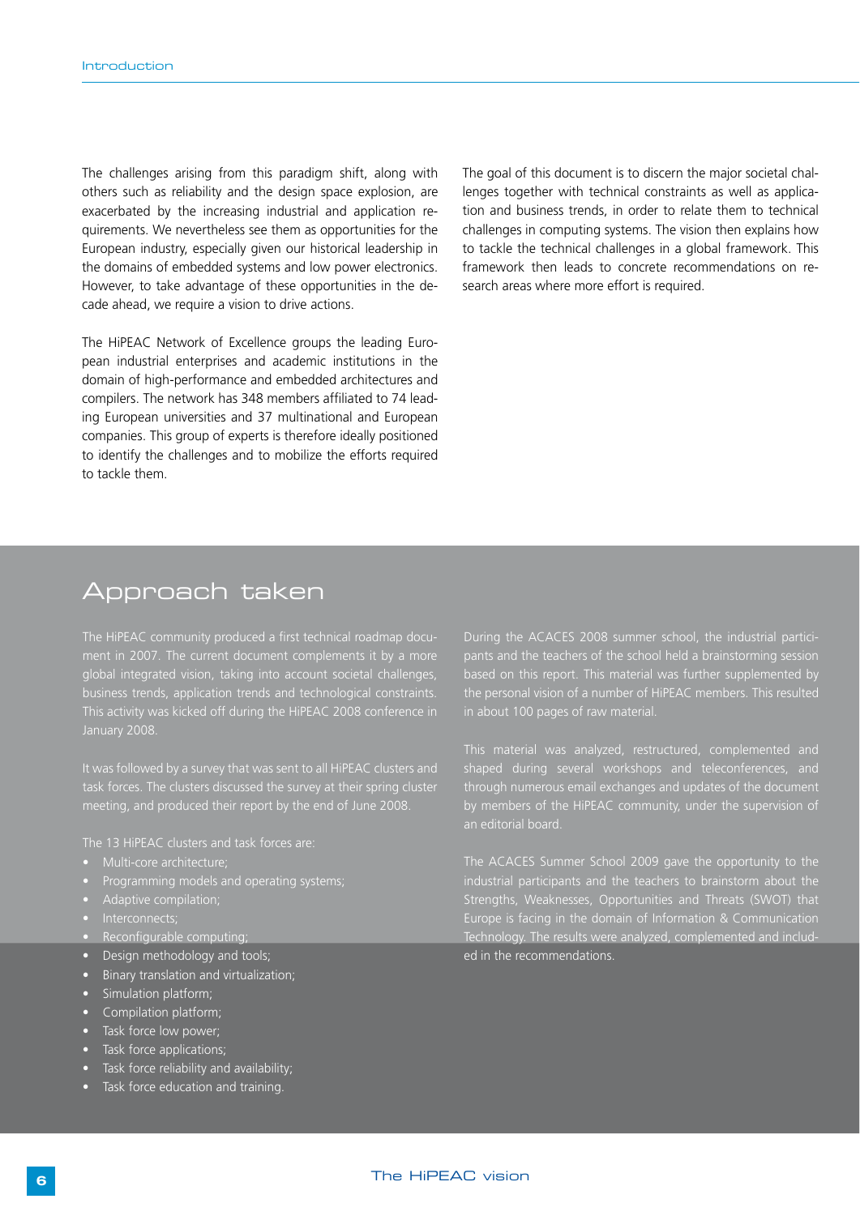The challenges arising from this paradigm shift, along with others such as reliability and the design space explosion, are exacerbated by the increasing industrial and application requirements. We nevertheless see them as opportunities for the European industry, especially given our historical leadership in the domains of embedded systems and low power electronics. However, to take advantage of these opportunities in the decade ahead, we require a vision to drive actions.

The HiPEAC Network of Excellence groups the leading European industrial enterprises and academic institutions in the domain of high-performance and embedded architectures and compilers. The network has 348 members affiliated to 74 leading European universities and 37 multinational and European companies. This group of experts is therefore ideally positioned to identify the challenges and to mobilize the efforts required to tackle them.

The goal of this document is to discern the major societal challenges together with technical constraints as well as application and business trends, in order to relate them to technical challenges in computing systems. The vision then explains how to tackle the technical challenges in a global framework. This framework then leads to concrete recommendations on research areas where more effort is required.

## Approach taken

The HiPEAC community produced a first technical roadmap document in 2007. The current document complements it by a more global integrated vision, taking into account societal challenges, business trends, application trends and technological constraints. This activity was kicked off during the HiPEAC 2008 conference in January 2008.

It was followed by a survey that was sent to all HiPEAC clusters and task forces. The clusters discussed the survey at their spring cluster meeting, and produced their report by the end of June 2008.

The 13 HiPEAC clusters and task forces are:

- Multi-core architecture;
- Programming models and operating systems;
- Adaptive compilation;
- Interconnects;
- Reconfigurable computing;
- Design methodology and tools;
- Binary translation and virtualization;
- Simulation platform;
- Compilation platform;
- Task force low power;
- Task force applications;
- Task force reliability and availability;
- Task force education and training.

During the ACACES 2008 summer school, the industrial participants and the teachers of the school held a brainstorming session based on this report. This material was further supplemented by the personal vision of a number of HiPEAC members. This resulted in about 100 pages of raw material.

This material was analyzed, restructured, complemented and shaped during several workshops and teleconferences, and through numerous email exchanges and updates of the document by members of the HiPEAC community, under the supervision of an editorial board.

The ACACES Summer School 2009 gave the opportunity to the industrial participants and the teachers to brainstorm about the Strengths, Weaknesses, Opportunities and Threats (SWOT) that Europe is facing in the domain of Information & Communication Technology. The results were analyzed, complemented and included in the recommendations.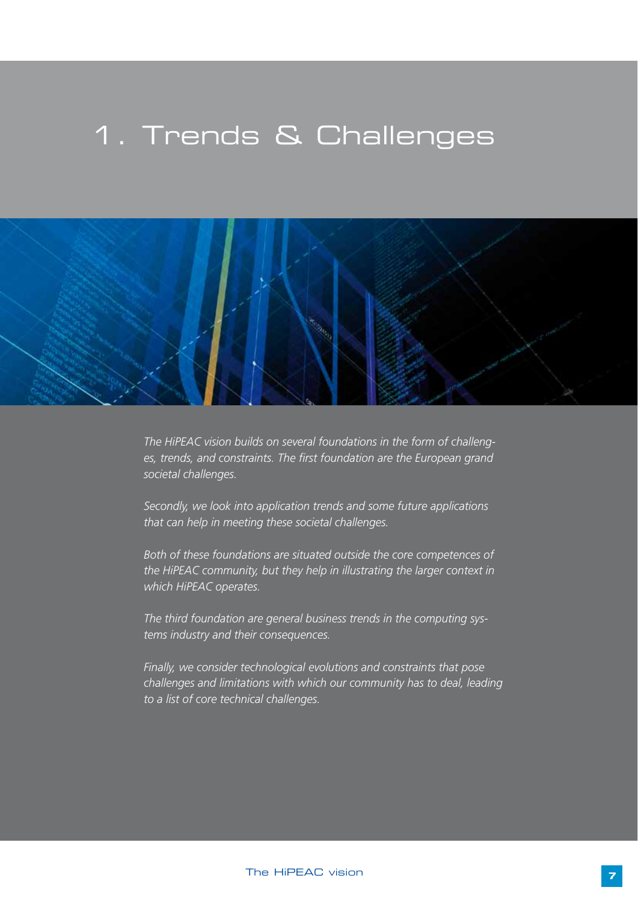# 1. Trends & Challenges

*The HiPEAC vision builds on several foundations in the form of challenges, trends, and constraints. The first foundation are the European grand societal challenges.*

*Secondly, we look into application trends and some future applications that can help in meeting these societal challenges.*

*Both of these foundations are situated outside the core competences of the HiPEAC community, but they help in illustrating the larger context in which HiPEAC operates.*

*The third foundation are general business trends in the computing systems industry and their consequences.*

*Finally, we consider technological evolutions and constraints that pose challenges and limitations with which our community has to deal, leading to a list of core technical challenges.*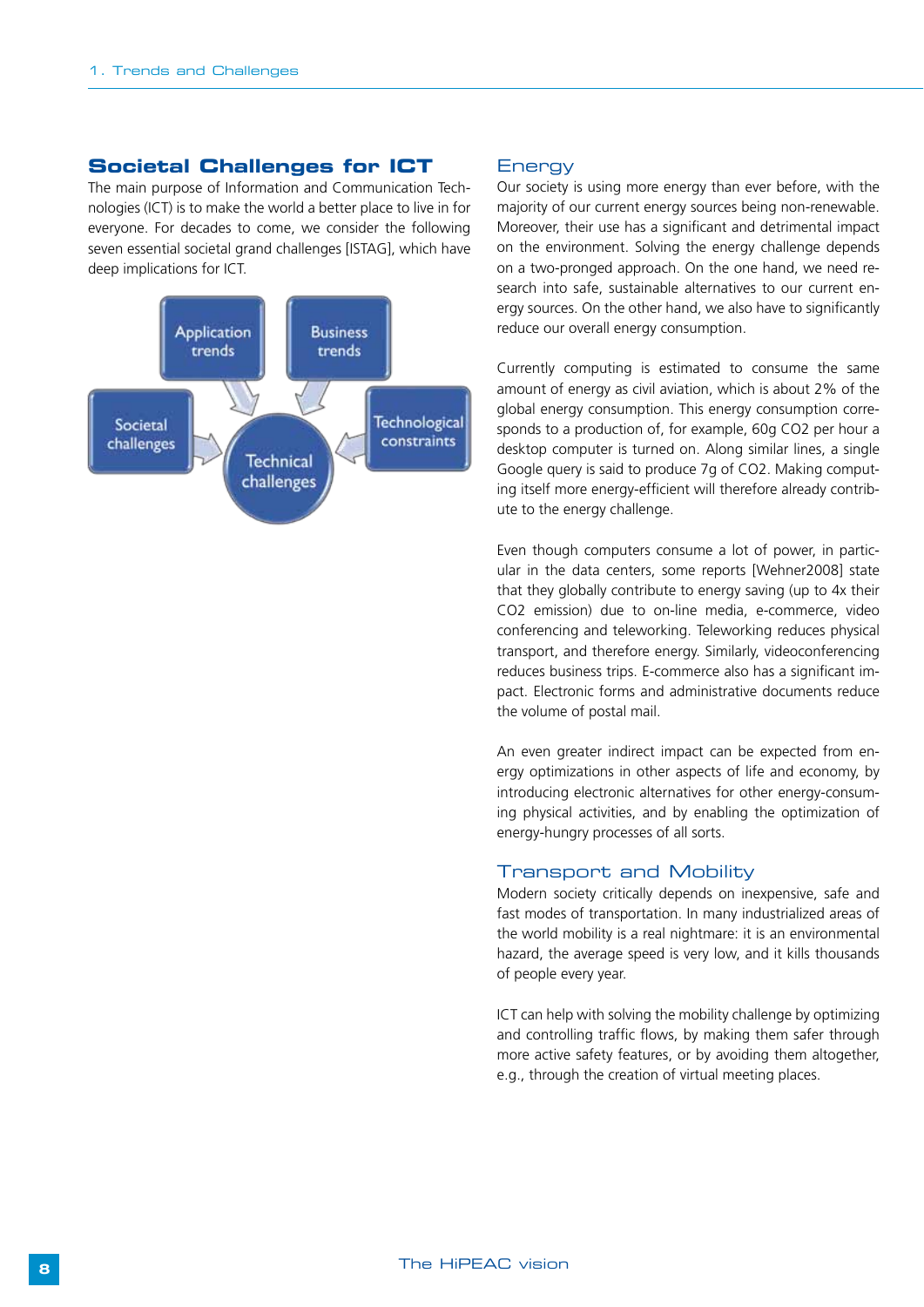## Societal Challenges for ICT

The main purpose of Information and Communication Technologies (ICT) is to make the world a better place to live in for everyone. For decades to come, we consider the following seven essential societal grand challenges [ISTAG], which have deep implications for ICT.

### Energy

Our society is using more energy than ever before, with the majority of our current energy sources being non-renewable. Moreover, their use has a significant and detrimental impact on the environment. Solving the energy challenge depends on a two-pronged approach. On the one hand, we need research into safe, sustainable alternatives to our current energy sources. On the other hand, we also have to significantly reduce our overall energy consumption.

Currently computing is estimated to consume the same amount of energy as civil aviation, which is about 2% of the global energy consumption. This energy consumption corresponds to a production of, for example, 60g $CO_2$ per hour a desktop computer is turned on. Along similar lines, a single Google query is said to produce 7g of $CO_2$. Making computing itself more energy-efficient will therefore already contribute to the energy challenge.

Even though computers consume a lot of power, in particular in the data centers, some reports [Wehner2008] state that they globally contribute to energy saving (up to 4x their $CO_2$ emission) due to on-line media, e-commerce, video conferencing and teleworking. Teleworking reduces physical transport, and therefore energy. Similarly, videoconferencing reduces business trips. E-commerce also has a significant impact. Electronic forms and administrative documents reduce the volume of postal mail.

An even greater indirect impact can be expected from energy optimizations in other aspects of life and economy, by introducing electronic alternatives for other energy-consuming physical activities, and by enabling the optimization of energy-hungry processes of all sorts.

### Transport and Mobility

Modern society critically depends on inexpensive, safe and fast modes of transportation. In many industrialized areas of the world mobility is a real nightmare: it is an environmental hazard, the average speed is very low, and it kills thousands of people every year.

ICT can help with solving the mobility challenge by optimizing and controlling traffic flows, by making them safer through more active safety features, or by avoiding them altogether, e.g., through the creation of virtual meeting places.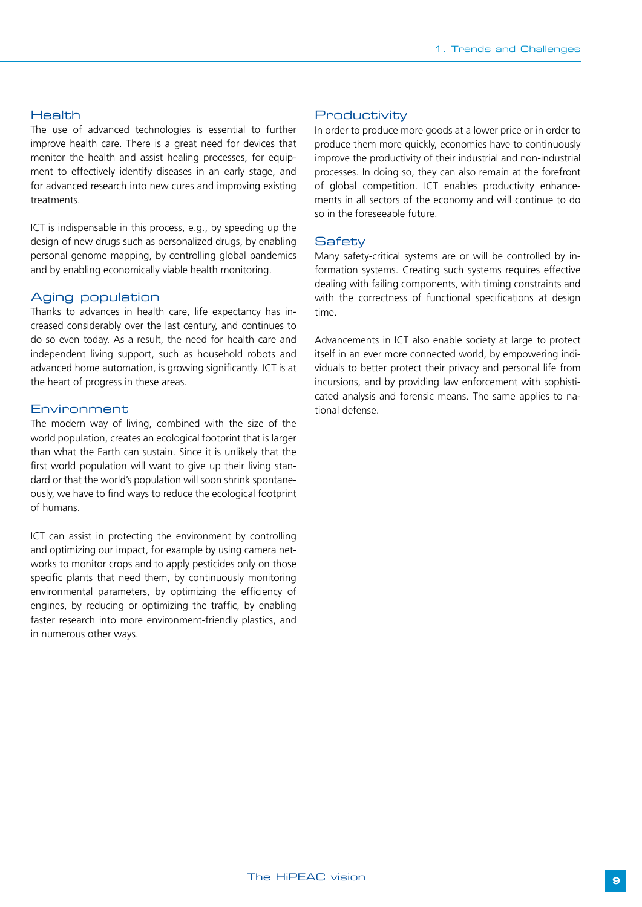## Health

The use of advanced technologies is essential to further improve health care. There is a great need for devices that monitor the health and assist healing processes, for equipment to effectively identify diseases in an early stage, and for advanced research into new cures and improving existing treatments.

ICT is indispensable in this process, e.g., by speeding up the design of new drugs such as personalized drugs, by enabling personal genome mapping, by controlling global pandemics and by enabling economically viable health monitoring.

## Aging population

Thanks to advances in health care, life expectancy has increased considerably over the last century, and continues to do so even today. As a result, the need for health care and independent living support, such as household robots and advanced home automation, is growing significantly. ICT is at the heart of progress in these areas.

## Environment

The modern way of living, combined with the size of the world population, creates an ecological footprint that is larger than what the Earth can sustain. Since it is unlikely that the first world population will want to give up their living standard or that the world's population will soon shrink spontaneously, we have to find ways to reduce the ecological footprint of humans.

ICT can assist in protecting the environment by controlling and optimizing our impact, for example by using camera networks to monitor crops and to apply pesticides only on those specific plants that need them, by continuously monitoring environmental parameters, by optimizing the efficiency of engines, by reducing or optimizing the traffic, by enabling faster research into more environment-friendly plastics, and in numerous other ways.

## Productivity

In order to produce more goods at a lower price or in order to produce them more quickly, economies have to continuously improve the productivity of their industrial and non-industrial processes. In doing so, they can also remain at the forefront of global competition. ICT enables productivity enhancements in all sectors of the economy and will continue to do so in the foreseeable future.

## Safety

Many safety-critical systems are or will be controlled by information systems. Creating such systems requires effective dealing with failing components, with timing constraints and with the correctness of functional specifications at design time.

Advancements in ICT also enable society at large to protect itself in an ever more connected world, by empowering individuals to better protect their privacy and personal life from incursions, and by providing law enforcement with sophisticated analysis and forensic means. The same applies to national defense.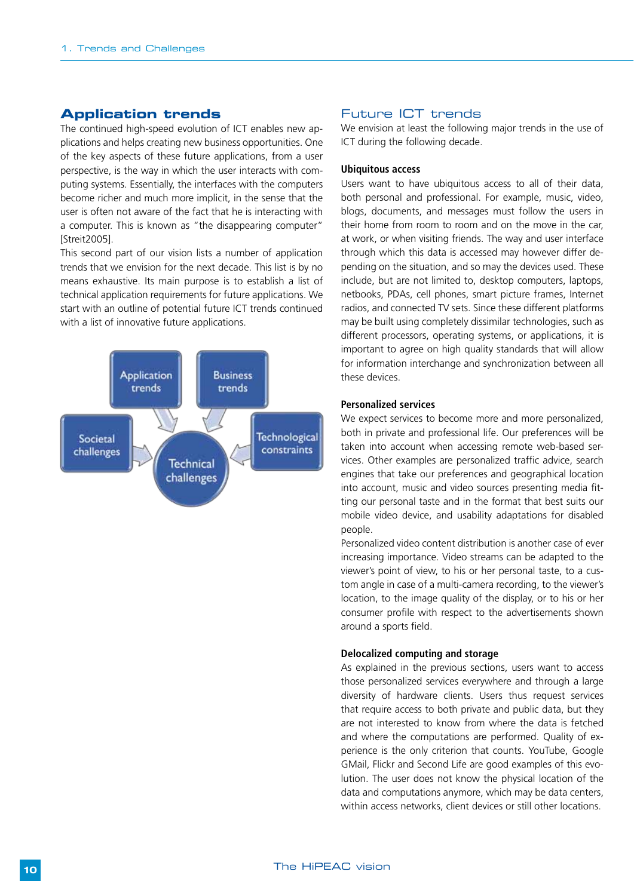## Application trends

The continued high-speed evolution of ICT enables new applications and helps creating new business opportunities. One of the key aspects of these future applications, from a user perspective, is the way in which the user interacts with computing systems. Essentially, the interfaces with the computers become richer and much more implicit, in the sense that the user is often not aware of the fact that he is interacting with a computer. This is known as "the disappearing computer" [Streit2005].

This second part of our vision lists a number of application trends that we envision for the next decade. This list is by no means exhaustive. Its main purpose is to establish a list of technical application requirements for future applications. We start with an outline of potential future ICT trends continued with a list of innovative future applications.

Application trends | Business trends | Societal challenges | Technological constraints | Technical challenges

### Future ICT trends

We envision at least the following major trends in the use of ICT during the following decade.

#### Ubiquitous access

Users want to have ubiquitous access to all of their data, both personal and professional. For example, music, video, blogs, documents, and messages must follow the users in their home from room to room and on the move in the car, at work, or when visiting friends. The way and user interface through which this data is accessed may however differ depending on the situation, and so may the devices used. These include, but are not limited to, desktop computers, laptops, netbooks, PDAs, cell phones, smart picture frames, Internet radios, and connected TV sets. Since these different platforms may be built using completely dissimilar technologies, such as different processors, operating systems, or applications, it is important to agree on high quality standards that will allow for information interchange and synchronization between all these devices.

#### Personalized services

We expect services to become more and more personalized, both in private and professional life. Our preferences will be taken into account when accessing remote web-based services. Other examples are personalized traffic advice, search engines that take our preferences and geographical location into account, music and video sources presenting media fitting our personal taste and in the format that best suits our mobile video device, and usability adaptations for disabled people.

Personalized video content distribution is another case of ever increasing importance. Video streams can be adapted to the viewer's point of view, to his or her personal taste, to a custom angle in case of a multi-camera recording, to the viewer's location, to the image quality of the display, or to his or her consumer profile with respect to the advertisements shown around a sports field.

#### Delocalized computing and storage

As explained in the previous sections, users want to access those personalized services everywhere and through a large diversity of hardware clients. Users thus request services that require access to both private and public data, but they are not interested to know from where the data is fetched and where the computations are performed. Quality of experience is the only criterion that counts. YouTube, Google GMail, Flickr and Second Life are good examples of this evolution. The user does not know the physical location of the data and computations anymore, which may be data centers, within access networks, client devices or still other locations.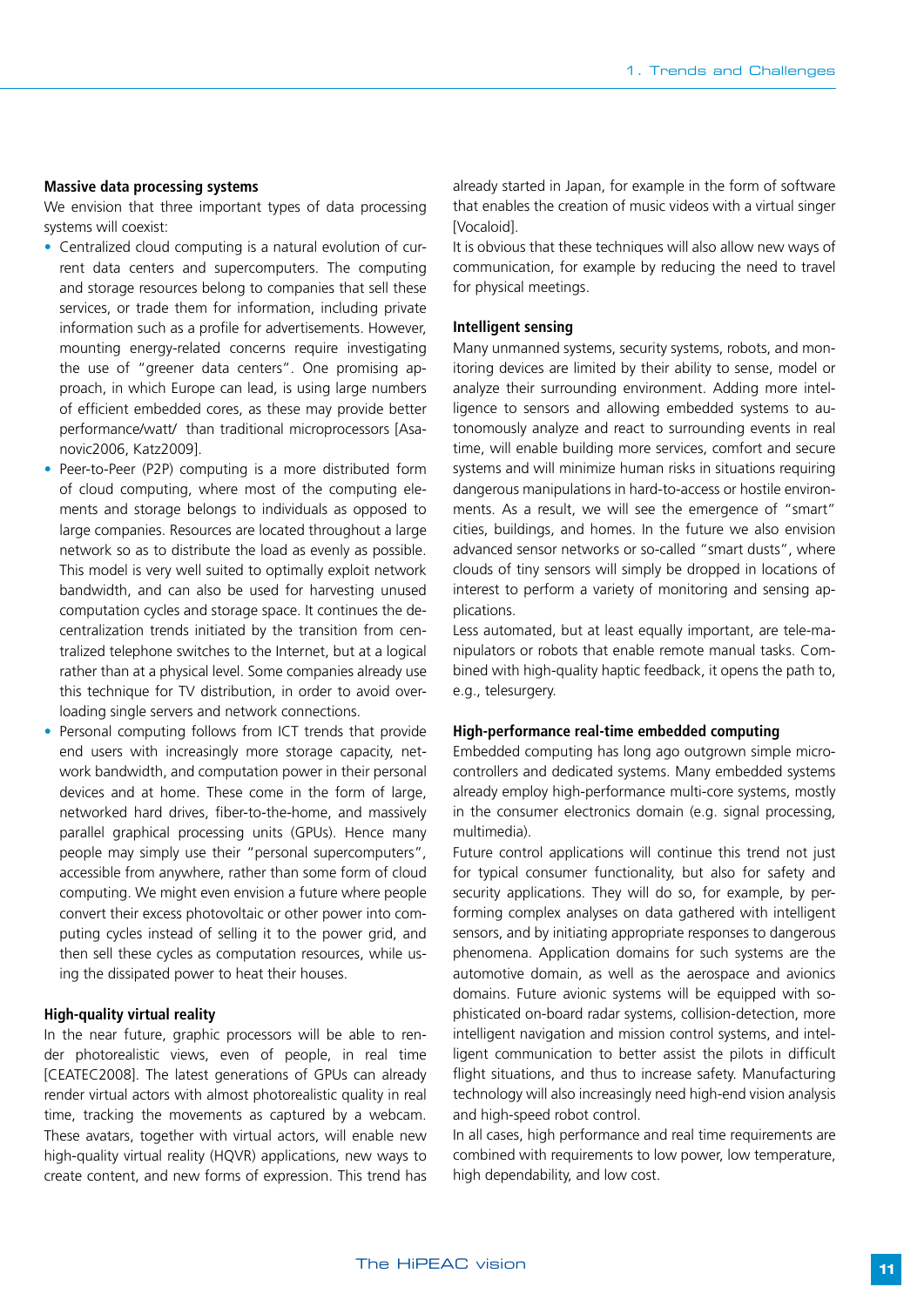### Massive data processing systems

We envision that three important types of data processing systems will coexist:

- Centralized cloud computing is a natural evolution of current data centers and supercomputers. The computing and storage resources belong to companies that sell these services, or trade them for information, including private information such as a profile for advertisements. However, mounting energy-related concerns require investigating the use of "greener data centers". One promising approach, in which Europe can lead, is using large numbers of efficient embedded cores, as these may provide better performance/watt/ than traditional microprocessors [Asanovic2006, Katz2009].
- Peer-to-Peer (P2P) computing is a more distributed form of cloud computing, where most of the computing elements and storage belongs to individuals as opposed to large companies. Resources are located throughout a large network so as to distribute the load as evenly as possible. This model is very well suited to optimally exploit network bandwidth, and can also be used for harvesting unused computation cycles and storage space. It continues the decentralization trends initiated by the transition from centralized telephone switches to the Internet, but at a logical rather than at a physical level. Some companies already use this technique for TV distribution, in order to avoid overloading single servers and network connections.
- Personal computing follows from ICT trends that provide end users with increasingly more storage capacity, network bandwidth, and computation power in their personal devices and at home. These come in the form of large, networked hard drives, fiber-to-the-home, and massively parallel graphical processing units (GPUs). Hence many people may simply use their "personal supercomputers", accessible from anywhere, rather than some form of cloud computing. We might even envision a future where people convert their excess photovoltaic or other power into computing cycles instead of selling it to the power grid, and then sell these cycles as computation resources, while using the dissipated power to heat their houses.

### High-quality virtual reality

In the near future, graphic processors will be able to render photorealistic views, even of people, in real time [CEATEC2008]. The latest generations of GPUs can already render virtual actors with almost photorealistic quality in real time, tracking the movements as captured by a webcam. These avatars, together with virtual actors, will enable new high-quality virtual reality (HQVR) applications, new ways to create content, and new forms of expression. This trend has already started in Japan, for example in the form of software that enables the creation of music videos with a virtual singer [Vocaloid].

It is obvious that these techniques will also allow new ways of communication, for example by reducing the need to travel for physical meetings.

### Intelligent sensing

Many unmanned systems, security systems, robots, and monitoring devices are limited by their ability to sense, model or analyze their surrounding environment. Adding more intelligence to sensors and allowing embedded systems to autonomously analyze and react to surrounding events in real time, will enable building more services, comfort and secure systems and will minimize human risks in situations requiring dangerous manipulations in hard-to-access or hostile environments. As a result, we will see the emergence of "smart" cities, buildings, and homes. In the future we also envision advanced sensor networks or so-called "smart dusts", where clouds of tiny sensors will simply be dropped in locations of interest to perform a variety of monitoring and sensing applications.

Less automated, but at least equally important, are tele-manipulators or robots that enable remote manual tasks. Combined with high-quality haptic feedback, it opens the path to, e.g., telesurgery.

### High-performance real-time embedded computing

Embedded computing has long ago outgrown simple microcontrollers and dedicated systems. Many embedded systems already employ high-performance multi-core systems, mostly in the consumer electronics domain (e.g. signal processing, multimedia).

Future control applications will continue this trend not just for typical consumer functionality, but also for safety and security applications. They will do so, for example, by performing complex analyses on data gathered with intelligent sensors, and by initiating appropriate responses to dangerous phenomena. Application domains for such systems are the automotive domain, as well as the aerospace and avionics domains. Future avionic systems will be equipped with sophisticated on-board radar systems, collision-detection, more intelligent navigation and mission control systems, and intelligent communication to better assist the pilots in difficult flight situations, and thus to increase safety. Manufacturing technology will also increasingly need high-end vision analysis and high-speed robot control.

In all cases, high performance and real time requirements are combined with requirements to low power, low temperature, high dependability, and low cost.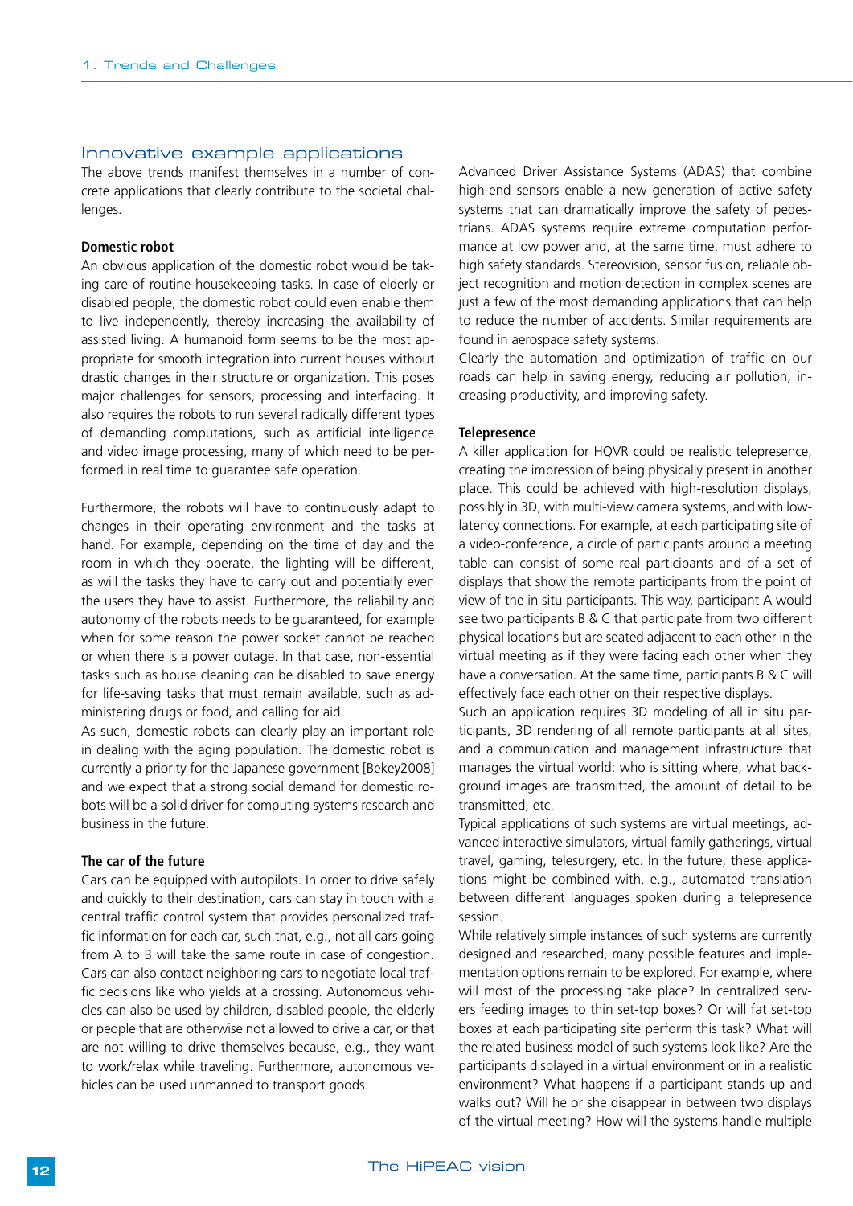## Innovative example applications

The above trends manifest themselves in a number of concrete applications that clearly contribute to the societal challenges.

### Domestic robot

An obvious application of the domestic robot would be taking care of routine housekeeping tasks. In case of elderly or disabled people, the domestic robot could even enable them to live independently, thereby increasing the availability of assisted living. A humanoid form seems to be the most appropriate for smooth integration into current houses without drastic changes in their structure or organization. This poses major challenges for sensors, processing and interfacing. It also requires the robots to run several radically different types of demanding computations, such as artificial intelligence and video image processing, many of which need to be performed in real time to guarantee safe operation.

Furthermore, the robots will have to continuously adapt to changes in their operating environment and the tasks at hand. For example, depending on the time of day and the room in which they operate, the lighting will be different, as will the tasks they have to carry out and potentially even the users they have to assist. Furthermore, the reliability and autonomy of the robots needs to be guaranteed, for example when for some reason the power socket cannot be reached or when there is a power outage. In that case, non-essential tasks such as house cleaning can be disabled to save energy for life-saving tasks that must remain available, such as administering drugs or food, and calling for aid.

As such, domestic robots can clearly play an important role in dealing with the aging population. The domestic robot is currently a priority for the Japanese government [Bekey2008] and we expect that a strong social demand for domestic robots will be a solid driver for computing systems research and business in the future.

### The car of the future

Cars can be equipped with autopilots. In order to drive safely and quickly to their destination, cars can stay in touch with a central traffic control system that provides personalized traffic information for each car, such that, e.g., not all cars going from A to B will take the same route in case of congestion. Cars can also contact neighboring cars to negotiate local traffic decisions like who yields at a crossing. Autonomous vehicles can also be used by children, disabled people, the elderly or people that are otherwise not allowed to drive a car, or that are not willing to drive themselves because, e.g., they want to work/relax while traveling. Furthermore, autonomous vehicles can be used unmanned to transport goods.

Advanced Driver Assistance Systems (ADAS) that combine high-end sensors enable a new generation of active safety systems that can dramatically improve the safety of pedestrians. ADAS systems require extreme computation performance at low power and, at the same time, must adhere to high safety standards. Stereovision, sensor fusion, reliable object recognition and motion detection in complex scenes are just a few of the most demanding applications that can help to reduce the number of accidents. Similar requirements are found in aerospace safety systems.

Clearly the automation and optimization of traffic on our roads can help in saving energy, reducing air pollution, increasing productivity, and improving safety.

### Telepresence

A killer application for HQVR could be realistic telepresence, creating the impression of being physically present in another place. This could be achieved with high-resolution displays, possibly in 3D, with multi-view camera systems, and with low-latency connections. For example, at each participating site of a video-conference, a circle of participants around a meeting table can consist of some real participants and of a set of displays that show the remote participants from the point of view of the in situ participants. This way, participant A would see two participants B & C that participate from two different physical locations but are seated adjacent to each other in the virtual meeting as if they were facing each other when they have a conversation. At the same time, participants B & C will effectively face each other on their respective displays.

Such an application requires 3D modeling of all in situ participants, 3D rendering of all remote participants at all sites, and a communication and management infrastructure that manages the virtual world: who is sitting where, what background images are transmitted, the amount of detail to be transmitted, etc.

Typical applications of such systems are virtual meetings, advanced interactive simulators, virtual family gatherings, virtual travel, gaming, telesurgery, etc. In the future, these applications might be combined with, e.g., automated translation between different languages spoken during a telepresence session.

While relatively simple instances of such systems are currently designed and researched, many possible features and implementation options remain to be explored. For example, where will most of the processing take place? In centralized servers feeding images to thin set-top boxes? Or will fat set-top boxes at each participating site perform this task? What will the related business model of such systems look like? Are the participants displayed in a virtual environment or in a realistic environment? What happens if a participant stands up and walks out? Will he or she disappear in between two displays of the virtual meeting? How will the systems handle multiple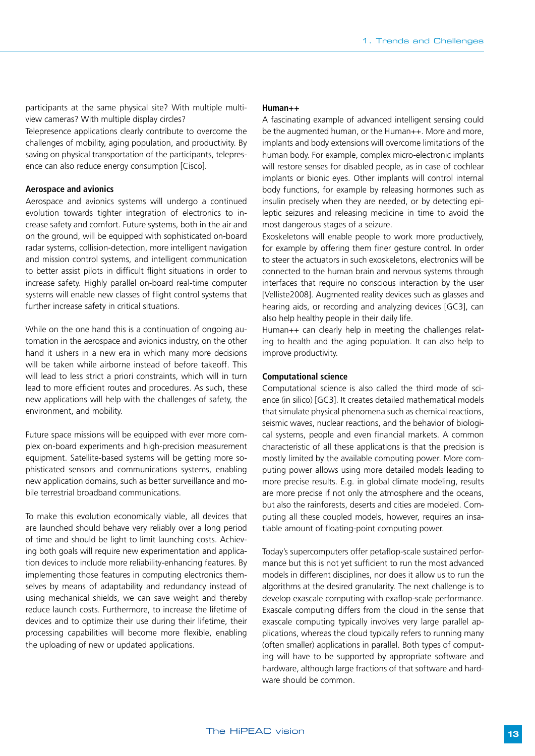participants at the same physical site? With multiple multi-view cameras? With multiple display circles?
Telepresence applications clearly contribute to overcome the challenges of mobility, aging population, and productivity. By saving on physical transportation of the participants, telepresence can also reduce energy consumption [Cisco].

**Aerospace and avionics**

Aerospace and avionics systems will undergo a continued evolution towards tighter integration of electronics to increase safety and comfort. Future systems, both in the air and on the ground, will be equipped with sophisticated on-board radar systems, collision-detection, more intelligent navigation and mission control systems, and intelligent communication to better assist pilots in difficult flight situations in order to increase safety. Highly parallel on-board real-time computer systems will enable new classes of flight control systems that further increase safety in critical situations.

While on the one hand this is a continuation of ongoing automation in the aerospace and avionics industry, on the other hand it ushers in a new era in which many more decisions will be taken while airborne instead of before takeoff. This will lead to less strict a priori constraints, which will in turn lead to more efficient routes and procedures. As such, these new applications will help with the challenges of safety, the environment, and mobility.

Future space missions will be equipped with ever more complex on-board experiments and high-precision measurement equipment. Satellite-based systems will be getting more sophisticated sensors and communications systems, enabling new application domains, such as better surveillance and mobile terrestrial broadband communications.

To make this evolution economically viable, all devices that are launched should behave very reliably over a long period of time and should be light to limit launching costs. Achieving both goals will require new experimentation and application devices to include more reliability-enhancing features. By implementing those features in computing electronics themselves by means of adaptability and redundancy instead of using mechanical shields, we can save weight and thereby reduce launch costs. Furthermore, to increase the lifetime of devices and to optimize their use during their lifetime, their processing capabilities will become more flexible, enabling the uploading of new or updated applications.

**Human++**

A fascinating example of advanced intelligent sensing could be the augmented human, or the Human++. More and more, implants and body extensions will overcome limitations of the human body. For example, complex micro-electronic implants will restore senses for disabled people, as in case of cochlear implants or bionic eyes. Other implants will control internal body functions, for example by releasing hormones such as insulin precisely when they are needed, or by detecting epileptic seizures and releasing medicine in time to avoid the most dangerous stages of a seizure.
Exoskeletons will enable people to work more productively, for example by offering them finer gesture control. In order to steer the actuators in such exoskeletons, electronics will be connected to the human brain and nervous systems through interfaces that require no conscious interaction by the user [Velliste2008]. Augmented reality devices such as glasses and hearing aids, or recording and analyzing devices [GC3], can also help healthy people in their daily life.
Human++ can clearly help in meeting the challenges relating to health and the aging population. It can also help to improve productivity.

**Computational science**

Computational science is also called the third mode of science (in silico) [GC3]. It creates detailed mathematical models that simulate physical phenomena such as chemical reactions, seismic waves, nuclear reactions, and the behavior of biological systems, people and even financial markets. A common characteristic of all these applications is that the precision is mostly limited by the available computing power. More computing power allows using more detailed models leading to more precise results. E.g. in global climate modeling, results are more precise if not only the atmosphere and the oceans, but also the rainforests, deserts and cities are modeled. Computing all these coupled models, however, requires an insatiable amount of floating-point computing power.

Today's supercomputers offer petaflop-scale sustained performance but this is not yet sufficient to run the most advanced models in different disciplines, nor does it allow us to run the algorithms at the desired granularity. The next challenge is to develop exascale computing with exaflop-scale performance. Exascale computing differs from the cloud in the sense that exascale computing typically involves very large parallel applications, whereas the cloud typically refers to running many (often smaller) applications in parallel. Both types of computing will have to be supported by appropriate software and hardware, although large fractions of that software and hardware should be common.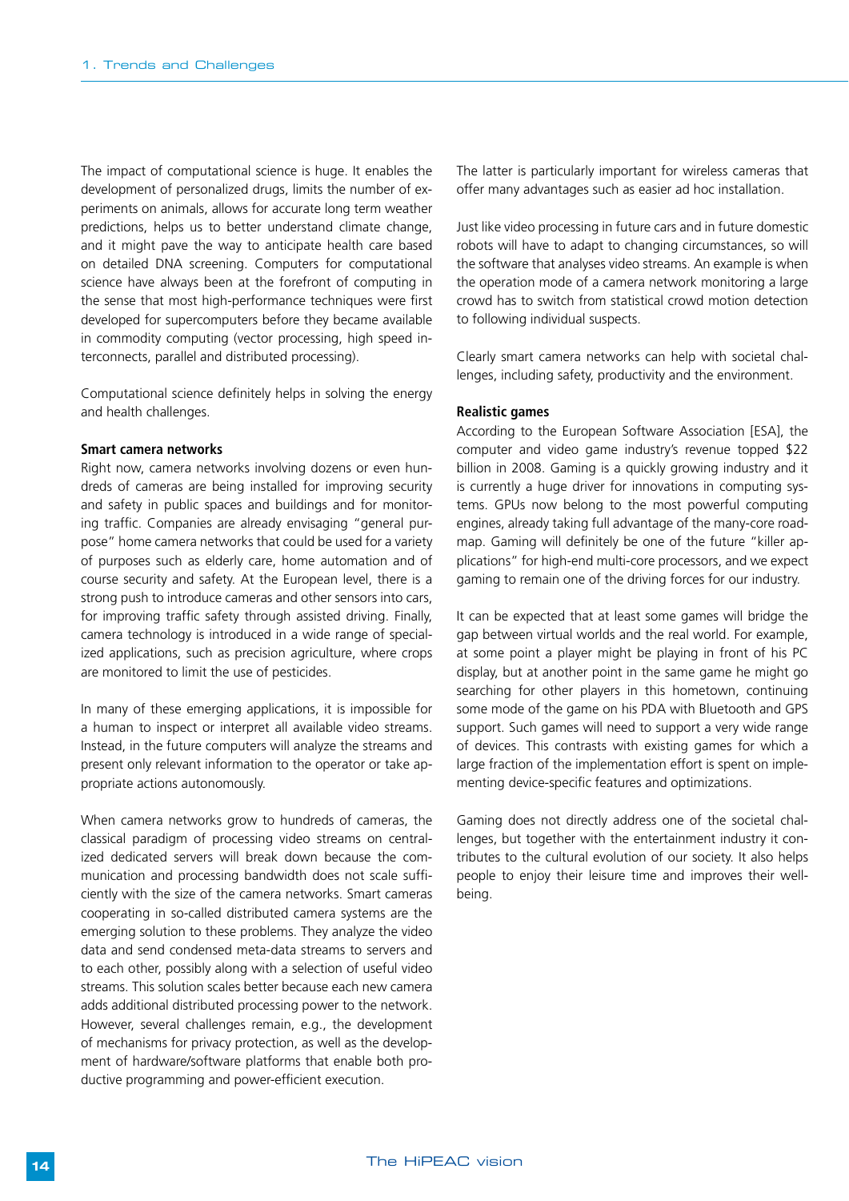The impact of computational science is huge. It enables the development of personalized drugs, limits the number of experiments on animals, allows for accurate long term weather predictions, helps us to better understand climate change, and it might pave the way to anticipate health care based on detailed DNA screening. Computers for computational science have always been at the forefront of computing in the sense that most high-performance techniques were first developed for supercomputers before they became available in commodity computing (vector processing, high speed interconnects, parallel and distributed processing).

Computational science definitely helps in solving the energy and health challenges.

**Smart camera networks**

Right now, camera networks involving dozens or even hundreds of cameras are being installed for improving security and safety in public spaces and buildings and for monitoring traffic. Companies are already envisaging "general purpose" home camera networks that could be used for a variety of purposes such as elderly care, home automation and of course security and safety. At the European level, there is a strong push to introduce cameras and other sensors into cars, for improving traffic safety through assisted driving. Finally, camera technology is introduced in a wide range of specialized applications, such as precision agriculture, where crops are monitored to limit the use of pesticides.

In many of these emerging applications, it is impossible for a human to inspect or interpret all available video streams. Instead, in the future computers will analyze the streams and present only relevant information to the operator or take appropriate actions autonomously.

When camera networks grow to hundreds of cameras, the classical paradigm of processing video streams on centralized dedicated servers will break down because the communication and processing bandwidth does not scale sufficiently with the size of the camera networks. Smart cameras cooperating in so-called distributed camera systems are the emerging solution to these problems. They analyze the video data and send condensed meta-data streams to servers and to each other, possibly along with a selection of useful video streams. This solution scales better because each new camera adds additional distributed processing power to the network. However, several challenges remain, e.g., the development of mechanisms for privacy protection, as well as the development of hardware/software platforms that enable both productive programming and power-efficient execution. The latter is particularly important for wireless cameras that offer many advantages such as easier ad hoc installation.

Just like video processing in future cars and in future domestic robots will have to adapt to changing circumstances, so will the software that analyses video streams. An example is when the operation mode of a camera network monitoring a large crowd has to switch from statistical crowd motion detection to following individual suspects.

Clearly smart camera networks can help with societal challenges, including safety, productivity and the environment.

**Realistic games**

According to the European Software Association [ESA], the computer and video game industry's revenue topped $22 billion in 2008. Gaming is a quickly growing industry and it is currently a huge driver for innovations in computing systems. GPUs now belong to the most powerful computing engines, already taking full advantage of the many-core roadmap. Gaming will definitely be one of the future "killer applications" for high-end multi-core processors, and we expect gaming to remain one of the driving forces for our industry.

It can be expected that at least some games will bridge the gap between virtual worlds and the real world. For example, at some point a player might be playing in front of his PC display, but at another point in the same game he might go searching for other players in this hometown, continuing some mode of the game on his PDA with Bluetooth and GPS support. Such games will need to support a very wide range of devices. This contrasts with existing games for which a large fraction of the implementation effort is spent on implementing device-specific features and optimizations.

Gaming does not directly address one of the societal challenges, but together with the entertainment industry it contributes to the cultural evolution of our society. It also helps people to enjoy their leisure time and improves their well-being.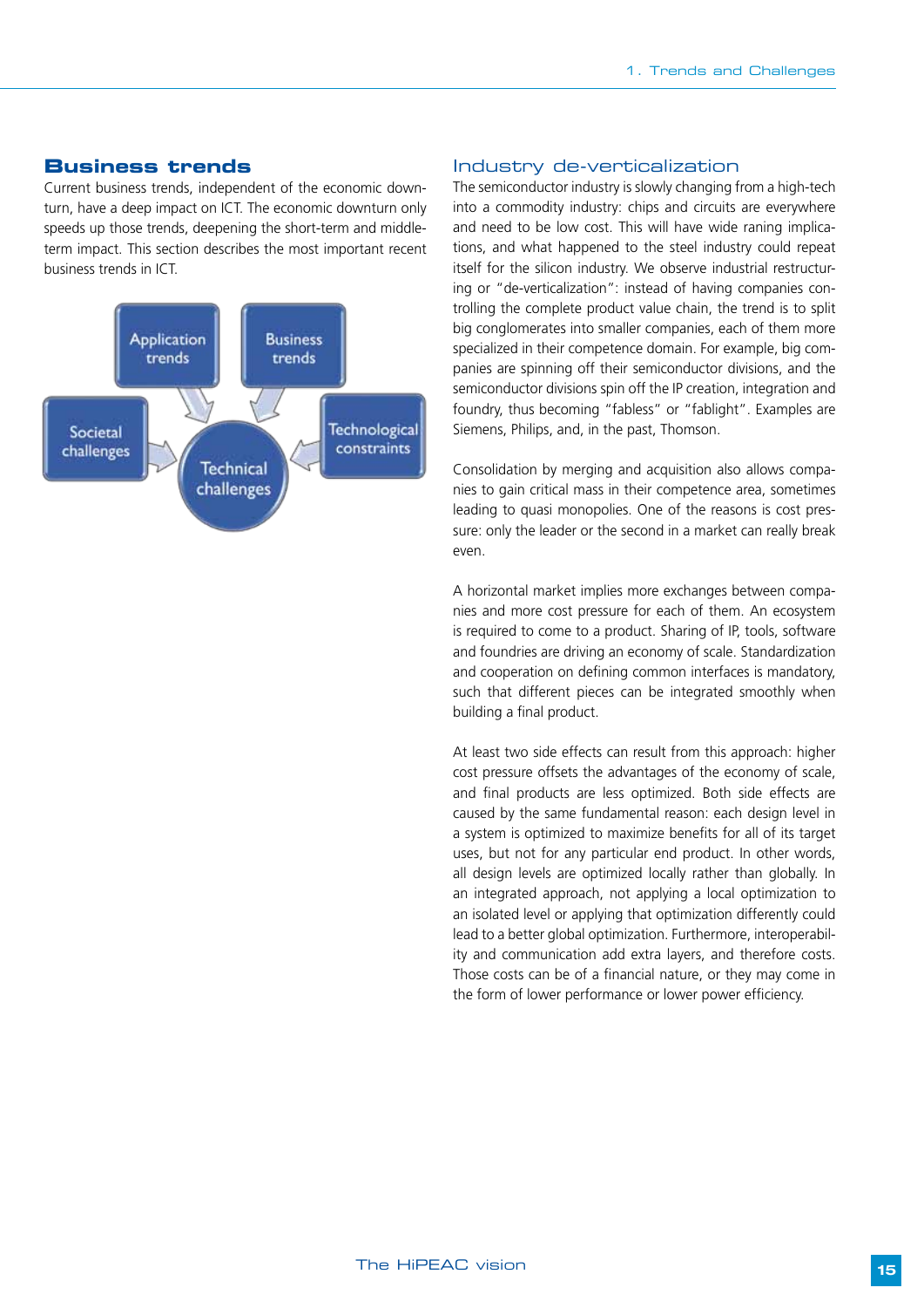## Business trends

Current business trends, independent of the economic downturn, have a deep impact on ICT. The economic downturn only speeds up those trends, deepening the short-term and middle-term impact. This section describes the most important recent business trends in ICT.

Application trends
Business trends
Societal challenges
Technological constraints
Technical challenges

### Industry de-verticalization

The semiconductor industry is slowly changing from a high-tech into a commodity industry: chips and circuits are everywhere and need to be low cost. This will have wide raning implications, and what happened to the steel industry could repeat itself for the silicon industry. We observe industrial restructuring or "de-verticalization": instead of having companies controlling the complete product value chain, the trend is to split big conglomerates into smaller companies, each of them more specialized in their competence domain. For example, big companies are spinning off their semiconductor divisions, and the semiconductor divisions spin off the IP creation, integration and foundry, thus becoming "fabless" or "fablight". Examples are Siemens, Philips, and, in the past, Thomson.

Consolidation by merging and acquisition also allows companies to gain critical mass in their competence area, sometimes leading to quasi monopolies. One of the reasons is cost pressure: only the leader or the second in a market can really break even.

A horizontal market implies more exchanges between companies and more cost pressure for each of them. An ecosystem is required to come to a product. Sharing of IP, tools, software and foundries are driving an economy of scale. Standardization and cooperation on defining common interfaces is mandatory, such that different pieces can be integrated smoothly when building a final product.

At least two side effects can result from this approach: higher cost pressure offsets the advantages of the economy of scale, and final products are less optimized. Both side effects are caused by the same fundamental reason: each design level in a system is optimized to maximize benefits for all of its target uses, but not for any particular end product. In other words, all design levels are optimized locally rather than globally. In an integrated approach, not applying a local optimization to an isolated level or applying that optimization differently could lead to a better global optimization. Furthermore, interoperability and communication add extra layers, and therefore costs. Those costs can be of a financial nature, or they may come in the form of lower performance or lower power efficiency.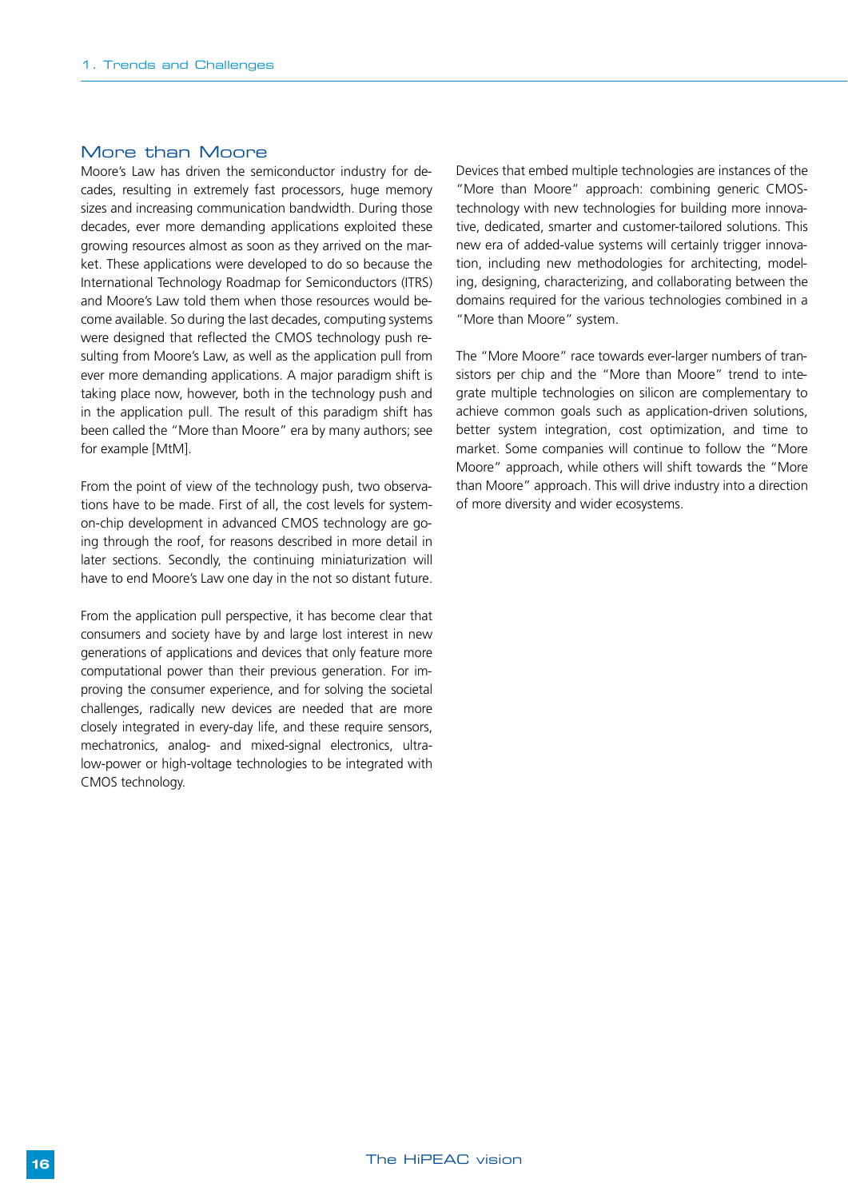## More than Moore

Moore's Law has driven the semiconductor industry for decades, resulting in extremely fast processors, huge memory sizes and increasing communication bandwidth. During those decades, ever more demanding applications exploited these growing resources almost as soon as they arrived on the market. These applications were developed to do so because the International Technology Roadmap for Semiconductors (ITRS) and Moore's Law told them when those resources would become available. So during the last decades, computing systems were designed that reflected the CMOS technology push resulting from Moore's Law, as well as the application pull from ever more demanding applications. A major paradigm shift is taking place now, however, both in the technology push and in the application pull. The result of this paradigm shift has been called the "More than Moore" era by many authors; see for example [MtM].

From the point of view of the technology push, two observations have to be made. First of all, the cost levels for system-on-chip development in advanced CMOS technology are going through the roof, for reasons described in more detail in later sections. Secondly, the continuing miniaturization will have to end Moore's Law one day in the not so distant future.

From the application pull perspective, it has become clear that consumers and society have by and large lost interest in new generations of applications and devices that only feature more computational power than their previous generation. For improving the consumer experience, and for solving the societal challenges, radically new devices are needed that are more closely integrated in every-day life, and these require sensors, mechatronics, analog- and mixed-signal electronics, ultra-low-power or high-voltage technologies to be integrated with CMOS technology.

Devices that embed multiple technologies are instances of the "More than Moore" approach: combining generic CMOS-technology with new technologies for building more innovative, dedicated, smarter and customer-tailored solutions. This new era of added-value systems will certainly trigger innovation, including new methodologies for architecting, modeling, designing, characterizing, and collaborating between the domains required for the various technologies combined in a "More than Moore" system.

The "More Moore" race towards ever-larger numbers of transistors per chip and the "More than Moore" trend to integrate multiple technologies on silicon are complementary to achieve common goals such as application-driven solutions, better system integration, cost optimization, and time to market. Some companies will continue to follow the "More Moore" approach, while others will shift towards the "More than Moore" approach. This will drive industry into a direction of more diversity and wider ecosystems.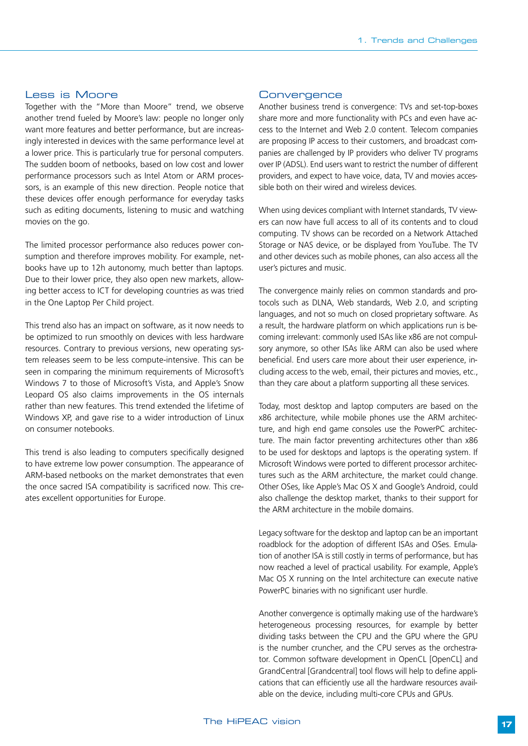## Less is Moore

Together with the "More than Moore" trend, we observe another trend fueled by Moore's law: people no longer only want more features and better performance, but are increasingly interested in devices with the same performance level at a lower price. This is particularly true for personal computers. The sudden boom of netbooks, based on low cost and lower performance processors such as Intel Atom or ARM processors, is an example of this new direction. People notice that these devices offer enough performance for everyday tasks such as editing documents, listening to music and watching movies on the go.

The limited processor performance also reduces power consumption and therefore improves mobility. For example, netbooks have up to 12h autonomy, much better than laptops. Due to their lower price, they also open new markets, allowing better access to ICT for developing countries as was tried in the One Laptop Per Child project.

This trend also has an impact on software, as it now needs to be optimized to run smoothly on devices with less hardware resources. Contrary to previous versions, new operating system releases seem to be less compute-intensive. This can be seen in comparing the minimum requirements of Microsoft's Windows 7 to those of Microsoft's Vista, and Apple's Snow Leopard OS also claims improvements in the OS internals rather than new features. This trend extended the lifetime of Windows XP, and gave rise to a wider introduction of Linux on consumer notebooks.

This trend is also leading to computers specifically designed to have extreme low power consumption. The appearance of ARM-based netbooks on the market demonstrates that even the once sacred ISA compatibility is sacrificed now. This creates excellent opportunities for Europe.

## Convergence

Another business trend is convergence: TVs and set-top-boxes share more and more functionality with PCs and even have access to the Internet and Web 2.0 content. Telecom companies are proposing IP access to their customers, and broadcast companies are challenged by IP providers who deliver TV programs over IP (ADSL). End users want to restrict the number of different providers, and expect to have voice, data, TV and movies accessible both on their wired and wireless devices.

When using devices compliant with Internet standards, TV viewers can now have full access to all of its contents and to cloud computing. TV shows can be recorded on a Network Attached Storage or NAS device, or be displayed from YouTube. The TV and other devices such as mobile phones, can also access all the user's pictures and music.

The convergence mainly relies on common standards and protocols such as DLNA, Web standards, Web 2.0, and scripting languages, and not so much on closed proprietary software. As a result, the hardware platform on which applications run is becoming irrelevant: commonly used ISAs like x86 are not compulsory anymore, so other ISAs like ARM can also be used where beneficial. End users care more about their user experience, including access to the web, email, their pictures and movies, etc., than they care about a platform supporting all these services.

Today, most desktop and laptop computers are based on the x86 architecture, while mobile phones use the ARM architecture, and high end game consoles use the PowerPC architecture. The main factor preventing architectures other than x86 to be used for desktops and laptops is the operating system. If Microsoft Windows were ported to different processor architectures such as the ARM architecture, the market could change. Other OSes, like Apple's Mac OS X and Google's Android, could also challenge the desktop market, thanks to their support for the ARM architecture in the mobile domains.

Legacy software for the desktop and laptop can be an important roadblock for the adoption of different ISAs and OSes. Emulation of another ISA is still costly in terms of performance, but has now reached a level of practical usability. For example, Apple's Mac OS X running on the Intel architecture can execute native PowerPC binaries with no significant user hurdle.

Another convergence is optimally making use of the hardware's heterogeneous processing resources, for example by better dividing tasks between the CPU and the GPU where the GPU is the number cruncher, and the CPU serves as the orchestrator. Common software development in OpenCL [OpenCL] and GrandCentral [Grandcentral] tool flows will help to define applications that can efficiently use all the hardware resources available on the device, including multi-core CPUs and GPUs.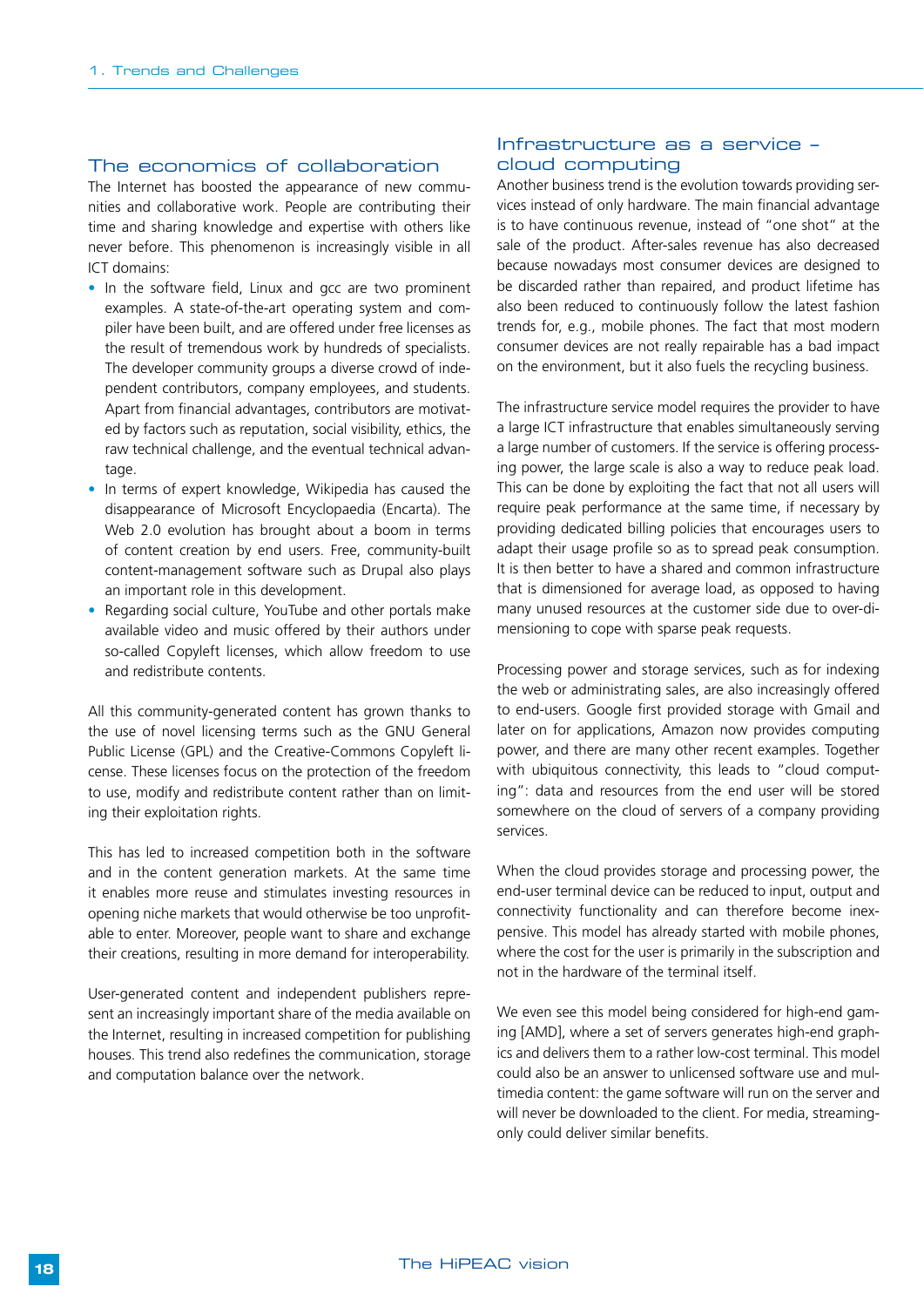## The economics of collaboration

The Internet has boosted the appearance of new communities and collaborative work. People are contributing their time and sharing knowledge and expertise with others like never before. This phenomenon is increasingly visible in all ICT domains:

- In the software field, Linux and gcc are two prominent examples. A state-of-the-art operating system and compiler have been built, and are offered under free licenses as the result of tremendous work by hundreds of specialists. The developer community groups a diverse crowd of independent contributors, company employees, and students. Apart from financial advantages, contributors are motivated by factors such as reputation, social visibility, ethics, the raw technical challenge, and the eventual technical advantage.
- In terms of expert knowledge, Wikipedia has caused the disappearance of Microsoft Encyclopaedia (Encarta). The Web 2.0 evolution has brought about a boom in terms of content creation by end users. Free, community-built content-management software such as Drupal also plays an important role in this development.
- Regarding social culture, YouTube and other portals make available video and music offered by their authors under so-called Copyleft licenses, which allow freedom to use and redistribute contents.

All this community-generated content has grown thanks to the use of novel licensing terms such as the GNU General Public License (GPL) and the Creative-Commons Copyleft license. These licenses focus on the protection of the freedom to use, modify and redistribute content rather than on limiting their exploitation rights.

This has led to increased competition both in the software and in the content generation markets. At the same time it enables more reuse and stimulates investing resources in opening niche markets that would otherwise be too unprofitable to enter. Moreover, people want to share and exchange their creations, resulting in more demand for interoperability.

User-generated content and independent publishers represent an increasingly important share of the media available on the Internet, resulting in increased competition for publishing houses. This trend also redefines the communication, storage and computation balance over the network.

## Infrastructure as a service – cloud computing

Another business trend is the evolution towards providing services instead of only hardware. The main financial advantage is to have continuous revenue, instead of "one shot" at the sale of the product. After-sales revenue has also decreased because nowadays most consumer devices are designed to be discarded rather than repaired, and product lifetime has also been reduced to continuously follow the latest fashion trends for, e.g., mobile phones. The fact that most modern consumer devices are not really repairable has a bad impact on the environment, but it also fuels the recycling business.

The infrastructure service model requires the provider to have a large ICT infrastructure that enables simultaneously serving a large number of customers. If the service is offering processing power, the large scale is also a way to reduce peak load. This can be done by exploiting the fact that not all users will require peak performance at the same time, if necessary by providing dedicated billing policies that encourages users to adapt their usage profile so as to spread peak consumption. It is then better to have a shared and common infrastructure that is dimensioned for average load, as opposed to having many unused resources at the customer side due to over-dimensioning to cope with sparse peak requests.

Processing power and storage services, such as for indexing the web or administrating sales, are also increasingly offered to end-users. Google first provided storage with Gmail and later on for applications, Amazon now provides computing power, and there are many other recent examples. Together with ubiquitous connectivity, this leads to "cloud computing": data and resources from the end user will be stored somewhere on the cloud of servers of a company providing services.

When the cloud provides storage and processing power, the end-user terminal device can be reduced to input, output and connectivity functionality and can therefore become inexpensive. This model has already started with mobile phones, where the cost for the user is primarily in the subscription and not in the hardware of the terminal itself.

We even see this model being considered for high-end gaming [AMD], where a set of servers generates high-end graphics and delivers them to a rather low-cost terminal. This model could also be an answer to unlicensed software use and multimedia content: the game software will run on the server and will never be downloaded to the client. For media, streaming-only could deliver similar benefits.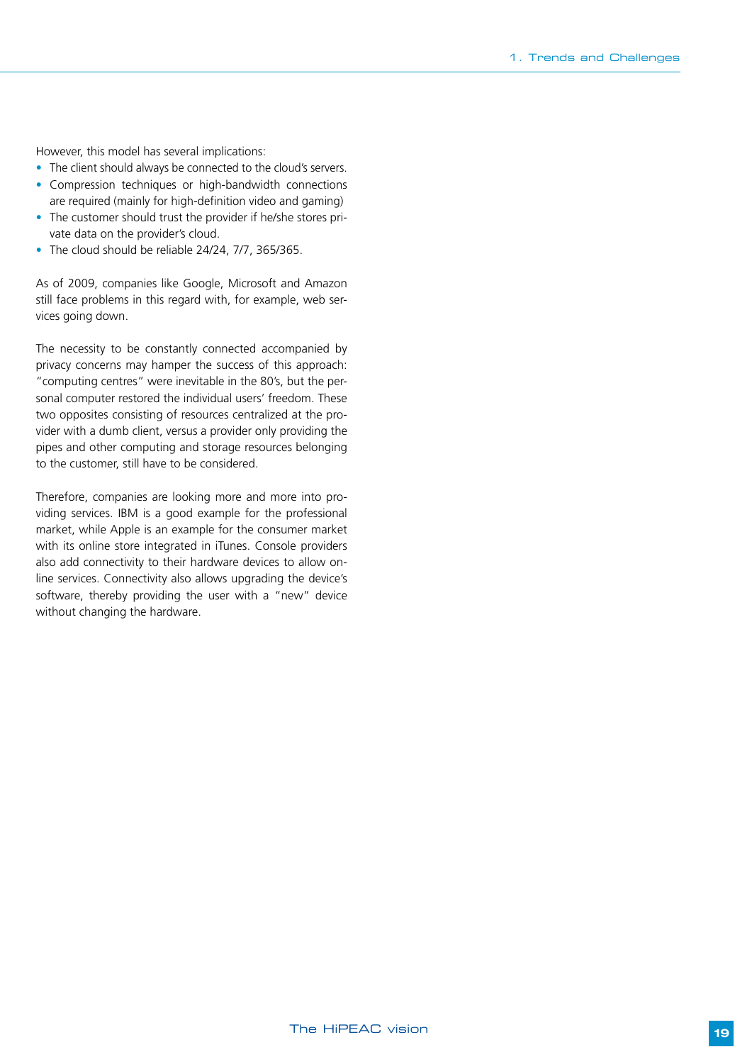However, this model has several implications:

- The client should always be connected to the cloud's servers.
- Compression techniques or high-bandwidth connections are required (mainly for high-definition video and gaming)
- The customer should trust the provider if he/she stores private data on the provider's cloud.
- The cloud should be reliable 24/24, 7/7, 365/365.

As of 2009, companies like Google, Microsoft and Amazon still face problems in this regard with, for example, web services going down.

The necessity to be constantly connected accompanied by privacy concerns may hamper the success of this approach: "computing centres" were inevitable in the 80's, but the personal computer restored the individual users' freedom. These two opposites consisting of resources centralized at the provider with a dumb client, versus a provider only providing the pipes and other computing and storage resources belonging to the customer, still have to be considered.

Therefore, companies are looking more and more into providing services. IBM is a good example for the professional market, while Apple is an example for the consumer market with its online store integrated in iTunes. Console providers also add connectivity to their hardware devices to allow online services. Connectivity also allows upgrading the device's software, thereby providing the user with a "new" device without changing the hardware.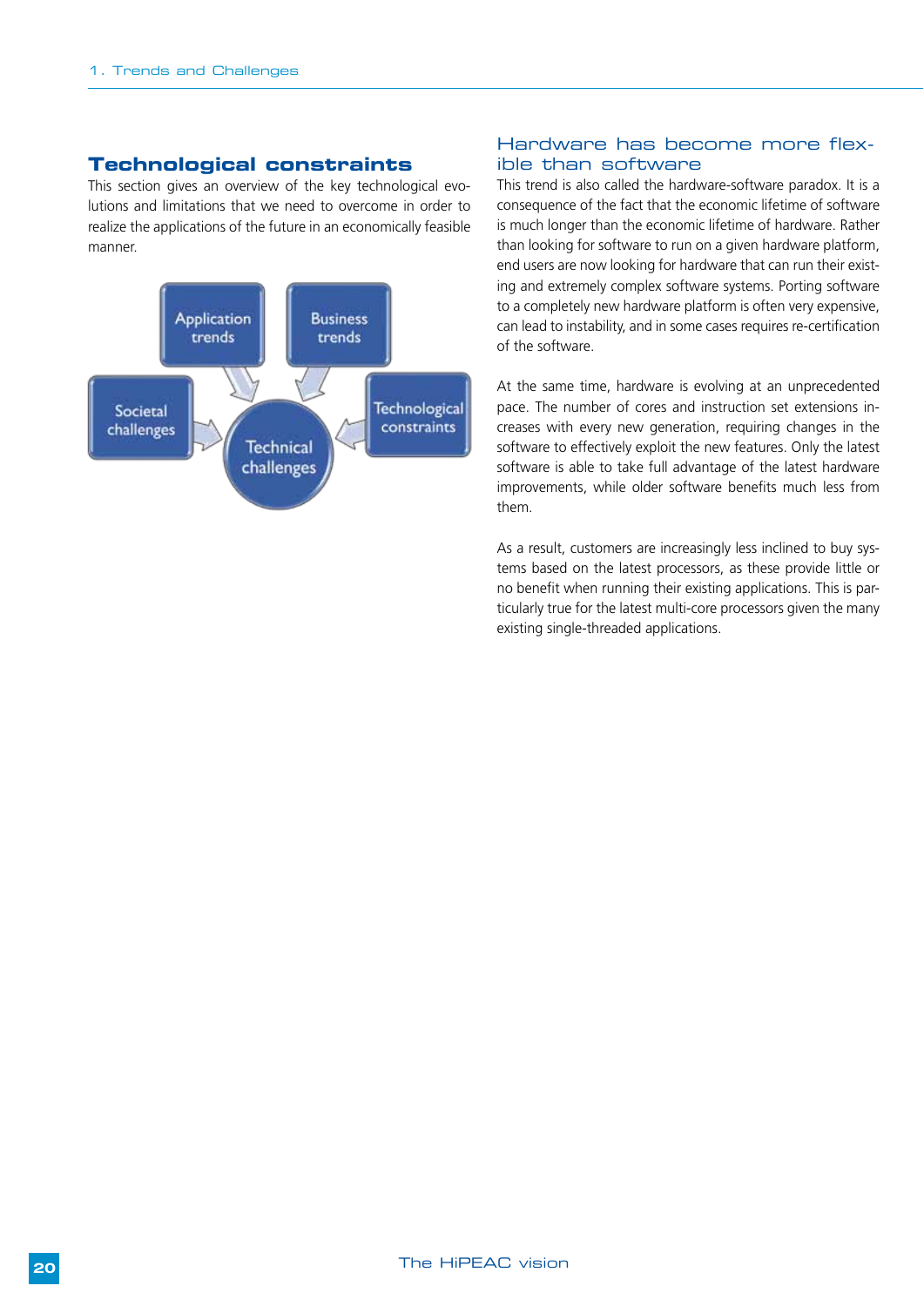## Technological constraints

This section gives an overview of the key technological evolutions and limitations that we need to overcome in order to realize the applications of the future in an economically feasible manner.

Application trends

Business trends

Societal challenges

Technological constraints

Technical challenges

### Hardware has become more flexible than software

This trend is also called the hardware-software paradox. It is a consequence of the fact that the economic lifetime of software is much longer than the economic lifetime of hardware. Rather than looking for software to run on a given hardware platform, end users are now looking for hardware that can run their existing and extremely complex software systems. Porting software to a completely new hardware platform is often very expensive, can lead to instability, and in some cases requires re-certification of the software.

At the same time, hardware is evolving at an unprecedented pace. The number of cores and instruction set extensions increases with every new generation, requiring changes in the software to effectively exploit the new features. Only the latest software is able to take full advantage of the latest hardware improvements, while older software benefits much less from them.

As a result, customers are increasingly less inclined to buy systems based on the latest processors, as these provide little or no benefit when running their existing applications. This is particularly true for the latest multi-core processors given the many existing single-threaded applications.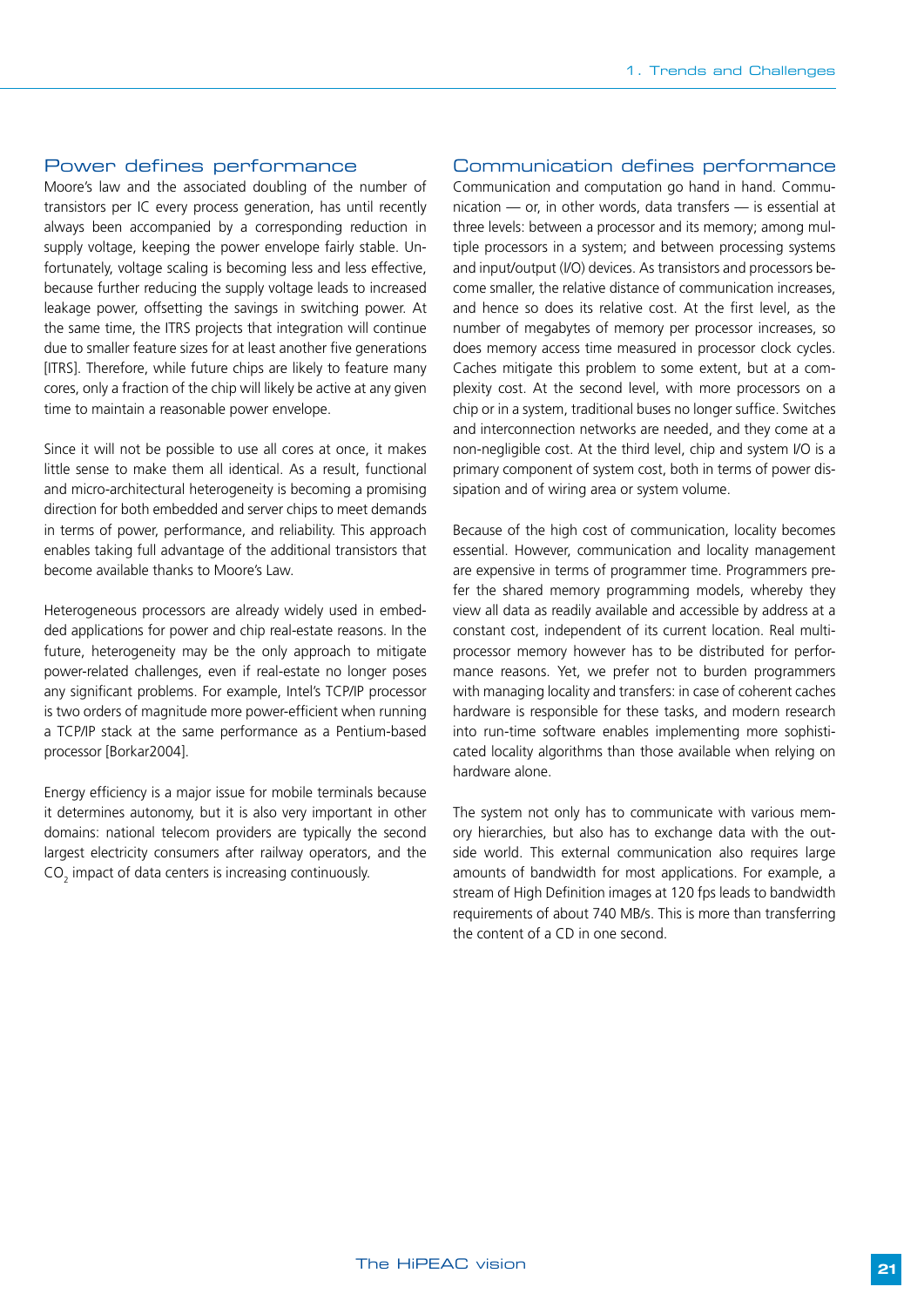## Power defines performance

Moore's law and the associated doubling of the number of transistors per IC every process generation, has until recently always been accompanied by a corresponding reduction in supply voltage, keeping the power envelope fairly stable. Unfortunately, voltage scaling is becoming less and less effective, because further reducing the supply voltage leads to increased leakage power, offsetting the savings in switching power. At the same time, the ITRS projects that integration will continue due to smaller feature sizes for at least another five generations [ITRS]. Therefore, while future chips are likely to feature many cores, only a fraction of the chip will likely be active at any given time to maintain a reasonable power envelope.

Since it will not be possible to use all cores at once, it makes little sense to make them all identical. As a result, functional and micro-architectural heterogeneity is becoming a promising direction for both embedded and server chips to meet demands in terms of power, performance, and reliability. This approach enables taking full advantage of the additional transistors that become available thanks to Moore's Law.

Heterogeneous processors are already widely used in embedded applications for power and chip real-estate reasons. In the future, heterogeneity may be the only approach to mitigate power-related challenges, even if real-estate no longer poses any significant problems. For example, Intel's TCP/IP processor is two orders of magnitude more power-efficient when running a TCP/IP stack at the same performance as a Pentium-based processor [Borkar2004].

Energy efficiency is a major issue for mobile terminals because it determines autonomy, but it is also very important in other domains: national telecom providers are typically the second largest electricity consumers after railway operators, and the $CO_2$ impact of data centers is increasing continuously.

## Communication defines performance

Communication and computation go hand in hand. Communication — or, in other words, data transfers — is essential at three levels: between a processor and its memory; among multiple processors in a system; and between processing systems and input/output (I/O) devices. As transistors and processors become smaller, the relative distance of communication increases, and hence so does its relative cost. At the first level, as the number of megabytes of memory per processor increases, so does memory access time measured in processor clock cycles. Caches mitigate this problem to some extent, but at a complexity cost. At the second level, with more processors on a chip or in a system, traditional buses no longer suffice. Switches and interconnection networks are needed, and they come at a non-negligible cost. At the third level, chip and system I/O is a primary component of system cost, both in terms of power dissipation and of wiring area or system volume.

Because of the high cost of communication, locality becomes essential. However, communication and locality management are expensive in terms of programmer time. Programmers prefer the shared memory programming models, whereby they view all data as readily available and accessible by address at a constant cost, independent of its current location. Real multiprocessor memory however has to be distributed for performance reasons. Yet, we prefer not to burden programmers with managing locality and transfers: in case of coherent caches hardware is responsible for these tasks, and modern research into run-time software enables implementing more sophisticated locality algorithms than those available when relying on hardware alone.

The system not only has to communicate with various memory hierarchies, but also has to exchange data with the outside world. This external communication also requires large amounts of bandwidth for most applications. For example, a stream of High Definition images at 120 fps leads to bandwidth requirements of about 740 MB/s. This is more than transferring the content of a CD in one second.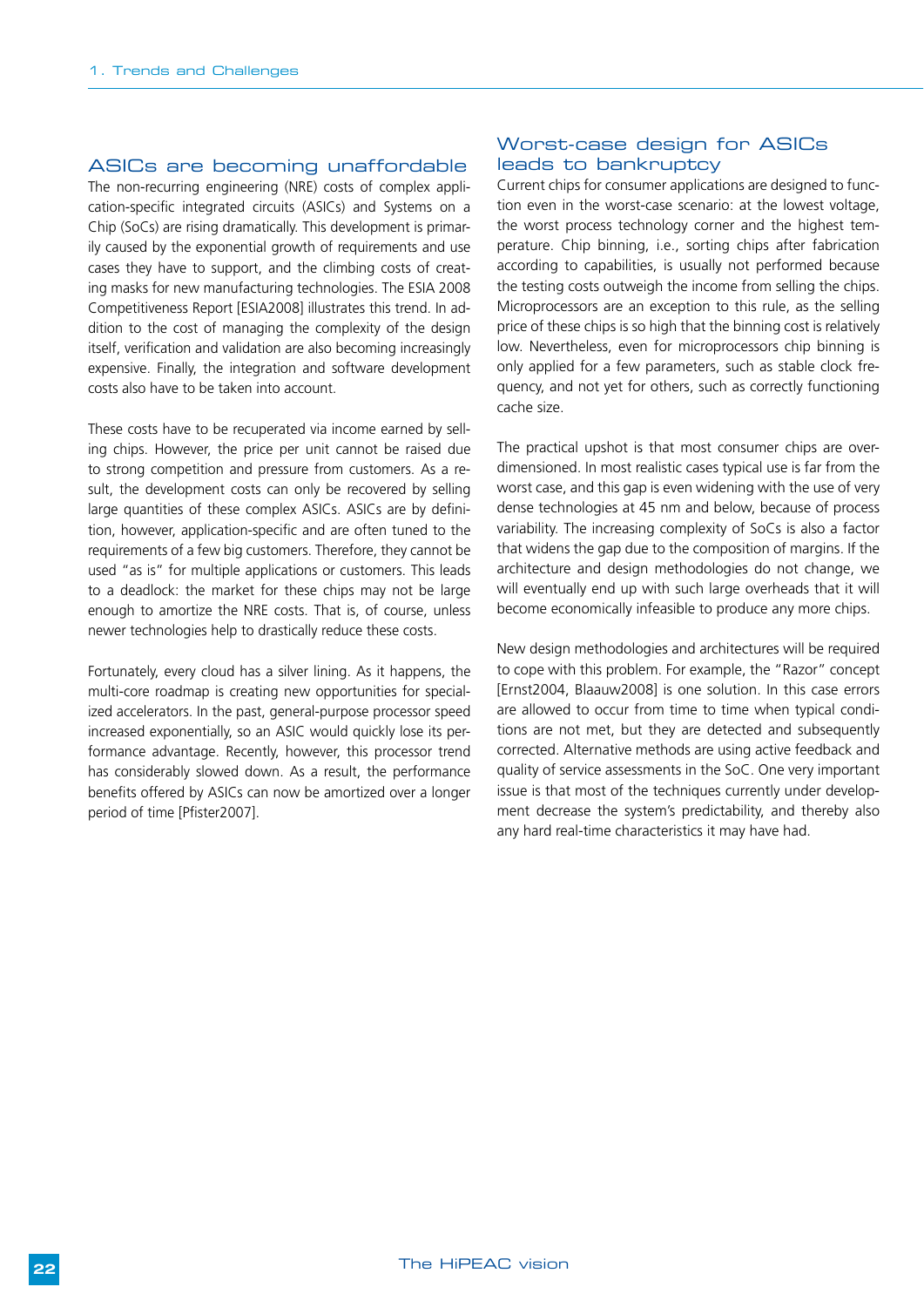## ASICs are becoming unaffordable

The non-recurring engineering (NRE) costs of complex application-specific integrated circuits (ASICs) and Systems on a Chip (SoCs) are rising dramatically. This development is primarily caused by the exponential growth of requirements and use cases they have to support, and the climbing costs of creating masks for new manufacturing technologies. The ESIA 2008 Competitiveness Report [ESIA2008] illustrates this trend. In addition to the cost of managing the complexity of the design itself, verification and validation are also becoming increasingly expensive. Finally, the integration and software development costs also have to be taken into account.

These costs have to be recuperated via income earned by selling chips. However, the price per unit cannot be raised due to strong competition and pressure from customers. As a result, the development costs can only be recovered by selling large quantities of these complex ASICs. ASICs are by definition, however, application-specific and are often tuned to the requirements of a few big customers. Therefore, they cannot be used "as is" for multiple applications or customers. This leads to a deadlock: the market for these chips may not be large enough to amortize the NRE costs. That is, of course, unless newer technologies help to drastically reduce these costs.

Fortunately, every cloud has a silver lining. As it happens, the multi-core roadmap is creating new opportunities for specialized accelerators. In the past, general-purpose processor speed increased exponentially, so an ASIC would quickly lose its performance advantage. Recently, however, this processor trend has considerably slowed down. As a result, the performance benefits offered by ASICs can now be amortized over a longer period of time [Pfister2007].

## Worst-case design for ASICs leads to bankruptcy

Current chips for consumer applications are designed to function even in the worst-case scenario: at the lowest voltage, the worst process technology corner and the highest temperature. Chip binning, i.e., sorting chips after fabrication according to capabilities, is usually not performed because the testing costs outweigh the income from selling the chips. Microprocessors are an exception to this rule, as the selling price of these chips is so high that the binning cost is relatively low. Nevertheless, even for microprocessors chip binning is only applied for a few parameters, such as stable clock frequency, and not yet for others, such as correctly functioning cache size.

The practical upshot is that most consumer chips are overdimensioned. In most realistic cases typical use is far from the worst case, and this gap is even widening with the use of very dense technologies at 45 nm and below, because of process variability. The increasing complexity of SoCs is also a factor that widens the gap due to the composition of margins. If the architecture and design methodologies do not change, we will eventually end up with such large overheads that it will become economically infeasible to produce any more chips.

New design methodologies and architectures will be required to cope with this problem. For example, the "Razor" concept [Ernst2004, Blaauw2008] is one solution. In this case errors are allowed to occur from time to time when typical conditions are not met, but they are detected and subsequently corrected. Alternative methods are using active feedback and quality of service assessments in the SoC. One very important issue is that most of the techniques currently under development decrease the system's predictability, and thereby also any hard real-time characteristics it may have had.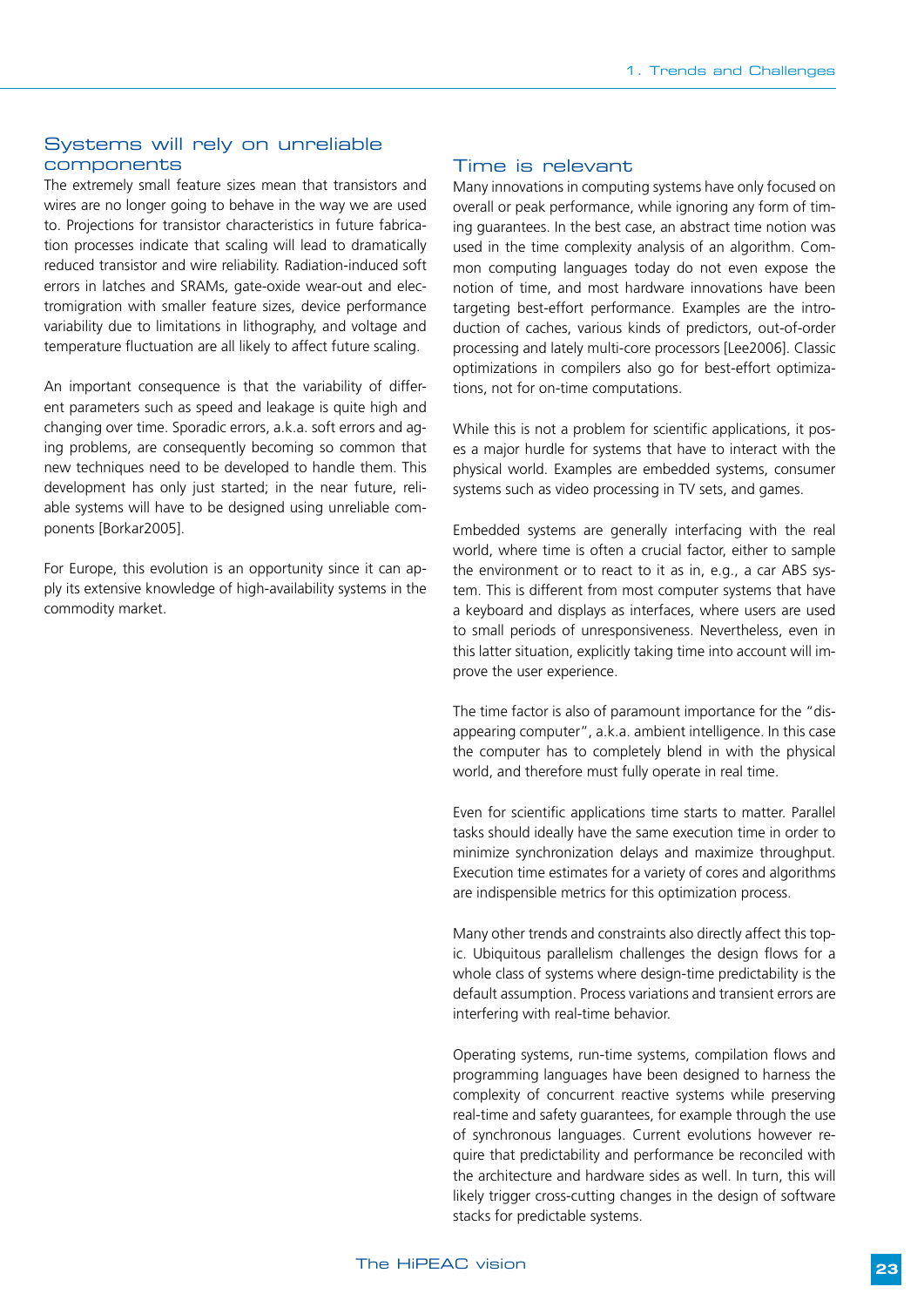## Systems will rely on unreliable components

The extremely small feature sizes mean that transistors and wires are no longer going to behave in the way we are used to. Projections for transistor characteristics in future fabrication processes indicate that scaling will lead to dramatically reduced transistor and wire reliability. Radiation-induced soft errors in latches and SRAMs, gate-oxide wear-out and electromigration with smaller feature sizes, device performance variability due to limitations in lithography, and voltage and temperature fluctuation are all likely to affect future scaling.

An important consequence is that the variability of different parameters such as speed and leakage is quite high and changing over time. Sporadic errors, a.k.a. soft errors and aging problems, are consequently becoming so common that new techniques need to be developed to handle them. This development has only just started; in the near future, reliable systems will have to be designed using unreliable components [Borkar2005].

For Europe, this evolution is an opportunity since it can apply its extensive knowledge of high-availability systems in the commodity market.

## Time is relevant

Many innovations in computing systems have only focused on overall or peak performance, while ignoring any form of timing guarantees. In the best case, an abstract time notion was used in the time complexity analysis of an algorithm. Common computing languages today do not even expose the notion of time, and most hardware innovations have been targeting best-effort performance. Examples are the introduction of caches, various kinds of predictors, out-of-order processing and lately multi-core processors [Lee2006]. Classic optimizations in compilers also go for best-effort optimizations, not for on-time computations.

While this is not a problem for scientific applications, it poses a major hurdle for systems that have to interact with the physical world. Examples are embedded systems, consumer systems such as video processing in TV sets, and games.

Embedded systems are generally interfacing with the real world, where time is often a crucial factor, either to sample the environment or to react to it as in, e.g., a car ABS system. This is different from most computer systems that have a keyboard and displays as interfaces, where users are used to small periods of unresponsiveness. Nevertheless, even in this latter situation, explicitly taking time into account will improve the user experience.

The time factor is also of paramount importance for the "disappearing computer", a.k.a. ambient intelligence. In this case the computer has to completely blend in with the physical world, and therefore must fully operate in real time.

Even for scientific applications time starts to matter. Parallel tasks should ideally have the same execution time in order to minimize synchronization delays and maximize throughput. Execution time estimates for a variety of cores and algorithms are indispensible metrics for this optimization process.

Many other trends and constraints also directly affect this topic. Ubiquitous parallelism challenges the design flows for a whole class of systems where design-time predictability is the default assumption. Process variations and transient errors are interfering with real-time behavior.

Operating systems, run-time systems, compilation flows and programming languages have been designed to harness the complexity of concurrent reactive systems while preserving real-time and safety guarantees, for example through the use of synchronous languages. Current evolutions however require that predictability and performance be reconciled with the architecture and hardware sides as well. In turn, this will likely trigger cross-cutting changes in the design of software stacks for predictable systems.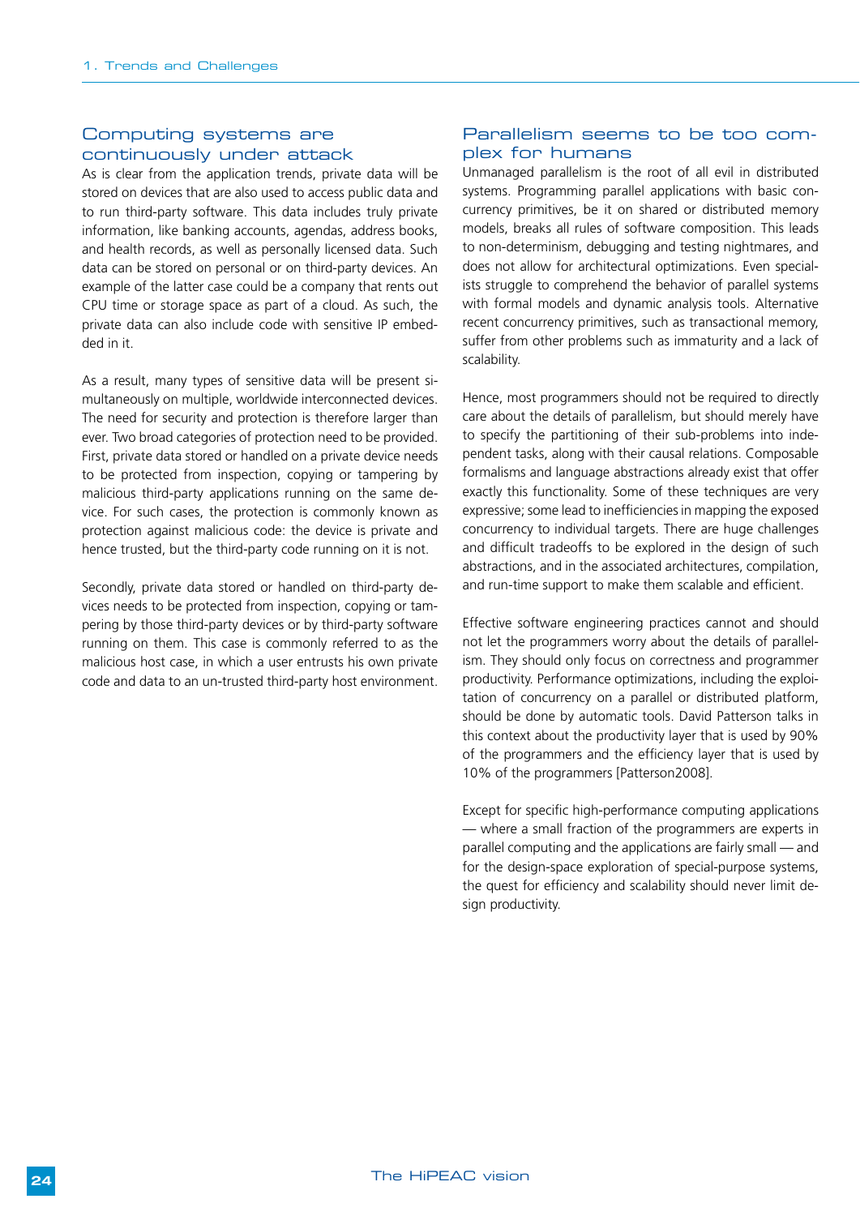## Computing systems are continuously under attack

As is clear from the application trends, private data will be stored on devices that are also used to access public data and to run third-party software. This data includes truly private information, like banking accounts, agendas, address books, and health records, as well as personally licensed data. Such data can be stored on personal or on third-party devices. An example of the latter case could be a company that rents out CPU time or storage space as part of a cloud. As such, the private data can also include code with sensitive IP embedded in it.

As a result, many types of sensitive data will be present simultaneously on multiple, worldwide interconnected devices. The need for security and protection is therefore larger than ever. Two broad categories of protection need to be provided. First, private data stored or handled on a private device needs to be protected from inspection, copying or tampering by malicious third-party applications running on the same device. For such cases, the protection is commonly known as protection against malicious code: the device is private and hence trusted, but the third-party code running on it is not.

Secondly, private data stored or handled on third-party devices needs to be protected from inspection, copying or tampering by those third-party devices or by third-party software running on them. This case is commonly referred to as the malicious host case, in which a user entrusts his own private code and data to an un-trusted third-party host environment.

## Parallelism seems to be too complex for humans

Unmanaged parallelism is the root of all evil in distributed systems. Programming parallel applications with basic concurrency primitives, be it on shared or distributed memory models, breaks all rules of software composition. This leads to non-determinism, debugging and testing nightmares, and does not allow for architectural optimizations. Even specialists struggle to comprehend the behavior of parallel systems with formal models and dynamic analysis tools. Alternative recent concurrency primitives, such as transactional memory, suffer from other problems such as immaturity and a lack of scalability.

Hence, most programmers should not be required to directly care about the details of parallelism, but should merely have to specify the partitioning of their sub-problems into independent tasks, along with their causal relations. Composable formalisms and language abstractions already exist that offer exactly this functionality. Some of these techniques are very expressive; some lead to inefficiencies in mapping the exposed concurrency to individual targets. There are huge challenges and difficult tradeoffs to be explored in the design of such abstractions, and in the associated architectures, compilation, and run-time support to make them scalable and efficient.

Effective software engineering practices cannot and should not let the programmers worry about the details of parallelism. They should only focus on correctness and programmer productivity. Performance optimizations, including the exploitation of concurrency on a parallel or distributed platform, should be done by automatic tools. David Patterson talks in this context about the productivity layer that is used by 90% of the programmers and the efficiency layer that is used by 10% of the programmers [Patterson2008].

Except for specific high-performance computing applications — where a small fraction of the programmers are experts in parallel computing and the applications are fairly small — and for the design-space exploration of special-purpose systems, the quest for efficiency and scalability should never limit design productivity.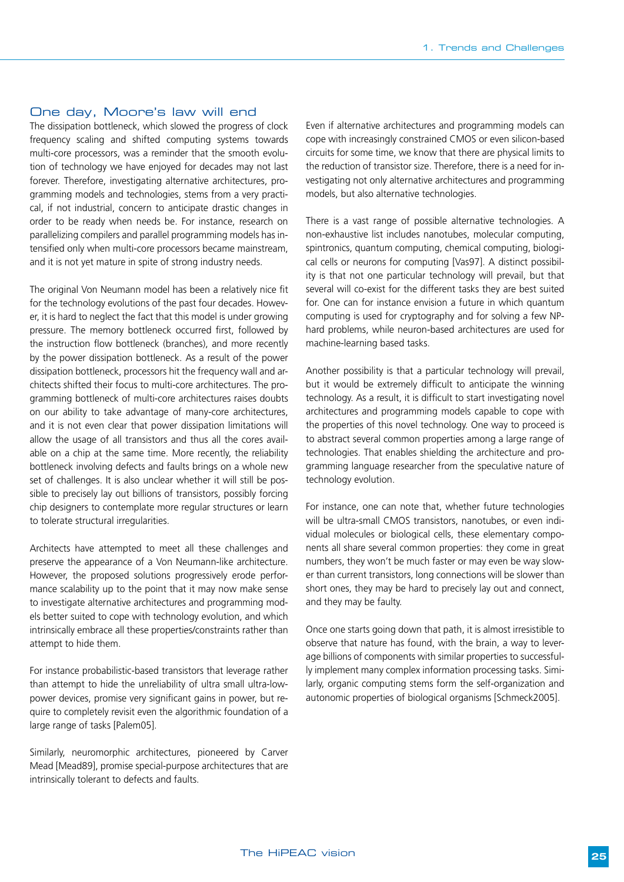## One day, Moore's law will end

The dissipation bottleneck, which slowed the progress of clock frequency scaling and shifted computing systems towards multi-core processors, was a reminder that the smooth evolution of technology we have enjoyed for decades may not last forever. Therefore, investigating alternative architectures, programming models and technologies, stems from a very practical, if not industrial, concern to anticipate drastic changes in order to be ready when needs be. For instance, research on parallelizing compilers and parallel programming models has intensified only when multi-core processors became mainstream, and it is not yet mature in spite of strong industry needs.

The original Von Neumann model has been a relatively nice fit for the technology evolutions of the past four decades. However, it is hard to neglect the fact that this model is under growing pressure. The memory bottleneck occurred first, followed by the instruction flow bottleneck (branches), and more recently by the power dissipation bottleneck. As a result of the power dissipation bottleneck, processors hit the frequency wall and architects shifted their focus to multi-core architectures. The programming bottleneck of multi-core architectures raises doubts on our ability to take advantage of many-core architectures, and it is not even clear that power dissipation limitations will allow the usage of all transistors and thus all the cores available on a chip at the same time. More recently, the reliability bottleneck involving defects and faults brings on a whole new set of challenges. It is also unclear whether it will still be possible to precisely lay out billions of transistors, possibly forcing chip designers to contemplate more regular structures or learn to tolerate structural irregularities.

Architects have attempted to meet all these challenges and preserve the appearance of a Von Neumann-like architecture. However, the proposed solutions progressively erode performance scalability up to the point that it may now make sense to investigate alternative architectures and programming models better suited to cope with technology evolution, and which intrinsically embrace all these properties/constraints rather than attempt to hide them.

For instance probabilistic-based transistors that leverage rather than attempt to hide the unreliability of ultra small ultra-low-power devices, promise very significant gains in power, but require to completely revisit even the algorithmic foundation of a large range of tasks [Palem05].

Similarly, neuromorphic architectures, pioneered by Carver Mead [Mead89], promise special-purpose architectures that are intrinsically tolerant to defects and faults.

Even if alternative architectures and programming models can cope with increasingly constrained CMOS or even silicon-based circuits for some time, we know that there are physical limits to the reduction of transistor size. Therefore, there is a need for investigating not only alternative architectures and programming models, but also alternative technologies.

There is a vast range of possible alternative technologies. A non-exhaustive list includes nanotubes, molecular computing, spintronics, quantum computing, chemical computing, biological cells or neurons for computing [Vas97]. A distinct possibility is that not one particular technology will prevail, but that several will co-exist for the different tasks they are best suited for. One can for instance envision a future in which quantum computing is used for cryptography and for solving a few NP-hard problems, while neuron-based architectures are used for machine-learning based tasks.

Another possibility is that a particular technology will prevail, but it would be extremely difficult to anticipate the winning technology. As a result, it is difficult to start investigating novel architectures and programming models capable to cope with the properties of this novel technology. One way to proceed is to abstract several common properties among a large range of technologies. That enables shielding the architecture and programming language researcher from the speculative nature of technology evolution.

For instance, one can note that, whether future technologies will be ultra-small CMOS transistors, nanotubes, or even individual molecules or biological cells, these elementary components all share several common properties: they come in great numbers, they won't be much faster or may even be way slower than current transistors, long connections will be slower than short ones, they may be hard to precisely lay out and connect, and they may be faulty.

Once one starts going down that path, it is almost irresistible to observe that nature has found, with the brain, a way to leverage billions of components with similar properties to successfully implement many complex information processing tasks. Similarly, organic computing stems form the self-organization and autonomic properties of biological organisms [Schmeck2005].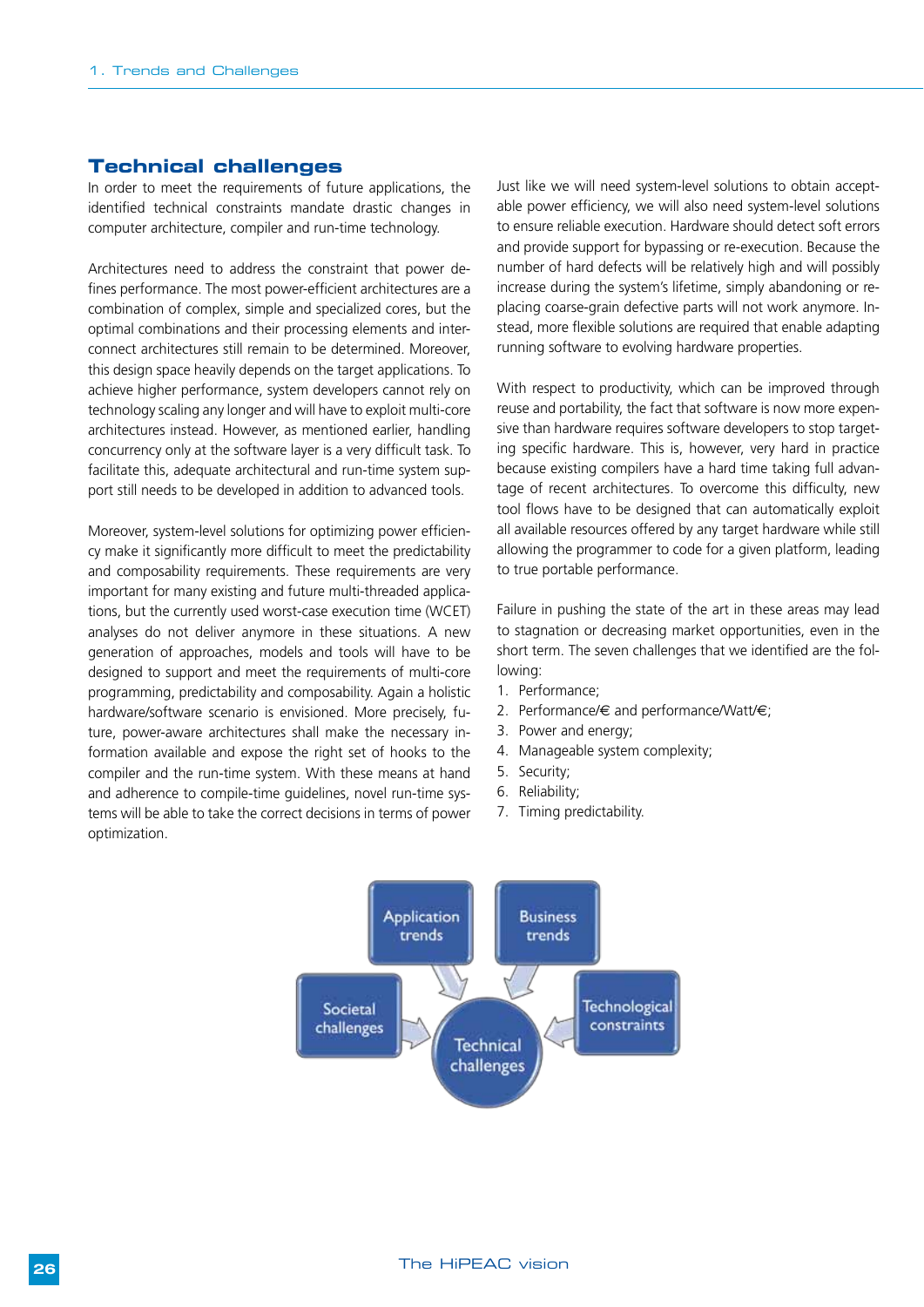## Technical challenges

In order to meet the requirements of future applications, the identified technical constraints mandate drastic changes in computer architecture, compiler and run-time technology.

Architectures need to address the constraint that power defines performance. The most power-efficient architectures are a combination of complex, simple and specialized cores, but the optimal combinations and their processing elements and interconnect architectures still remain to be determined. Moreover, this design space heavily depends on the target applications. To achieve higher performance, system developers cannot rely on technology scaling any longer and will have to exploit multi-core architectures instead. However, as mentioned earlier, handling concurrency only at the software layer is a very difficult task. To facilitate this, adequate architectural and run-time system support still needs to be developed in addition to advanced tools.

Moreover, system-level solutions for optimizing power efficiency make it significantly more difficult to meet the predictability and composability requirements. These requirements are very important for many existing and future multi-threaded applications, but the currently used worst-case execution time (WCET) analyses do not deliver anymore in these situations. A new generation of approaches, models and tools will have to be designed to support and meet the requirements of multi-core programming, predictability and composability. Again a holistic hardware/software scenario is envisioned. More precisely, future, power-aware architectures shall make the necessary information available and expose the right set of hooks to the compiler and the run-time system. With these means at hand and adherence to compile-time guidelines, novel run-time systems will be able to take the correct decisions in terms of power optimization.

Just like we will need system-level solutions to obtain acceptable power efficiency, we will also need system-level solutions to ensure reliable execution. Hardware should detect soft errors and provide support for bypassing or re-execution. Because the number of hard defects will be relatively high and will possibly increase during the system's lifetime, simply abandoning or replacing coarse-grain defective parts will not work anymore. Instead, more flexible solutions are required that enable adapting running software to evolving hardware properties.

With respect to productivity, which can be improved through reuse and portability, the fact that software is now more expensive than hardware requires software developers to stop targeting specific hardware. This is, however, very hard in practice because existing compilers have a hard time taking full advantage of recent architectures. To overcome this difficulty, new tool flows have to be designed that can automatically exploit all available resources offered by any target hardware while still allowing the programmer to code for a given platform, leading to true portable performance.

Failure in pushing the state of the art in these areas may lead to stagnation or decreasing market opportunities, even in the short term. The seven challenges that we identified are the following:

1. Performance;
2. Performance/€ and performance/Watt/€;
3. Power and energy;
4. Manageable system complexity;
5. Security;
6. Reliability;
7. Timing predictability.

Application trends | Business trends | Societal challenges | Technological constraints → Technical challenges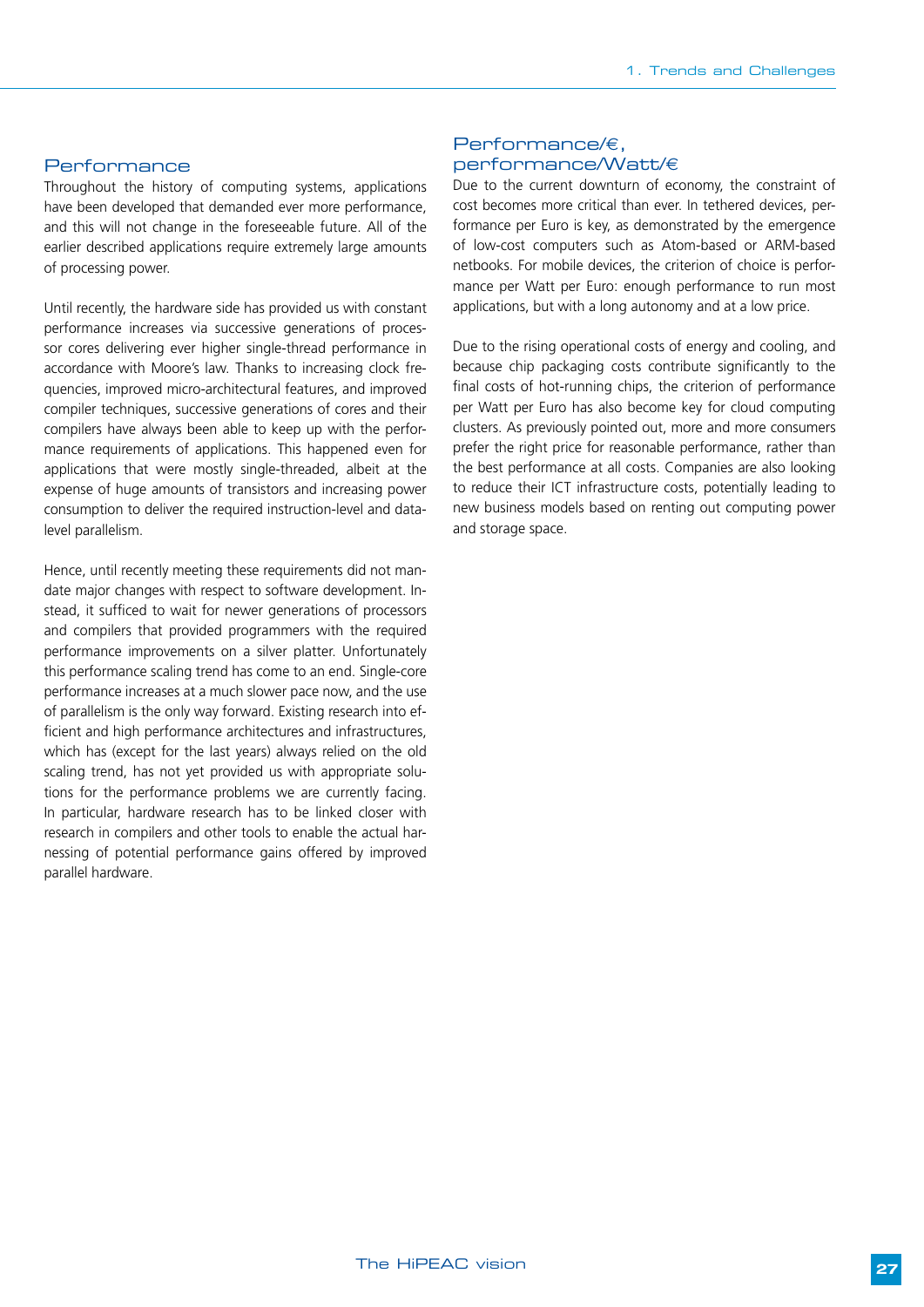## Performance

Throughout the history of computing systems, applications have been developed that demanded ever more performance, and this will not change in the foreseeable future. All of the earlier described applications require extremely large amounts of processing power.

Until recently, the hardware side has provided us with constant performance increases via successive generations of processor cores delivering ever higher single-thread performance in accordance with Moore's law. Thanks to increasing clock frequencies, improved micro-architectural features, and improved compiler techniques, successive generations of cores and their compilers have always been able to keep up with the performance requirements of applications. This happened even for applications that were mostly single-threaded, albeit at the expense of huge amounts of transistors and increasing power consumption to deliver the required instruction-level and data-level parallelism.

Hence, until recently meeting these requirements did not mandate major changes with respect to software development. Instead, it sufficed to wait for newer generations of processors and compilers that provided programmers with the required performance improvements on a silver platter. Unfortunately this performance scaling trend has come to an end. Single-core performance increases at a much slower pace now, and the use of parallelism is the only way forward. Existing research into efficient and high performance architectures and infrastructures, which has (except for the last years) always relied on the old scaling trend, has not yet provided us with appropriate solutions for the performance problems we are currently facing. In particular, hardware research has to be linked closer with research in compilers and other tools to enable the actual harnessing of potential performance gains offered by improved parallel hardware.

## Performance/€, performance/Watt/€

Due to the current downturn of economy, the constraint of cost becomes more critical than ever. In tethered devices, performance per Euro is key, as demonstrated by the emergence of low-cost computers such as Atom-based or ARM-based netbooks. For mobile devices, the criterion of choice is performance per Watt per Euro: enough performance to run most applications, but with a long autonomy and at a low price.

Due to the rising operational costs of energy and cooling, and because chip packaging costs contribute significantly to the final costs of hot-running chips, the criterion of performance per Watt per Euro has also become key for cloud computing clusters. As previously pointed out, more and more consumers prefer the right price for reasonable performance, rather than the best performance at all costs. Companies are also looking to reduce their ICT infrastructure costs, potentially leading to new business models based on renting out computing power and storage space.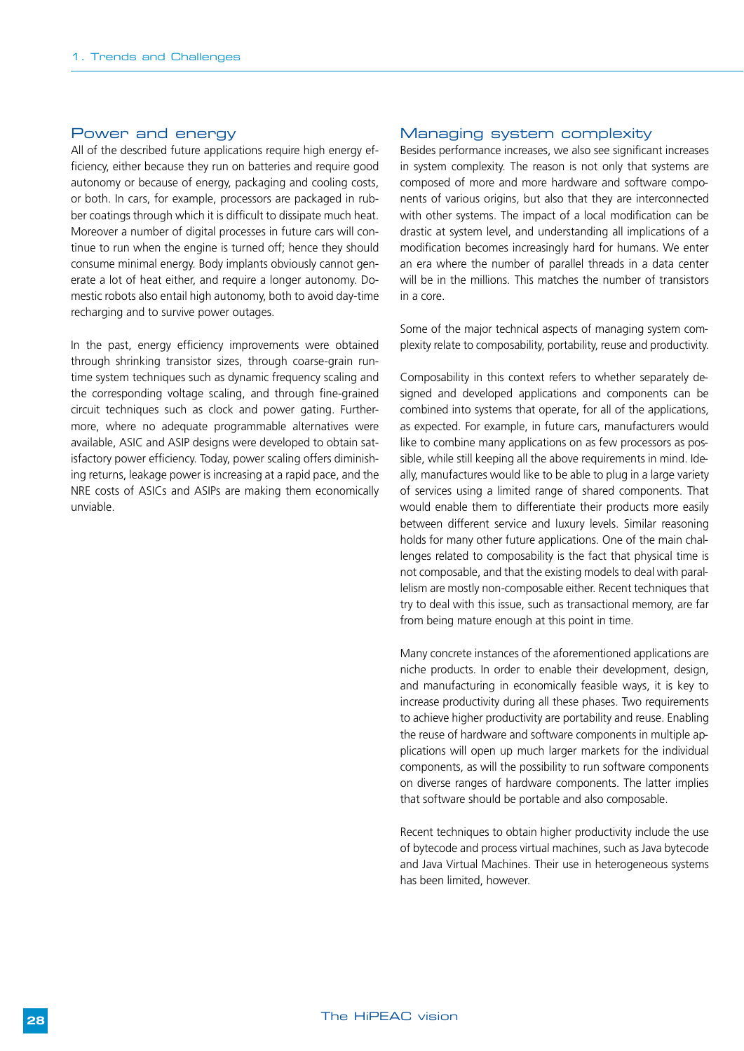## Power and energy

All of the described future applications require high energy efficiency, either because they run on batteries and require good autonomy or because of energy, packaging and cooling costs, or both. In cars, for example, processors are packaged in rubber coatings through which it is difficult to dissipate much heat. Moreover a number of digital processes in future cars will continue to run when the engine is turned off; hence they should consume minimal energy. Body implants obviously cannot generate a lot of heat either, and require a longer autonomy. Domestic robots also entail high autonomy, both to avoid day-time recharging and to survive power outages.

In the past, energy efficiency improvements were obtained through shrinking transistor sizes, through coarse-grain runtime system techniques such as dynamic frequency scaling and the corresponding voltage scaling, and through fine-grained circuit techniques such as clock and power gating. Furthermore, where no adequate programmable alternatives were available, ASIC and ASIP designs were developed to obtain satisfactory power efficiency. Today, power scaling offers diminishing returns, leakage power is increasing at a rapid pace, and the NRE costs of ASICs and ASIPs are making them economically unviable.

## Managing system complexity

Besides performance increases, we also see significant increases in system complexity. The reason is not only that systems are composed of more and more hardware and software components of various origins, but also that they are interconnected with other systems. The impact of a local modification can be drastic at system level, and understanding all implications of a modification becomes increasingly hard for humans. We enter an era where the number of parallel threads in a data center will be in the millions. This matches the number of transistors in a core.

Some of the major technical aspects of managing system complexity relate to composability, portability, reuse and productivity.

Composability in this context refers to whether separately designed and developed applications and components can be combined into systems that operate, for all of the applications, as expected. For example, in future cars, manufacturers would like to combine many applications on as few processors as possible, while still keeping all the above requirements in mind. Ideally, manufactures would like to be able to plug in a large variety of services using a limited range of shared components. That would enable them to differentiate their products more easily between different service and luxury levels. Similar reasoning holds for many other future applications. One of the main challenges related to composability is the fact that physical time is not composable, and that the existing models to deal with parallelism are mostly non-composable either. Recent techniques that try to deal with this issue, such as transactional memory, are far from being mature enough at this point in time.

Many concrete instances of the aforementioned applications are niche products. In order to enable their development, design, and manufacturing in economically feasible ways, it is key to increase productivity during all these phases. Two requirements to achieve higher productivity are portability and reuse. Enabling the reuse of hardware and software components in multiple applications will open up much larger markets for the individual components, as will the possibility to run software components on diverse ranges of hardware components. The latter implies that software should be portable and also composable.

Recent techniques to obtain higher productivity include the use of bytecode and process virtual machines, such as Java bytecode and Java Virtual Machines. Their use in heterogeneous systems has been limited, however.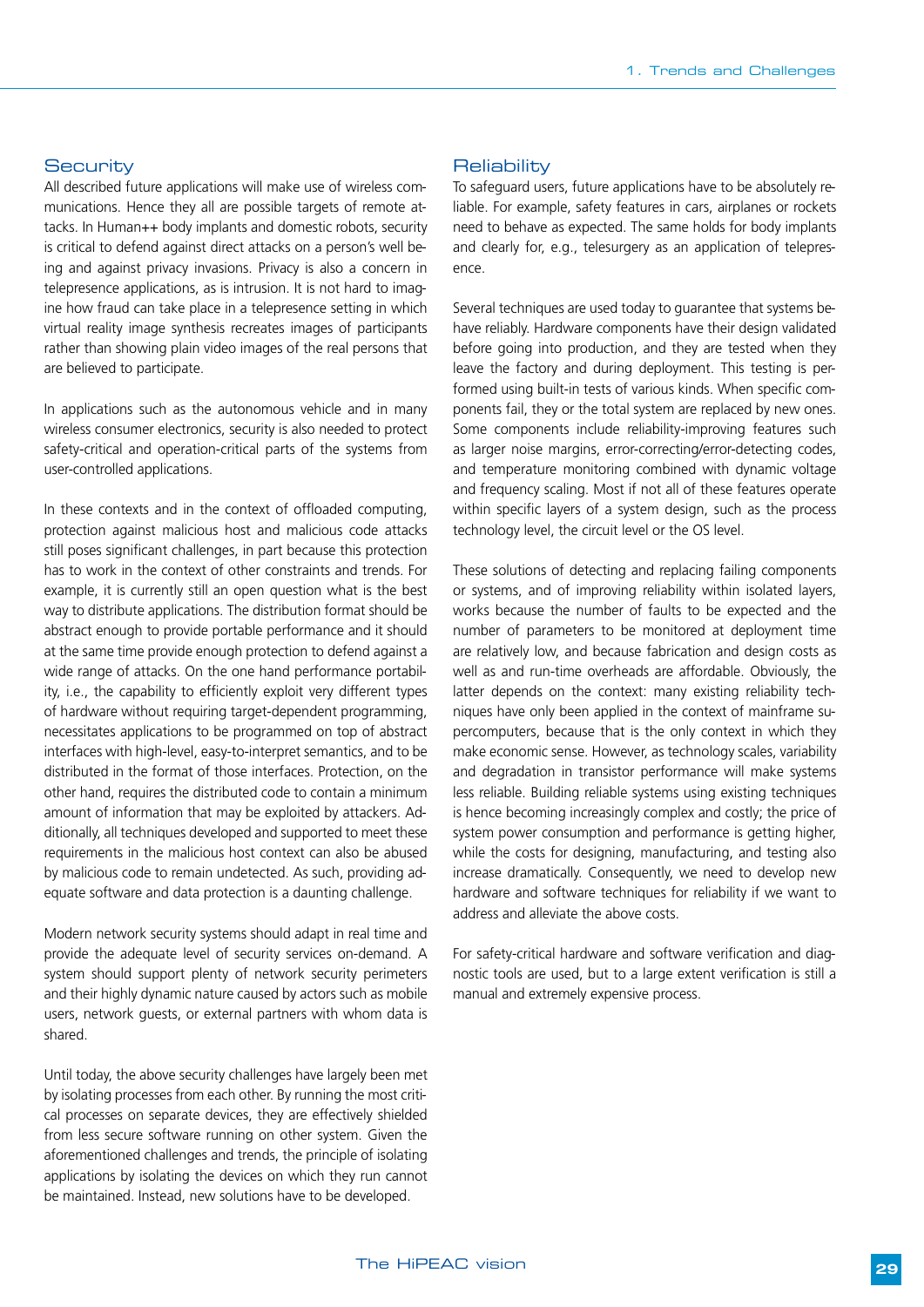## Security

All described future applications will make use of wireless communications. Hence they all are possible targets of remote attacks. In Human++ body implants and domestic robots, security is critical to defend against direct attacks on a person's well being and against privacy invasions. Privacy is also a concern in telepresence applications, as is intrusion. It is not hard to imagine how fraud can take place in a telepresence setting in which virtual reality image synthesis recreates images of participants rather than showing plain video images of the real persons that are believed to participate.

In applications such as the autonomous vehicle and in many wireless consumer electronics, security is also needed to protect safety-critical and operation-critical parts of the systems from user-controlled applications.

In these contexts and in the context of offloaded computing, protection against malicious host and malicious code attacks still poses significant challenges, in part because this protection has to work in the context of other constraints and trends. For example, it is currently still an open question what is the best way to distribute applications. The distribution format should be abstract enough to provide portable performance and it should at the same time provide enough protection to defend against a wide range of attacks. On the one hand performance portability, i.e., the capability to efficiently exploit very different types of hardware without requiring target-dependent programming, necessitates applications to be programmed on top of abstract interfaces with high-level, easy-to-interpret semantics, and to be distributed in the format of those interfaces. Protection, on the other hand, requires the distributed code to contain a minimum amount of information that may be exploited by attackers. Additionally, all techniques developed and supported to meet these requirements in the malicious host context can also be abused by malicious code to remain undetected. As such, providing adequate software and data protection is a daunting challenge.

Modern network security systems should adapt in real time and provide the adequate level of security services on-demand. A system should support plenty of network security perimeters and their highly dynamic nature caused by actors such as mobile users, network guests, or external partners with whom data is shared.

Until today, the above security challenges have largely been met by isolating processes from each other. By running the most critical processes on separate devices, they are effectively shielded from less secure software running on other system. Given the aforementioned challenges and trends, the principle of isolating applications by isolating the devices on which they run cannot be maintained. Instead, new solutions have to be developed.

## Reliability

To safeguard users, future applications have to be absolutely reliable. For example, safety features in cars, airplanes or rockets need to behave as expected. The same holds for body implants and clearly for, e.g., telesurgery as an application of telepresence.

Several techniques are used today to guarantee that systems behave reliably. Hardware components have their design validated before going into production, and they are tested when they leave the factory and during deployment. This testing is performed using built-in tests of various kinds. When specific components fail, they or the total system are replaced by new ones. Some components include reliability-improving features such as larger noise margins, error-correcting/error-detecting codes, and temperature monitoring combined with dynamic voltage and frequency scaling. Most if not all of these features operate within specific layers of a system design, such as the process technology level, the circuit level or the OS level.

These solutions of detecting and replacing failing components or systems, and of improving reliability within isolated layers, works because the number of faults to be expected and the number of parameters to be monitored at deployment time are relatively low, and because fabrication and design costs as well as and run-time overheads are affordable. Obviously, the latter depends on the context: many existing reliability techniques have only been applied in the context of mainframe supercomputers, because that is the only context in which they make economic sense. However, as technology scales, variability and degradation in transistor performance will make systems less reliable. Building reliable systems using existing techniques is hence becoming increasingly complex and costly; the price of system power consumption and performance is getting higher, while the costs for designing, manufacturing, and testing also increase dramatically. Consequently, we need to develop new hardware and software techniques for reliability if we want to address and alleviate the above costs.

For safety-critical hardware and software verification and diagnostic tools are used, but to a large extent verification is still a manual and extremely expensive process.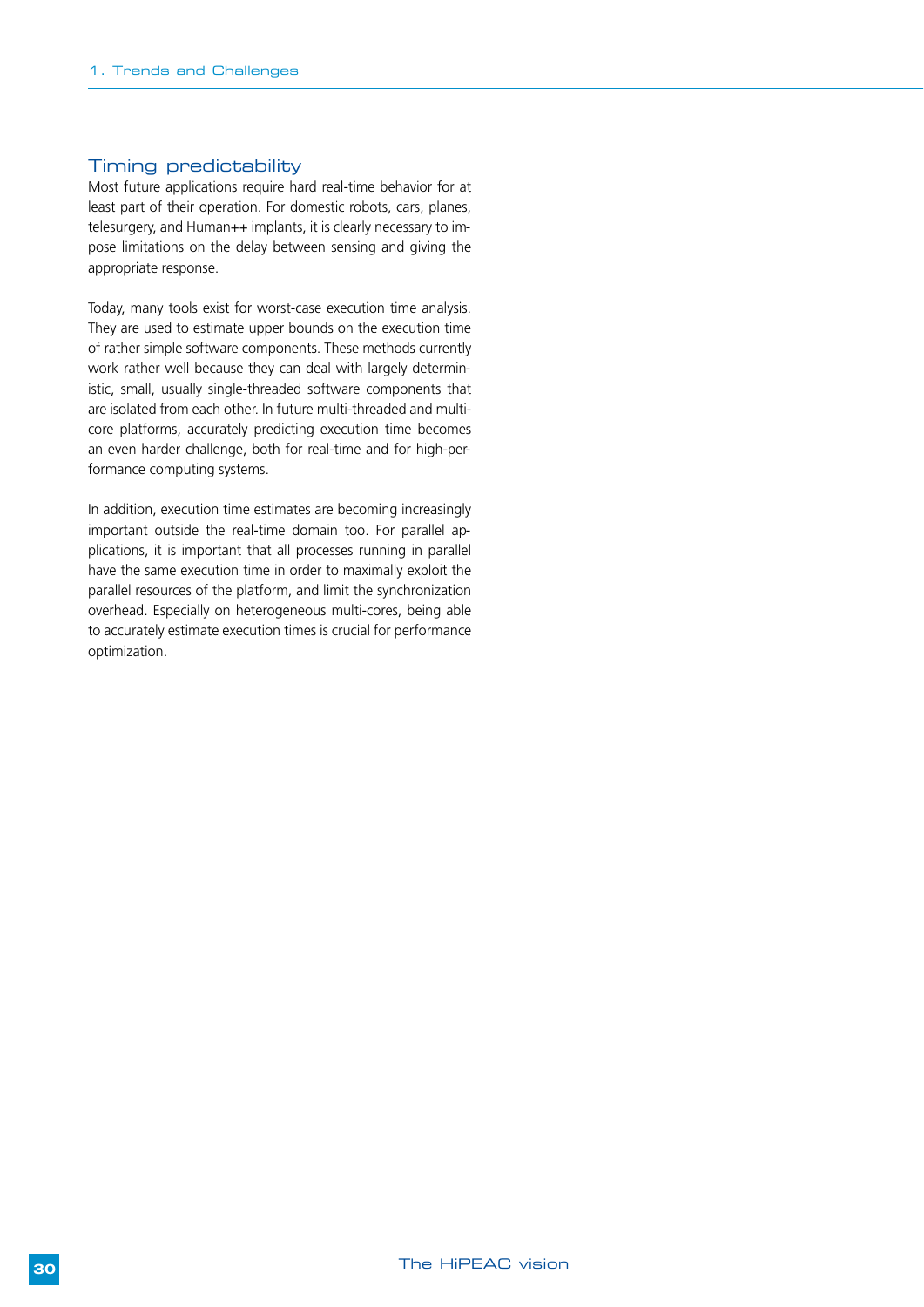## Timing predictability

Most future applications require hard real-time behavior for at least part of their operation. For domestic robots, cars, planes, telesurgery, and Human++ implants, it is clearly necessary to impose limitations on the delay between sensing and giving the appropriate response.

Today, many tools exist for worst-case execution time analysis. They are used to estimate upper bounds on the execution time of rather simple software components. These methods currently work rather well because they can deal with largely deterministic, small, usually single-threaded software components that are isolated from each other. In future multi-threaded and multi-core platforms, accurately predicting execution time becomes an even harder challenge, both for real-time and for high-performance computing systems.

In addition, execution time estimates are becoming increasingly important outside the real-time domain too. For parallel applications, it is important that all processes running in parallel have the same execution time in order to maximally exploit the parallel resources of the platform, and limit the synchronization overhead. Especially on heterogeneous multi-cores, being able to accurately estimate execution times is crucial for performance optimization.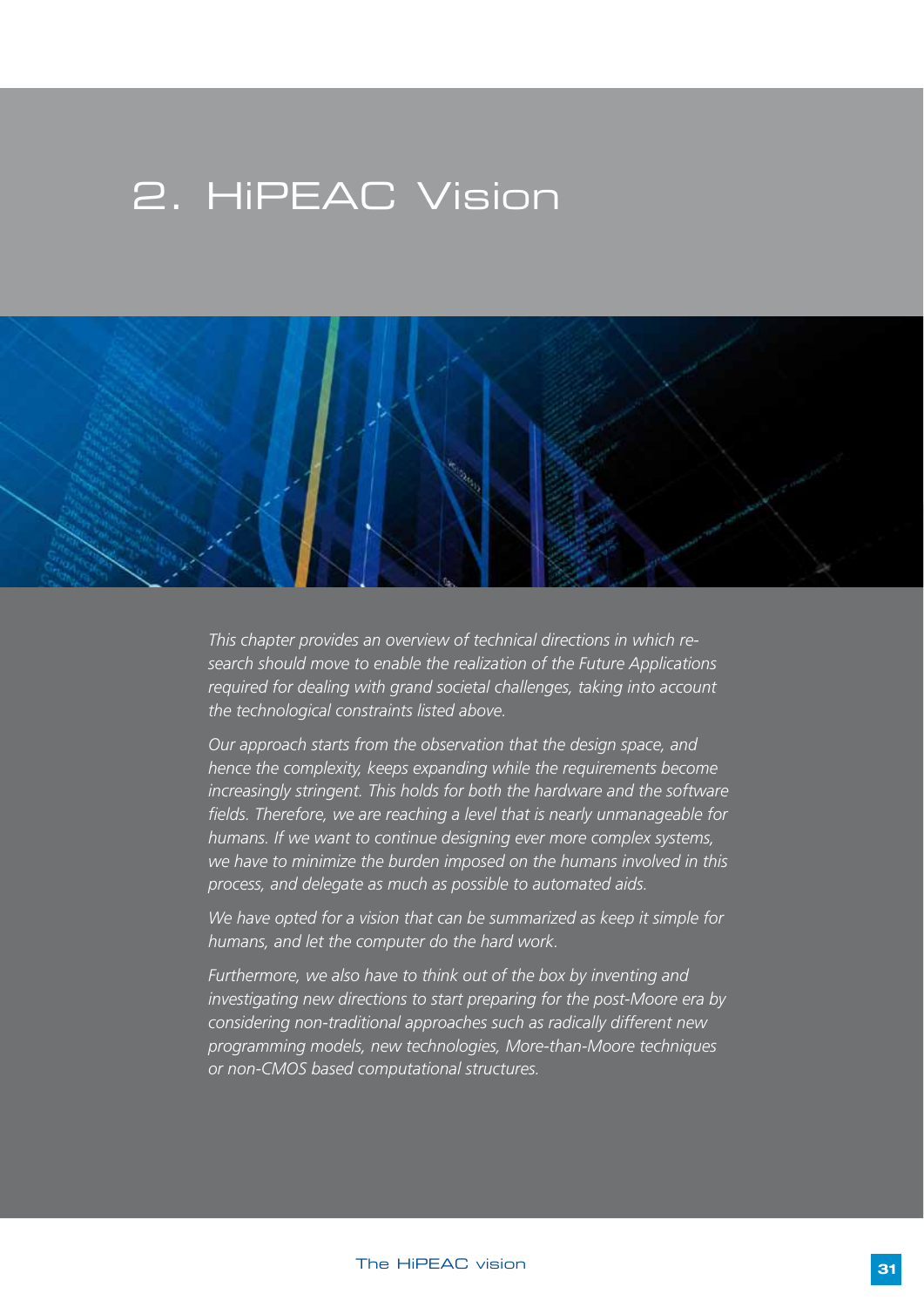# 2. HiPEAC Vision

*This chapter provides an overview of technical directions in which research should move to enable the realization of the Future Applications required for dealing with grand societal challenges, taking into account the technological constraints listed above.*

*Our approach starts from the observation that the design space, and hence the complexity, keeps expanding while the requirements become increasingly stringent. This holds for both the hardware and the software fields. Therefore, we are reaching a level that is nearly unmanageable for humans. If we want to continue designing ever more complex systems, we have to minimize the burden imposed on the humans involved in this process, and delegate as much as possible to automated aids.*

*We have opted for a vision that can be summarized as keep it simple for humans, and let the computer do the hard work.*

*Furthermore, we also have to think out of the box by inventing and investigating new directions to start preparing for the post-Moore era by considering non-traditional approaches such as radically different new programming models, new technologies, More-than-Moore techniques or non-CMOS based computational structures.*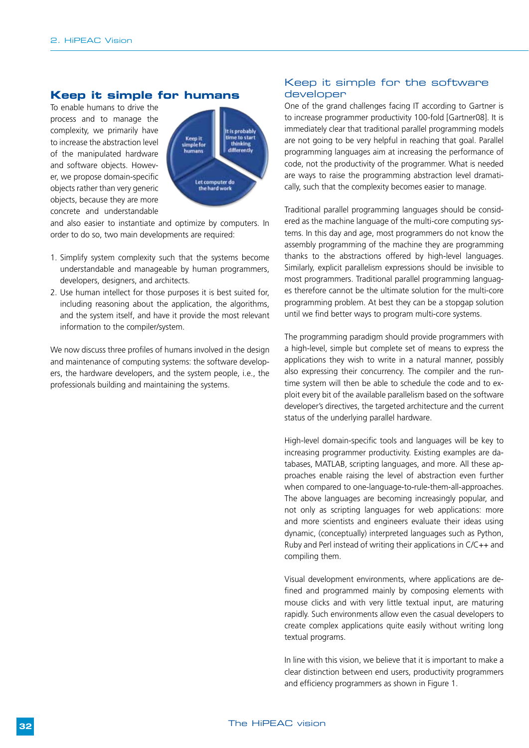## Keep it simple for humans

To enable humans to drive the process and to manage the complexity, we primarily have to increase the abstraction level of the manipulated hardware and software objects. However, we propose domain-specific objects rather than very generic objects, because they are more concrete and understandable and also easier to instantiate and optimize by computers. In order to do so, two main developments are required:

1. Simplify system complexity such that the systems become understandable and manageable by human programmers, developers, designers, and architects.
2. Use human intellect for those purposes it is best suited for, including reasoning about the application, the algorithms, and the system itself, and have it provide the most relevant information to the compiler/system.

We now discuss three profiles of humans involved in the design and maintenance of computing systems: the software developers, the hardware developers, and the system people, i.e., the professionals building and maintaining the systems.

## Keep it simple for the software developer

One of the grand challenges facing IT according to Gartner is to increase programmer productivity 100-fold [Gartner08]. It is immediately clear that traditional parallel programming models are not going to be very helpful in reaching that goal. Parallel programming languages aim at increasing the performance of code, not the productivity of the programmer. What is needed are ways to raise the programming abstraction level dramatically, such that the complexity becomes easier to manage.

Traditional parallel programming languages should be considered as the machine language of the multi-core computing systems. In this day and age, most programmers do not know the assembly programming of the machine they are programming thanks to the abstractions offered by high-level languages. Similarly, explicit parallelism expressions should be invisible to most programmers. Traditional parallel programming languages therefore cannot be the ultimate solution for the multi-core programming problem. At best they can be a stopgap solution until we find better ways to program multi-core systems.

The programming paradigm should provide programmers with a high-level, simple but complete set of means to express the applications they wish to write in a natural manner, possibly also expressing their concurrency. The compiler and the runtime system will then be able to schedule the code and to exploit every bit of the available parallelism based on the software developer's directives, the targeted architecture and the current status of the underlying parallel hardware.

High-level domain-specific tools and languages will be key to increasing programmer productivity. Existing examples are databases, MATLAB, scripting languages, and more. All these approaches enable raising the level of abstraction even further when compared to one-language-to-rule-them-all-approaches. The above languages are becoming increasingly popular, and not only as scripting languages for web applications: more and more scientists and engineers evaluate their ideas using dynamic, (conceptually) interpreted languages such as Python, Ruby and Perl instead of writing their applications in C/C++ and compiling them.

Visual development environments, where applications are defined and programmed mainly by composing elements with mouse clicks and with very little textual input, are maturing rapidly. Such environments allow even the casual developers to create complex applications quite easily without writing long textual programs.

In line with this vision, we believe that it is important to make a clear distinction between end users, productivity programmers and efficiency programmers as shown in Figure 1.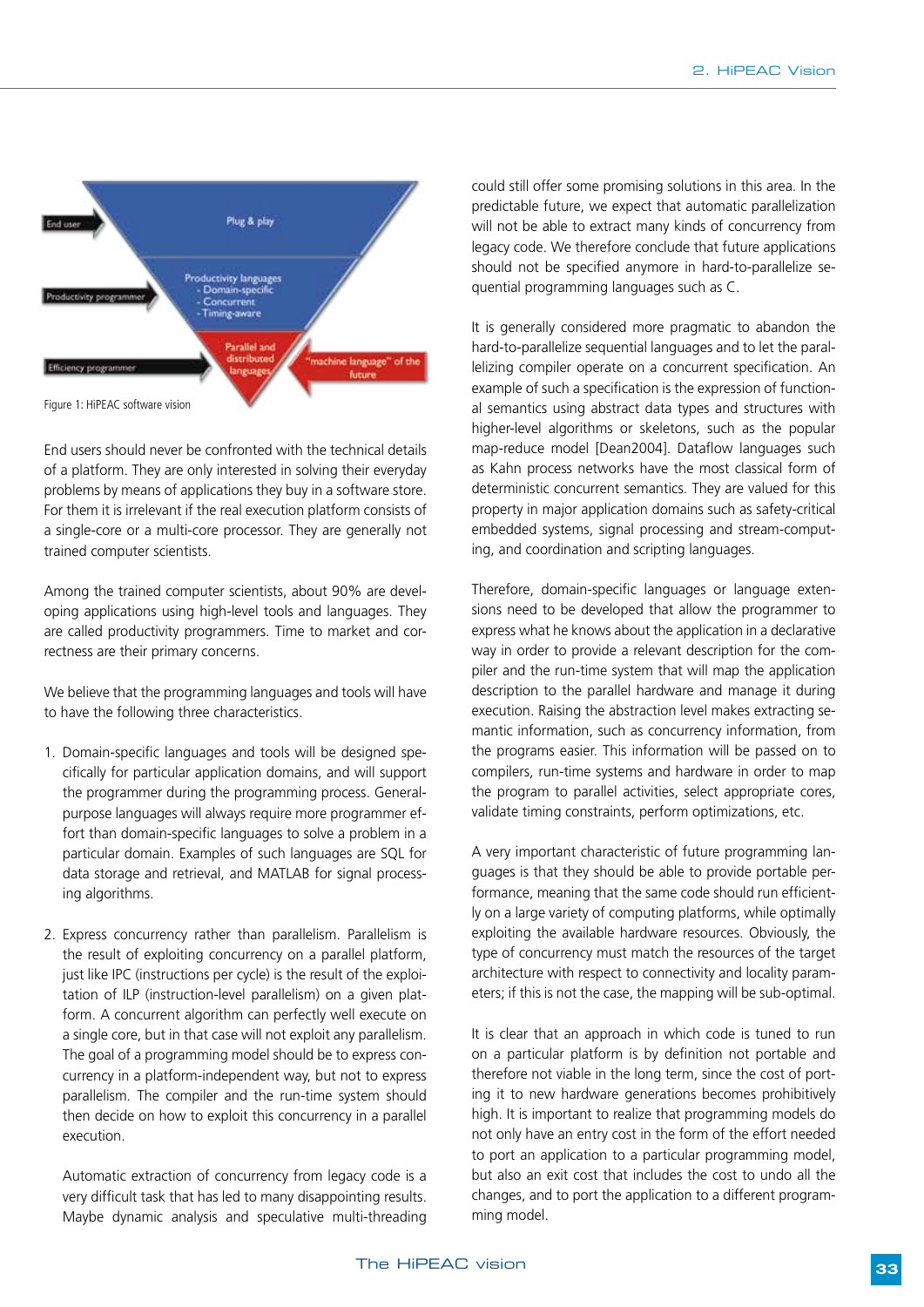Figure 1: HiPEAC software vision

End users should never be confronted with the technical details of a platform. They are only interested in solving their everyday problems by means of applications they buy in a software store. For them it is irrelevant if the real execution platform consists of a single-core or a multi-core processor. They are generally not trained computer scientists.

Among the trained computer scientists, about 90% are developing applications using high-level tools and languages. They are called productivity programmers. Time to market and correctness are their primary concerns.

We believe that the programming languages and tools will have to have the following three characteristics.

1. Domain-specific languages and tools will be designed specifically for particular application domains, and will support the programmer during the programming process. General-purpose languages will always require more programmer effort than domain-specific languages to solve a problem in a particular domain. Examples of such languages are SQL for data storage and retrieval, and MATLAB for signal processing algorithms.

2. Express concurrency rather than parallelism. Parallelism is the result of exploiting concurrency on a parallel platform, just like IPC (instructions per cycle) is the result of the exploitation of ILP (instruction-level parallelism) on a given platform. A concurrent algorithm can perfectly well execute on a single core, but in that case will not exploit any parallelism. The goal of a programming model should be to express concurrency in a platform-independent way, but not to express parallelism. The compiler and the run-time system should then decide on how to exploit this concurrency in a parallel execution.

   Automatic extraction of concurrency from legacy code is a very difficult task that has led to many disappointing results. Maybe dynamic analysis and speculative multi-threading could still offer some promising solutions in this area. In the predictable future, we expect that automatic parallelization will not be able to extract many kinds of concurrency from legacy code. We therefore conclude that future applications should not be specified anymore in hard-to-parallelize sequential programming languages such as C.

   It is generally considered more pragmatic to abandon the hard-to-parallelize sequential languages and to let the parallelizing compiler operate on a concurrent specification. An example of such a specification is the expression of functional semantics using abstract data types and structures with higher-level algorithms or skeletons, such as the popular map-reduce model [Dean2004]. Dataflow languages such as Kahn process networks have the most classical form of deterministic concurrent semantics. They are valued for this property in major application domains such as safety-critical embedded systems, signal processing and stream-computing, and coordination and scripting languages.

   Therefore, domain-specific languages or language extensions need to be developed that allow the programmer to express what he knows about the application in a declarative way in order to provide a relevant description for the compiler and the run-time system that will map the application description to the parallel hardware and manage it during execution. Raising the abstraction level makes extracting semantic information, such as concurrency information, from the programs easier. This information will be passed on to compilers, run-time systems and hardware in order to map the program to parallel activities, select appropriate cores, validate timing constraints, perform optimizations, etc.

   A very important characteristic of future programming languages is that they should be able to provide portable performance, meaning that the same code should run efficiently on a large variety of computing platforms, while optimally exploiting the available hardware resources. Obviously, the type of concurrency must match the resources of the target architecture with respect to connectivity and locality parameters; if this is not the case, the mapping will be sub-optimal.

   It is clear that an approach in which code is tuned to run on a particular platform is by definition not portable and therefore not viable in the long term, since the cost of porting it to new hardware generations becomes prohibitively high. It is important to realize that programming models do not only have an entry cost in the form of the effort needed to port an application to a particular programming model, but also an exit cost that includes the cost to undo all the changes, and to port the application to a different programming model.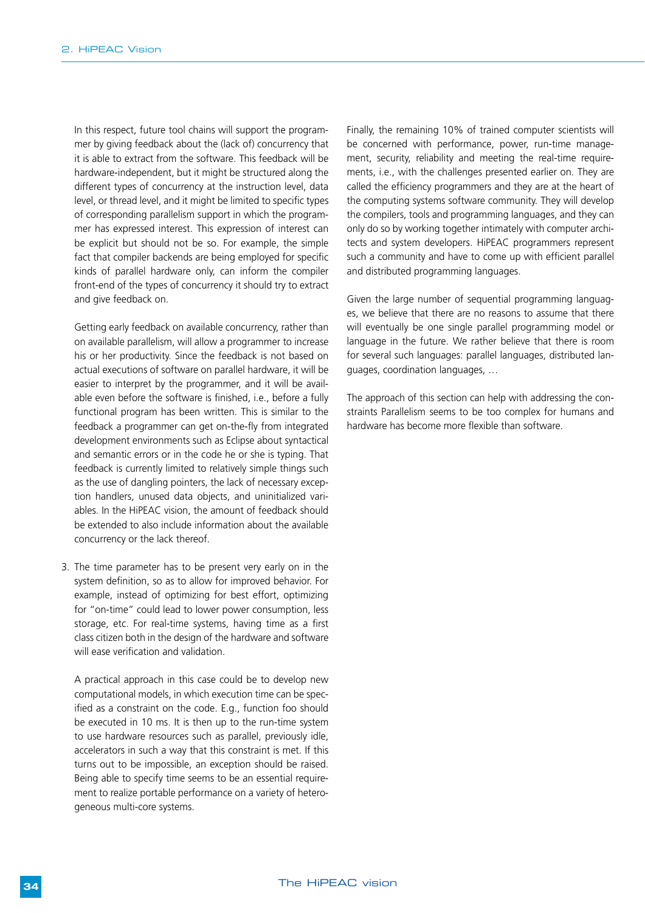In this respect, future tool chains will support the programmer by giving feedback about the (lack of) concurrency that it is able to extract from the software. This feedback will be hardware-independent, but it might be structured along the different types of concurrency at the instruction level, data level, or thread level, and it might be limited to specific types of corresponding parallelism support in which the programmer has expressed interest. This expression of interest can be explicit but should not be so. For example, the simple fact that compiler backends are being employed for specific kinds of parallel hardware only, can inform the compiler front-end of the types of concurrency it should try to extract and give feedback on.

Getting early feedback on available concurrency, rather than on available parallelism, will allow a programmer to increase his or her productivity. Since the feedback is not based on actual executions of software on parallel hardware, it will be easier to interpret by the programmer, and it will be available even before the software is finished, i.e., before a fully functional program has been written. This is similar to the feedback a programmer can get on-the-fly from integrated development environments such as Eclipse about syntactical and semantic errors or in the code he or she is typing. That feedback is currently limited to relatively simple things such as the use of dangling pointers, the lack of necessary exception handlers, unused data objects, and uninitialized variables. In the HiPEAC vision, the amount of feedback should be extended to also include information about the available concurrency or the lack thereof.

3. The time parameter has to be present very early on in the system definition, so as to allow for improved behavior. For example, instead of optimizing for best effort, optimizing for "on-time" could lead to lower power consumption, less storage, etc. For real-time systems, having time as a first class citizen both in the design of the hardware and software will ease verification and validation.

   A practical approach in this case could be to develop new computational models, in which execution time can be specified as a constraint on the code. E.g., function foo should be executed in 10 ms. It is then up to the run-time system to use hardware resources such as parallel, previously idle, accelerators in such a way that this constraint is met. If this turns out to be impossible, an exception should be raised. Being able to specify time seems to be an essential requirement to realize portable performance on a variety of heterogeneous multi-core systems.

Finally, the remaining 10% of trained computer scientists will be concerned with performance, power, run-time management, security, reliability and meeting the real-time requirements, i.e., with the challenges presented earlier on. They are called the efficiency programmers and they are at the heart of the computing systems software community. They will develop the compilers, tools and programming languages, and they can only do so by working together intimately with computer architects and system developers. HiPEAC programmers represent such a community and have to come up with efficient parallel and distributed programming languages.

Given the large number of sequential programming languages, we believe that there are no reasons to assume that there will eventually be one single parallel programming model or language in the future. We rather believe that there is room for several such languages: parallel languages, distributed languages, coordination languages, …

The approach of this section can help with addressing the constraints Parallelism seems to be too complex for humans and hardware has become more flexible than software.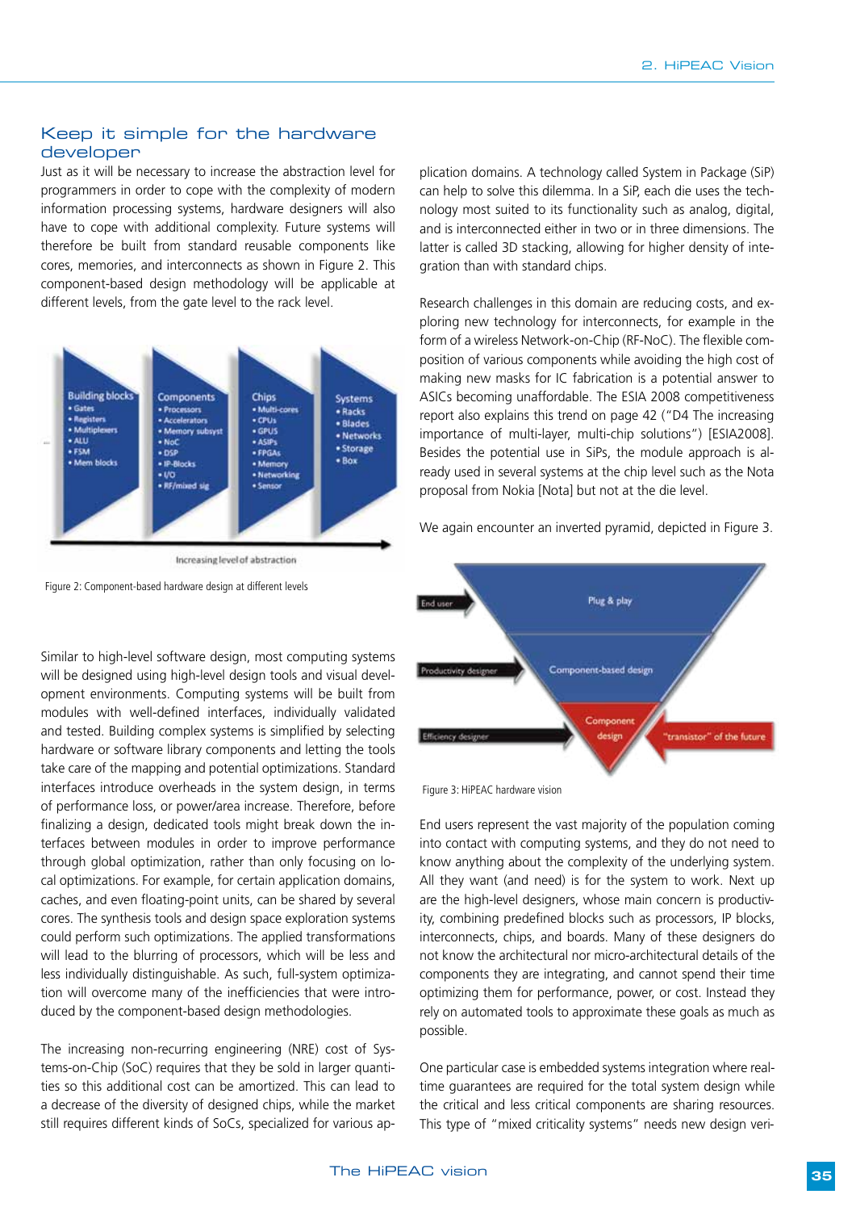## Keep it simple for the hardware developer

Just as it will be necessary to increase the abstraction level for programmers in order to cope with the complexity of modern information processing systems, hardware designers will also have to cope with additional complexity. Future systems will therefore be built from standard reusable components like cores, memories, and interconnects as shown in Figure 2. This component-based design methodology will be applicable at different levels, from the gate level to the rack level.

Figure 2: Component-based hardware design at different levels

Similar to high-level software design, most computing systems will be designed using high-level design tools and visual development environments. Computing systems will be built from modules with well-defined interfaces, individually validated and tested. Building complex systems is simplified by selecting hardware or software library components and letting the tools take care of the mapping and potential optimizations. Standard interfaces introduce overheads in the system design, in terms of performance loss, or power/area increase. Therefore, before finalizing a design, dedicated tools might break down the interfaces between modules in order to improve performance through global optimization, rather than only focusing on local optimizations. For example, for certain application domains, caches, and even floating-point units, can be shared by several cores. The synthesis tools and design space exploration systems could perform such optimizations. The applied transformations will lead to the blurring of processors, which will be less and less individually distinguishable. As such, full-system optimization will overcome many of the inefficiencies that were introduced by the component-based design methodologies.

The increasing non-recurring engineering (NRE) cost of Systems-on-Chip (SoC) requires that they be sold in larger quantities so this additional cost can be amortized. This can lead to a decrease of the diversity of designed chips, while the market still requires different kinds of SoCs, specialized for various application domains. A technology called System in Package (SiP) can help to solve this dilemma. In a SiP, each die uses the technology most suited to its functionality such as analog, digital, and is interconnected either in two or in three dimensions. The latter is called 3D stacking, allowing for higher density of integration than with standard chips.

Research challenges in this domain are reducing costs, and exploring new technology for interconnects, for example in the form of a wireless Network-on-Chip (RF-NoC). The flexible composition of various components while avoiding the high cost of making new masks for IC fabrication is a potential answer to ASICs becoming unaffordable. The ESIA 2008 competitiveness report also explains this trend on page 42 ("D4 The increasing importance of multi-layer, multi-chip solutions") [ESIA2008]. Besides the potential use in SiPs, the module approach is already used in several systems at the chip level such as the Nota proposal from Nokia [Nota] but not at the die level.

We again encounter an inverted pyramid, depicted in Figure 3.

Figure 3: HiPEAC hardware vision

End users represent the vast majority of the population coming into contact with computing systems, and they do not need to know anything about the complexity of the underlying system. All they want (and need) is for the system to work. Next up are the high-level designers, whose main concern is productivity, combining predefined blocks such as processors, IP blocks, interconnects, chips, and boards. Many of these designers do not know the architectural nor micro-architectural details of the components they are integrating, and cannot spend their time optimizing them for performance, power, or cost. Instead they rely on automated tools to approximate these goals as much as possible.

One particular case is embedded systems integration where real-time guarantees are required for the total system design while the critical and less critical components are sharing resources. This type of "mixed criticality systems" needs new design veri-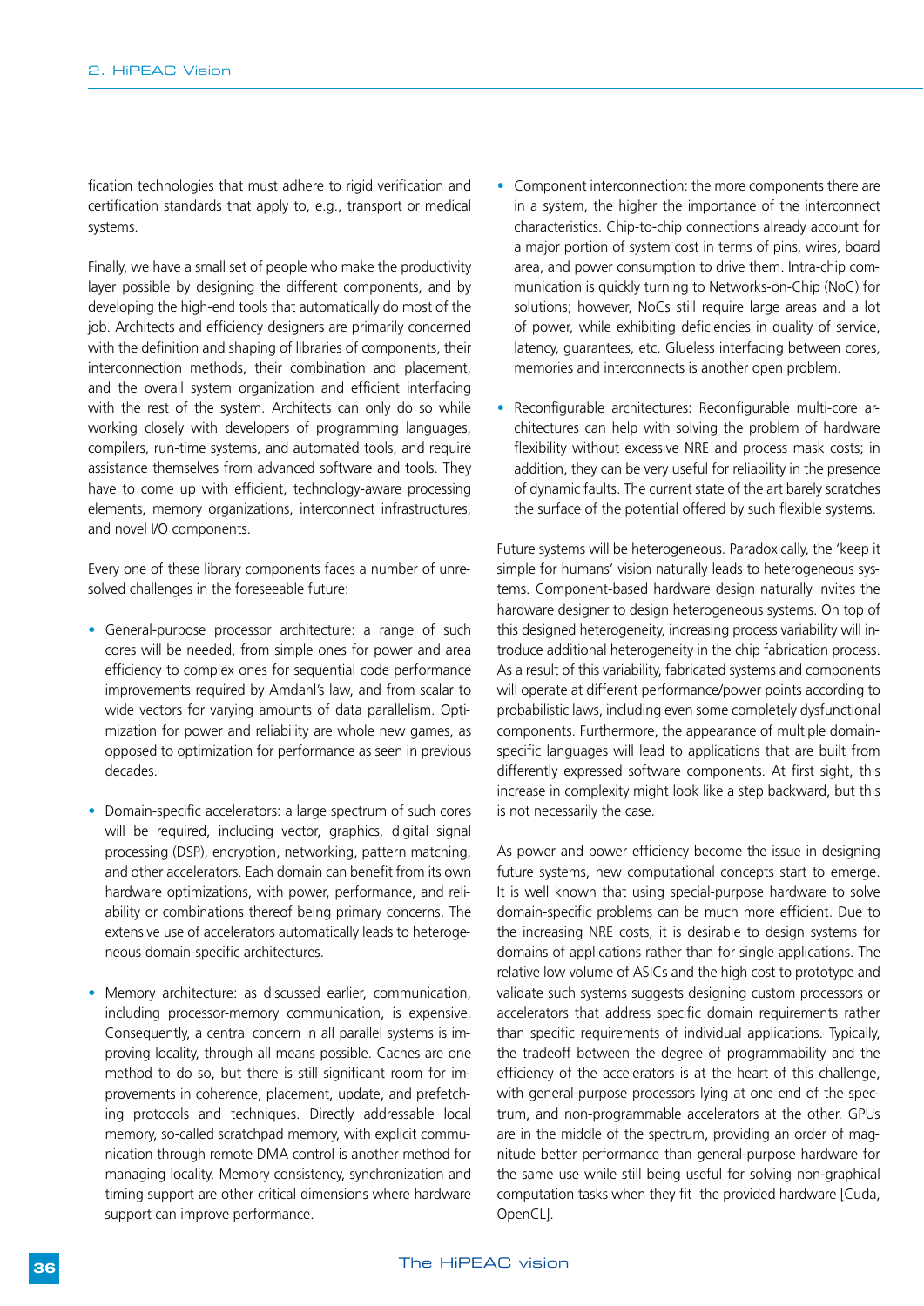fication technologies that must adhere to rigid verification and certification standards that apply to, e.g., transport or medical systems.

Finally, we have a small set of people who make the productivity layer possible by designing the different components, and by developing the high-end tools that automatically do most of the job. Architects and efficiency designers are primarily concerned with the definition and shaping of libraries of components, their interconnection methods, their combination and placement, and the overall system organization and efficient interfacing with the rest of the system. Architects can only do so while working closely with developers of programming languages, compilers, run-time systems, and automated tools, and require assistance themselves from advanced software and tools. They have to come up with efficient, technology-aware processing elements, memory organizations, interconnect infrastructures, and novel I/O components.

Every one of these library components faces a number of unresolved challenges in the foreseeable future:

- General-purpose processor architecture: a range of such cores will be needed, from simple ones for power and area efficiency to complex ones for sequential code performance improvements required by Amdahl's law, and from scalar to wide vectors for varying amounts of data parallelism. Optimization for power and reliability are whole new games, as opposed to optimization for performance as seen in previous decades.

- Domain-specific accelerators: a large spectrum of such cores will be required, including vector, graphics, digital signal processing (DSP), encryption, networking, pattern matching, and other accelerators. Each domain can benefit from its own hardware optimizations, with power, performance, and reliability or combinations thereof being primary concerns. The extensive use of accelerators automatically leads to heterogeneous domain-specific architectures.

- Memory architecture: as discussed earlier, communication, including processor-memory communication, is expensive. Consequently, a central concern in all parallel systems is improving locality, through all means possible. Caches are one method to do so, but there is still significant room for improvements in coherence, placement, update, and prefetching protocols and techniques. Directly addressable local memory, so-called scratchpad memory, with explicit communication through remote DMA control is another method for managing locality. Memory consistency, synchronization and timing support are other critical dimensions where hardware support can improve performance.

- Component interconnection: the more components there are in a system, the higher the importance of the interconnect characteristics. Chip-to-chip connections already account for a major portion of system cost in terms of pins, wires, board area, and power consumption to drive them. Intra-chip communication is quickly turning to Networks-on-Chip (NoC) for solutions; however, NoCs still require large areas and a lot of power, while exhibiting deficiencies in quality of service, latency, guarantees, etc. Glueless interfacing between cores, memories and interconnects is another open problem.

- Reconfigurable architectures: Reconfigurable multi-core architectures can help with solving the problem of hardware flexibility without excessive NRE and process mask costs; in addition, they can be very useful for reliability in the presence of dynamic faults. The current state of the art barely scratches the surface of the potential offered by such flexible systems.

Future systems will be heterogeneous. Paradoxically, the 'keep it simple for humans' vision naturally leads to heterogeneous systems. Component-based hardware design naturally invites the hardware designer to design heterogeneous systems. On top of this designed heterogeneity, increasing process variability will introduce additional heterogeneity in the chip fabrication process. As a result of this variability, fabricated systems and components will operate at different performance/power points according to probabilistic laws, including even some completely dysfunctional components. Furthermore, the appearance of multiple domain-specific languages will lead to applications that are built from differently expressed software components. At first sight, this increase in complexity might look like a step backward, but this is not necessarily the case.

As power and power efficiency become the issue in designing future systems, new computational concepts start to emerge. It is well known that using special-purpose hardware to solve domain-specific problems can be much more efficient. Due to the increasing NRE costs, it is desirable to design systems for domains of applications rather than for single applications. The relative low volume of ASICs and the high cost to prototype and validate such systems suggests designing custom processors or accelerators that address specific domain requirements rather than specific requirements of individual applications. Typically, the tradeoff between the degree of programmability and the efficiency of the accelerators is at the heart of this challenge, with general-purpose processors lying at one end of the spectrum, and non-programmable accelerators at the other. GPUs are in the middle of the spectrum, providing an order of magnitude better performance than general-purpose hardware for the same use while still being useful for solving non-graphical computation tasks when they fit the provided hardware [Cuda, OpenCL].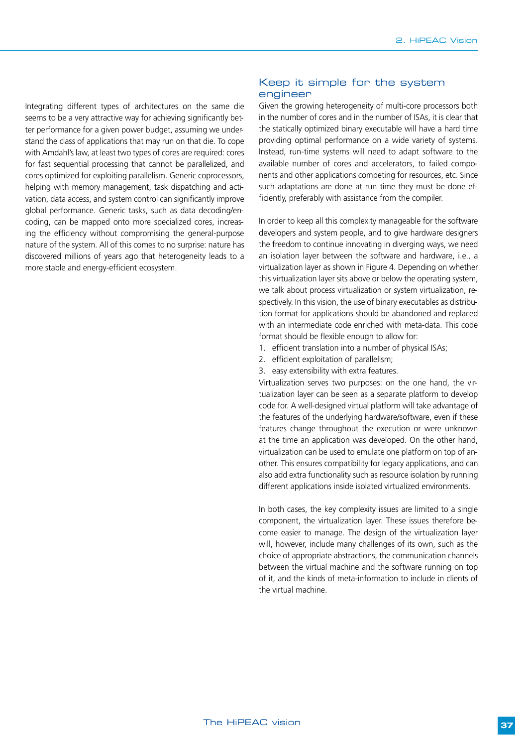Integrating different types of architectures on the same die seems to be a very attractive way for achieving significantly better performance for a given power budget, assuming we understand the class of applications that may run on that die. To cope with Amdahl's law, at least two types of cores are required: cores for fast sequential processing that cannot be parallelized, and cores optimized for exploiting parallelism. Generic coprocessors, helping with memory management, task dispatching and activation, data access, and system control can significantly improve global performance. Generic tasks, such as data decoding/encoding, can be mapped onto more specialized cores, increasing the efficiency without compromising the general-purpose nature of the system. All of this comes to no surprise: nature has discovered millions of years ago that heterogeneity leads to a more stable and energy-efficient ecosystem.

## Keep it simple for the system engineer

Given the growing heterogeneity of multi-core processors both in the number of cores and in the number of ISAs, it is clear that the statically optimized binary executable will have a hard time providing optimal performance on a wide variety of systems. Instead, run-time systems will need to adapt software to the available number of cores and accelerators, to failed components and other applications competing for resources, etc. Since such adaptations are done at run time they must be done efficiently, preferably with assistance from the compiler.

In order to keep all this complexity manageable for the software developers and system people, and to give hardware designers the freedom to continue innovating in diverging ways, we need an isolation layer between the software and hardware, i.e., a virtualization layer as shown in Figure 4. Depending on whether this virtualization layer sits above or below the operating system, we talk about process virtualization or system virtualization, respectively. In this vision, the use of binary executables as distribution format for applications should be abandoned and replaced with an intermediate code enriched with meta-data. This code format should be flexible enough to allow for:

1. efficient translation into a number of physical ISAs;
2. efficient exploitation of parallelism;
3. easy extensibility with extra features.

Virtualization serves two purposes: on the one hand, the virtualization layer can be seen as a separate platform to develop code for. A well-designed virtual platform will take advantage of the features of the underlying hardware/software, even if these features change throughout the execution or were unknown at the time an application was developed. On the other hand, virtualization can be used to emulate one platform on top of another. This ensures compatibility for legacy applications, and can also add extra functionality such as resource isolation by running different applications inside isolated virtualized environments.

In both cases, the key complexity issues are limited to a single component, the virtualization layer. These issues therefore become easier to manage. The design of the virtualization layer will, however, include many challenges of its own, such as the choice of appropriate abstractions, the communication channels between the virtual machine and the software running on top of it, and the kinds of meta-information to include in clients of the virtual machine.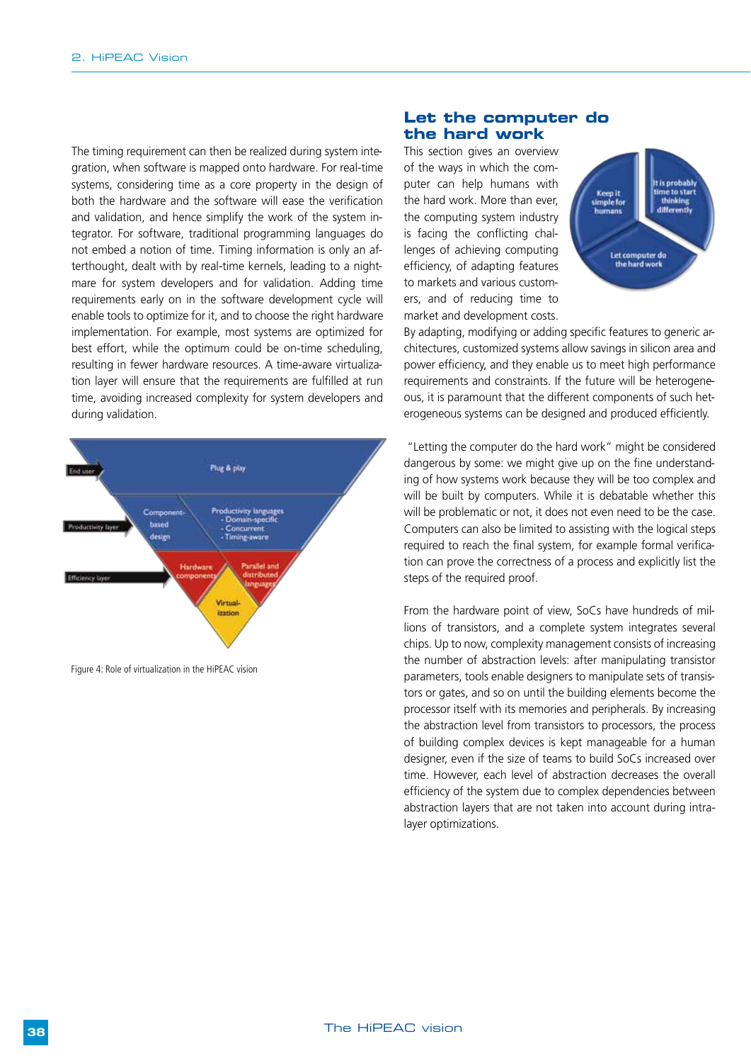The timing requirement can then be realized during system integration, when software is mapped onto hardware. For real-time systems, considering time as a core property in the design of both the hardware and the software will ease the verification and validation, and hence simplify the work of the system integrator. For software, traditional programming languages do not embed a notion of time. Timing information is only an afterthought, dealt with by real-time kernels, leading to a nightmare for system developers and for validation. Adding time requirements early on in the software development cycle will enable tools to optimize for it, and to choose the right hardware implementation. For example, most systems are optimized for best effort, while the optimum could be on-time scheduling, resulting in fewer hardware resources. A time-aware virtualization layer will ensure that the requirements are fulfilled at run time, avoiding increased complexity for system developers and during validation.

Figure 4: Role of virtualization in the HiPEAC vision

## Let the computer do the hard work

This section gives an overview of the ways in which the computer can help humans with the hard work. More than ever, the computing system industry is facing the conflicting challenges of achieving computing efficiency, of adapting features to markets and various customers, and of reducing time to market and development costs. By adapting, modifying or adding specific features to generic architectures, customized systems allow savings in silicon area and power efficiency, and they enable us to meet high performance requirements and constraints. If the future will be heterogeneous, it is paramount that the different components of such heterogeneous systems can be designed and produced efficiently.

"Letting the computer do the hard work" might be considered dangerous by some: we might give up on the fine understanding of how systems work because they will be too complex and will be built by computers. While it is debatable whether this will be problematic or not, it does not even need to be the case. Computers can also be limited to assisting with the logical steps required to reach the final system, for example formal verification can prove the correctness of a process and explicitly list the steps of the required proof.

From the hardware point of view, SoCs have hundreds of millions of transistors, and a complete system integrates several chips. Up to now, complexity management consists of increasing the number of abstraction levels: after manipulating transistor parameters, tools enable designers to manipulate sets of transistors or gates, and so on until the building elements become the processor itself with its memories and peripherals. By increasing the abstraction level from transistors to processors, the process of building complex devices is kept manageable for a human designer, even if the size of teams to build SoCs increased over time. However, each level of abstraction decreases the overall efficiency of the system due to complex dependencies between abstraction layers that are not taken into account during intra-layer optimizations.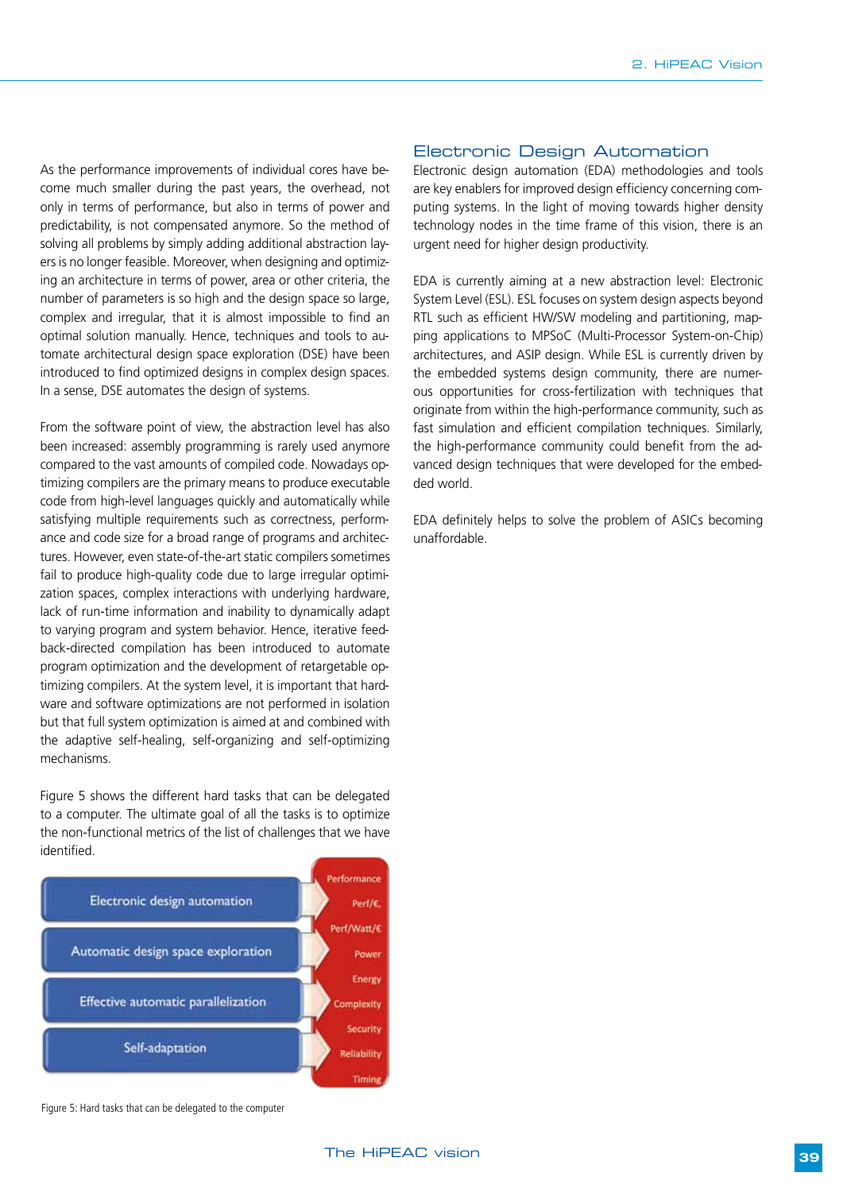As the performance improvements of individual cores have become much smaller during the past years, the overhead, not only in terms of performance, but also in terms of power and predictability, is not compensated anymore. So the method of solving all problems by simply adding additional abstraction layers is no longer feasible. Moreover, when designing and optimizing an architecture in terms of power, area or other criteria, the number of parameters is so high and the design space so large, complex and irregular, that it is almost impossible to find an optimal solution manually. Hence, techniques and tools to automate architectural design space exploration (DSE) have been introduced to find optimized designs in complex design spaces. In a sense, DSE automates the design of systems.

From the software point of view, the abstraction level has also been increased: assembly programming is rarely used anymore compared to the vast amounts of compiled code. Nowadays optimizing compilers are the primary means to produce executable code from high-level languages quickly and automatically while satisfying multiple requirements such as correctness, performance and code size for a broad range of programs and architectures. However, even state-of-the-art static compilers sometimes fail to produce high-quality code due to large irregular optimization spaces, complex interactions with underlying hardware, lack of run-time information and inability to dynamically adapt to varying program and system behavior. Hence, iterative feedback-directed compilation has been introduced to automate program optimization and the development of retargetable optimizing compilers. At the system level, it is important that hardware and software optimizations are not performed in isolation but that full system optimization is aimed at and combined with the adaptive self-healing, self-organizing and self-optimizing mechanisms.

Figure 5 shows the different hard tasks that can be delegated to a computer. The ultimate goal of all the tasks is to optimize the non-functional metrics of the list of challenges that we have identified.

Electronic design automation

Automatic design space exploration

Effective automatic parallelization

Self-adaptation

Performance, Perf/€, Perf/Watt/€, Power, Energy, Complexity, Security, Reliability, Timing

Figure 5: Hard tasks that can be delegated to the computer

## Electronic Design Automation

Electronic design automation (EDA) methodologies and tools are key enablers for improved design efficiency concerning computing systems. In the light of moving towards higher density technology nodes in the time frame of this vision, there is an urgent need for higher design productivity.

EDA is currently aiming at a new abstraction level: Electronic System Level (ESL). ESL focuses on system design aspects beyond RTL such as efficient HW/SW modeling and partitioning, mapping applications to MPSoC (Multi-Processor System-on-Chip) architectures, and ASIP design. While ESL is currently driven by the embedded systems design community, there are numerous opportunities for cross-fertilization with techniques that originate from within the high-performance community, such as fast simulation and efficient compilation techniques. Similarly, the high-performance community could benefit from the advanced design techniques that were developed for the embedded world.

EDA definitely helps to solve the problem of ASICs becoming unaffordable.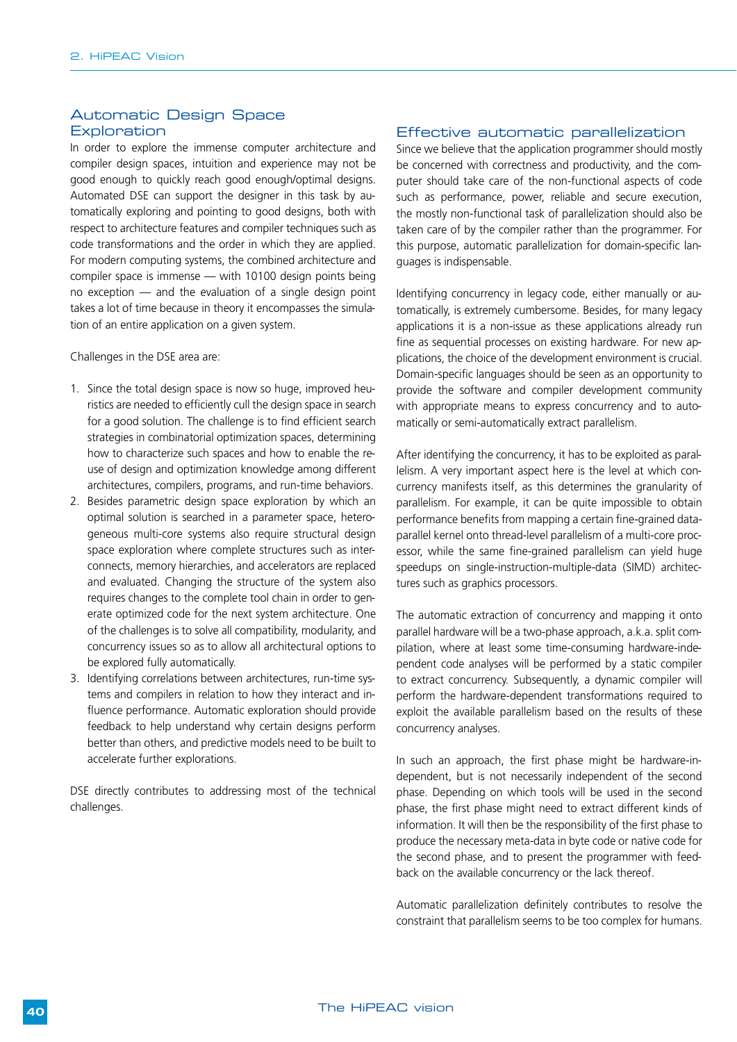## Automatic Design Space Exploration

In order to explore the immense computer architecture and compiler design spaces, intuition and experience may not be good enough to quickly reach good enough/optimal designs. Automated DSE can support the designer in this task by automatically exploring and pointing to good designs, both with respect to architecture features and compiler techniques such as code transformations and the order in which they are applied. For modern computing systems, the combined architecture and compiler space is immense — with 10100 design points being no exception — and the evaluation of a single design point takes a lot of time because in theory it encompasses the simulation of an entire application on a given system.

Challenges in the DSE area are:

1. Since the total design space is now so huge, improved heuristics are needed to efficiently cull the design space in search for a good solution. The challenge is to find efficient search strategies in combinatorial optimization spaces, determining how to characterize such spaces and how to enable the reuse of design and optimization knowledge among different architectures, compilers, programs, and run-time behaviors.
2. Besides parametric design space exploration by which an optimal solution is searched in a parameter space, heterogeneous multi-core systems also require structural design space exploration where complete structures such as interconnects, memory hierarchies, and accelerators are replaced and evaluated. Changing the structure of the system also requires changes to the complete tool chain in order to generate optimized code for the next system architecture. One of the challenges is to solve all compatibility, modularity, and concurrency issues so as to allow all architectural options to be explored fully automatically.
3. Identifying correlations between architectures, run-time systems and compilers in relation to how they interact and influence performance. Automatic exploration should provide feedback to help understand why certain designs perform better than others, and predictive models need to be built to accelerate further explorations.

DSE directly contributes to addressing most of the technical challenges.

## Effective automatic parallelization

Since we believe that the application programmer should mostly be concerned with correctness and productivity, and the computer should take care of the non-functional aspects of code such as performance, power, reliable and secure execution, the mostly non-functional task of parallelization should also be taken care of by the compiler rather than the programmer. For this purpose, automatic parallelization for domain-specific languages is indispensable.

Identifying concurrency in legacy code, either manually or automatically, is extremely cumbersome. Besides, for many legacy applications it is a non-issue as these applications already run fine as sequential processes on existing hardware. For new applications, the choice of the development environment is crucial. Domain-specific languages should be seen as an opportunity to provide the software and compiler development community with appropriate means to express concurrency and to automatically or semi-automatically extract parallelism.

After identifying the concurrency, it has to be exploited as parallelism. A very important aspect here is the level at which concurrency manifests itself, as this determines the granularity of parallelism. For example, it can be quite impossible to obtain performance benefits from mapping a certain fine-grained data-parallel kernel onto thread-level parallelism of a multi-core processor, while the same fine-grained parallelism can yield huge speedups on single-instruction-multiple-data (SIMD) architectures such as graphics processors.

The automatic extraction of concurrency and mapping it onto parallel hardware will be a two-phase approach, a.k.a. split compilation, where at least some time-consuming hardware-independent code analyses will be performed by a static compiler to extract concurrency. Subsequently, a dynamic compiler will perform the hardware-dependent transformations required to exploit the available parallelism based on the results of these concurrency analyses.

In such an approach, the first phase might be hardware-independent, but is not necessarily independent of the second phase. Depending on which tools will be used in the second phase, the first phase might need to extract different kinds of information. It will then be the responsibility of the first phase to produce the necessary meta-data in byte code or native code for the second phase, and to present the programmer with feedback on the available concurrency or the lack thereof.

Automatic parallelization definitely contributes to resolve the constraint that parallelism seems to be too complex for humans.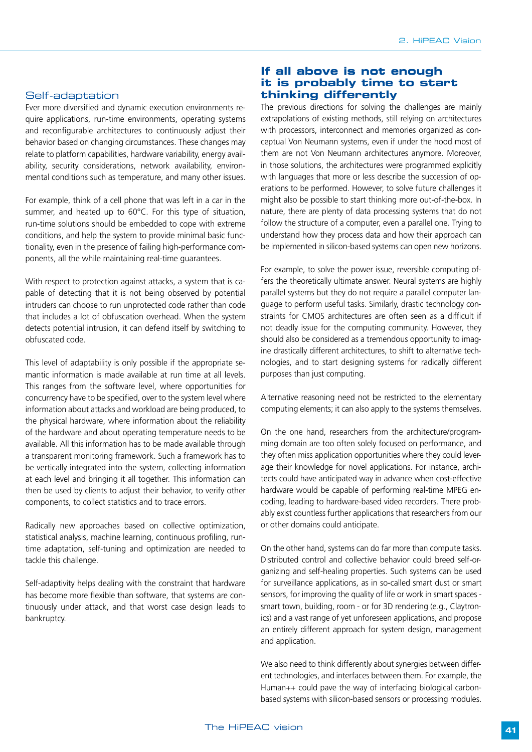### Self-adaptation

Ever more diversified and dynamic execution environments require applications, run-time environments, operating systems and reconfigurable architectures to continuously adjust their behavior based on changing circumstances. These changes may relate to platform capabilities, hardware variability, energy availability, security considerations, network availability, environmental conditions such as temperature, and many other issues.

For example, think of a cell phone that was left in a car in the summer, and heated up to 60°C. For this type of situation, run-time solutions should be embedded to cope with extreme conditions, and help the system to provide minimal basic functionality, even in the presence of failing high-performance components, all the while maintaining real-time guarantees.

With respect to protection against attacks, a system that is capable of detecting that it is not being observed by potential intruders can choose to run unprotected code rather than code that includes a lot of obfuscation overhead. When the system detects potential intrusion, it can defend itself by switching to obfuscated code.

This level of adaptability is only possible if the appropriate semantic information is made available at run time at all levels. This ranges from the software level, where opportunities for concurrency have to be specified, over to the system level where information about attacks and workload are being produced, to the physical hardware, where information about the reliability of the hardware and about operating temperature needs to be available. All this information has to be made available through a transparent monitoring framework. Such a framework has to be vertically integrated into the system, collecting information at each level and bringing it all together. This information can then be used by clients to adjust their behavior, to verify other components, to collect statistics and to trace errors.

Radically new approaches based on collective optimization, statistical analysis, machine learning, continuous profiling, run-time adaptation, self-tuning and optimization are needed to tackle this challenge.

Self-adaptivity helps dealing with the constraint that hardware has become more flexible than software, that systems are continuously under attack, and that worst case design leads to bankruptcy.

## If all above is not enough it is probably time to start thinking differently

The previous directions for solving the challenges are mainly extrapolations of existing methods, still relying on architectures with processors, interconnect and memories organized as conceptual Von Neumann systems, even if under the hood most of them are not Von Neumann architectures anymore. Moreover, in those solutions, the architectures were programmed explicitly with languages that more or less describe the succession of operations to be performed. However, to solve future challenges it might also be possible to start thinking more out-of-the-box. In nature, there are plenty of data processing systems that do not follow the structure of a computer, even a parallel one. Trying to understand how they process data and how their approach can be implemented in silicon-based systems can open new horizons.

For example, to solve the power issue, reversible computing offers the theoretically ultimate answer. Neural systems are highly parallel systems but they do not require a parallel computer language to perform useful tasks. Similarly, drastic technology constraints for CMOS architectures are often seen as a difficult if not deadly issue for the computing community. However, they should also be considered as a tremendous opportunity to imagine drastically different architectures, to shift to alternative technologies, and to start designing systems for radically different purposes than just computing.

Alternative reasoning need not be restricted to the elementary computing elements; it can also apply to the systems themselves.

On the one hand, researchers from the architecture/programming domain are too often solely focused on performance, and they often miss application opportunities where they could leverage their knowledge for novel applications. For instance, architects could have anticipated way in advance when cost-effective hardware would be capable of performing real-time MPEG encoding, leading to hardware-based video recorders. There probably exist countless further applications that researchers from our or other domains could anticipate.

On the other hand, systems can do far more than compute tasks. Distributed control and collective behavior could breed self-organizing and self-healing properties. Such systems can be used for surveillance applications, as in so-called smart dust or smart sensors, for improving the quality of life or work in smart spaces - smart town, building, room - or for 3D rendering (e.g., Claytronics) and a vast range of yet unforeseen applications, and propose an entirely different approach for system design, management and application.

We also need to think differently about synergies between different technologies, and interfaces between them. For example, the Human++ could pave the way of interfacing biological carbon-based systems with silicon-based sensors or processing modules.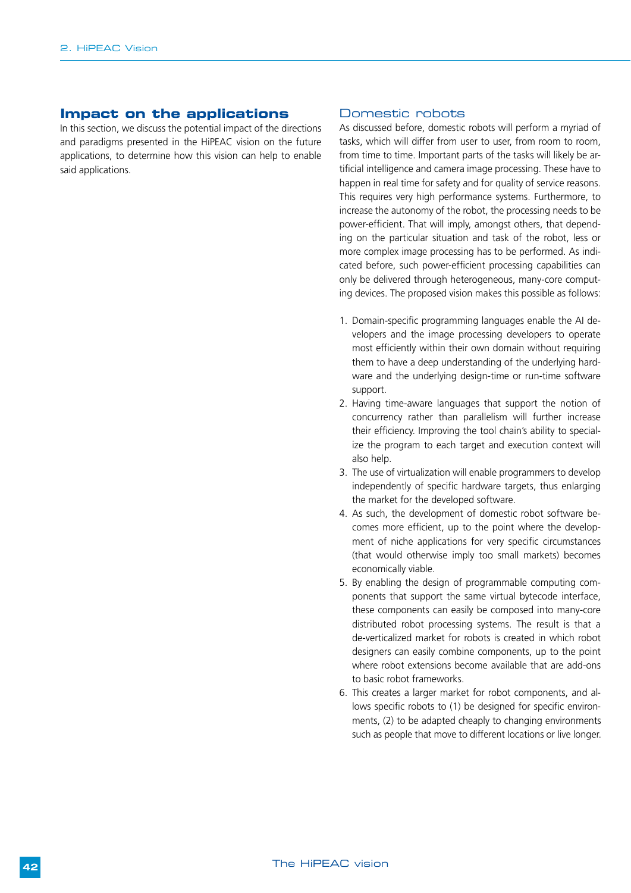## Impact on the applications

In this section, we discuss the potential impact of the directions and paradigms presented in the HiPEAC vision on the future applications, to determine how this vision can help to enable said applications.

### Domestic robots

As discussed before, domestic robots will perform a myriad of tasks, which will differ from user to user, from room to room, from time to time. Important parts of the tasks will likely be artificial intelligence and camera image processing. These have to happen in real time for safety and for quality of service reasons. This requires very high performance systems. Furthermore, to increase the autonomy of the robot, the processing needs to be power-efficient. That will imply, amongst others, that depending on the particular situation and task of the robot, less or more complex image processing has to be performed. As indicated before, such power-efficient processing capabilities can only be delivered through heterogeneous, many-core computing devices. The proposed vision makes this possible as follows:

1. Domain-specific programming languages enable the AI developers and the image processing developers to operate most efficiently within their own domain without requiring them to have a deep understanding of the underlying hardware and the underlying design-time or run-time software support.
2. Having time-aware languages that support the notion of concurrency rather than parallelism will further increase their efficiency. Improving the tool chain's ability to specialize the program to each target and execution context will also help.
3. The use of virtualization will enable programmers to develop independently of specific hardware targets, thus enlarging the market for the developed software.
4. As such, the development of domestic robot software becomes more efficient, up to the point where the development of niche applications for very specific circumstances (that would otherwise imply too small markets) becomes economically viable.
5. By enabling the design of programmable computing components that support the same virtual bytecode interface, these components can easily be composed into many-core distributed robot processing systems. The result is that a de-verticalized market for robots is created in which robot designers can easily combine components, up to the point where robot extensions become available that are add-ons to basic robot frameworks.
6. This creates a larger market for robot components, and allows specific robots to (1) be designed for specific environments, (2) to be adapted cheaply to changing environments such as people that move to different locations or live longer.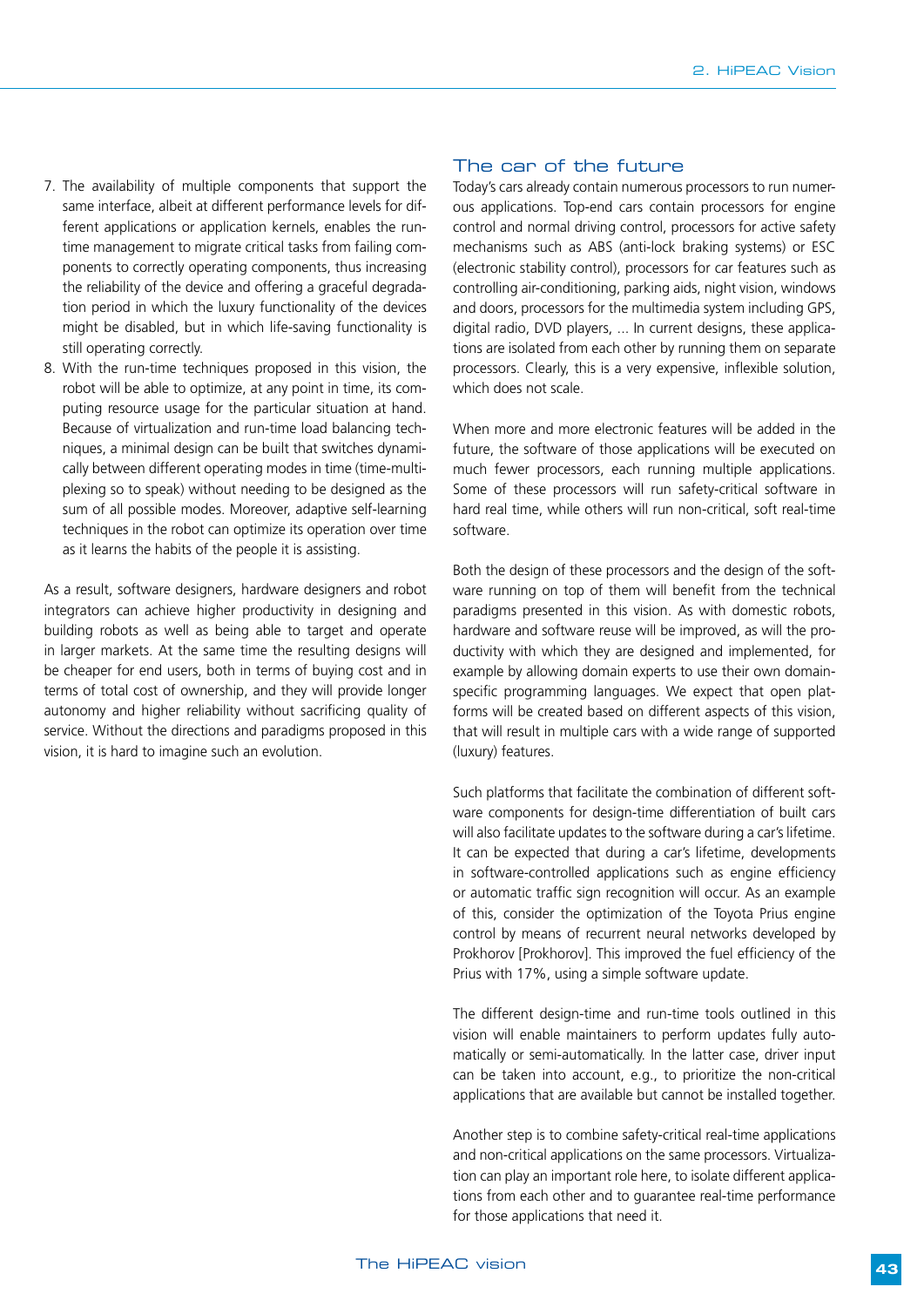7. The availability of multiple components that support the same interface, albeit at different performance levels for different applications or application kernels, enables the run-time management to migrate critical tasks from failing components to correctly operating components, thus increasing the reliability of the device and offering a graceful degradation period in which the luxury functionality of the devices might be disabled, but in which life-saving functionality is still operating correctly.
8. With the run-time techniques proposed in this vision, the robot will be able to optimize, at any point in time, its computing resource usage for the particular situation at hand. Because of virtualization and run-time load balancing techniques, a minimal design can be built that switches dynamically between different operating modes in time (time-multiplexing so to speak) without needing to be designed as the sum of all possible modes. Moreover, adaptive self-learning techniques in the robot can optimize its operation over time as it learns the habits of the people it is assisting.

As a result, software designers, hardware designers and robot integrators can achieve higher productivity in designing and building robots as well as being able to target and operate in larger markets. At the same time the resulting designs will be cheaper for end users, both in terms of buying cost and in terms of total cost of ownership, and they will provide longer autonomy and higher reliability without sacrificing quality of service. Without the directions and paradigms proposed in this vision, it is hard to imagine such an evolution.

## The car of the future

Today's cars already contain numerous processors to run numerous applications. Top-end cars contain processors for engine control and normal driving control, processors for active safety mechanisms such as ABS (anti-lock braking systems) or ESC (electronic stability control), processors for car features such as controlling air-conditioning, parking aids, night vision, windows and doors, processors for the multimedia system including GPS, digital radio, DVD players, ... In current designs, these applications are isolated from each other by running them on separate processors. Clearly, this is a very expensive, inflexible solution, which does not scale.

When more and more electronic features will be added in the future, the software of those applications will be executed on much fewer processors, each running multiple applications. Some of these processors will run safety-critical software in hard real time, while others will run non-critical, soft real-time software.

Both the design of these processors and the design of the software running on top of them will benefit from the technical paradigms presented in this vision. As with domestic robots, hardware and software reuse will be improved, as will the productivity with which they are designed and implemented, for example by allowing domain experts to use their own domain-specific programming languages. We expect that open platforms will be created based on different aspects of this vision, that will result in multiple cars with a wide range of supported (luxury) features.

Such platforms that facilitate the combination of different software components for design-time differentiation of built cars will also facilitate updates to the software during a car's lifetime. It can be expected that during a car's lifetime, developments in software-controlled applications such as engine efficiency or automatic traffic sign recognition will occur. As an example of this, consider the optimization of the Toyota Prius engine control by means of recurrent neural networks developed by Prokhorov [Prokhorov]. This improved the fuel efficiency of the Prius with 17%, using a simple software update.

The different design-time and run-time tools outlined in this vision will enable maintainers to perform updates fully automatically or semi-automatically. In the latter case, driver input can be taken into account, e.g., to prioritize the non-critical applications that are available but cannot be installed together.

Another step is to combine safety-critical real-time applications and non-critical applications on the same processors. Virtualization can play an important role here, to isolate different applications from each other and to guarantee real-time performance for those applications that need it.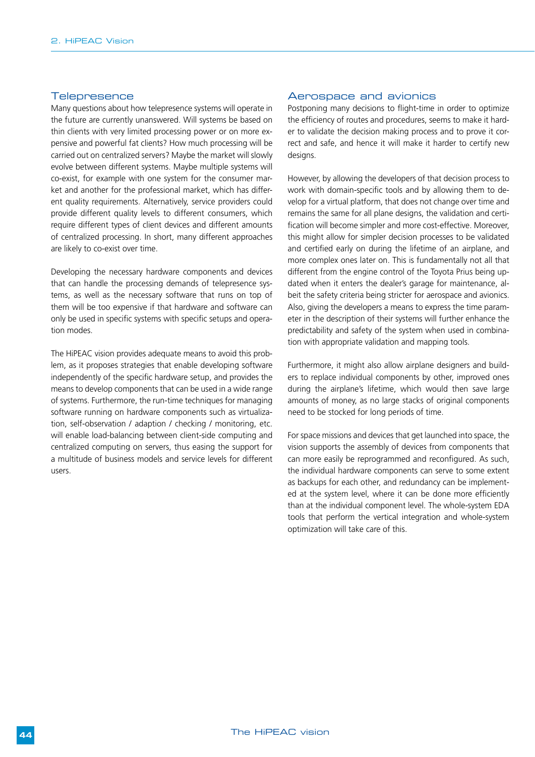### Telepresence

Many questions about how telepresence systems will operate in the future are currently unanswered. Will systems be based on thin clients with very limited processing power or on more expensive and powerful fat clients? How much processing will be carried out on centralized servers? Maybe the market will slowly evolve between different systems. Maybe multiple systems will co-exist, for example with one system for the consumer market and another for the professional market, which has different quality requirements. Alternatively, service providers could provide different quality levels to different consumers, which require different types of client devices and different amounts of centralized processing. In short, many different approaches are likely to co-exist over time.

Developing the necessary hardware components and devices that can handle the processing demands of telepresence systems, as well as the necessary software that runs on top of them will be too expensive if that hardware and software can only be used in specific systems with specific setups and operation modes.

The HiPEAC vision provides adequate means to avoid this problem, as it proposes strategies that enable developing software independently of the specific hardware setup, and provides the means to develop components that can be used in a wide range of systems. Furthermore, the run-time techniques for managing software running on hardware components such as virtualization, self-observation / adaption / checking / monitoring, etc. will enable load-balancing between client-side computing and centralized computing on servers, thus easing the support for a multitude of business models and service levels for different users.

### Aerospace and avionics

Postponing many decisions to flight-time in order to optimize the efficiency of routes and procedures, seems to make it harder to validate the decision making process and to prove it correct and safe, and hence it will make it harder to certify new designs.

However, by allowing the developers of that decision process to work with domain-specific tools and by allowing them to develop for a virtual platform, that does not change over time and remains the same for all plane designs, the validation and certification will become simpler and more cost-effective. Moreover, this might allow for simpler decision processes to be validated and certified early on during the lifetime of an airplane, and more complex ones later on. This is fundamentally not all that different from the engine control of the Toyota Prius being updated when it enters the dealer's garage for maintenance, albeit the safety criteria being stricter for aerospace and avionics. Also, giving the developers a means to express the time parameter in the description of their systems will further enhance the predictability and safety of the system when used in combination with appropriate validation and mapping tools.

Furthermore, it might also allow airplane designers and builders to replace individual components by other, improved ones during the airplane's lifetime, which would then save large amounts of money, as no large stacks of original components need to be stocked for long periods of time.

For space missions and devices that get launched into space, the vision supports the assembly of devices from components that can more easily be reprogrammed and reconfigured. As such, the individual hardware components can serve to some extent as backups for each other, and redundancy can be implemented at the system level, where it can be done more efficiently than at the individual component level. The whole-system EDA tools that perform the vertical integration and whole-system optimization will take care of this.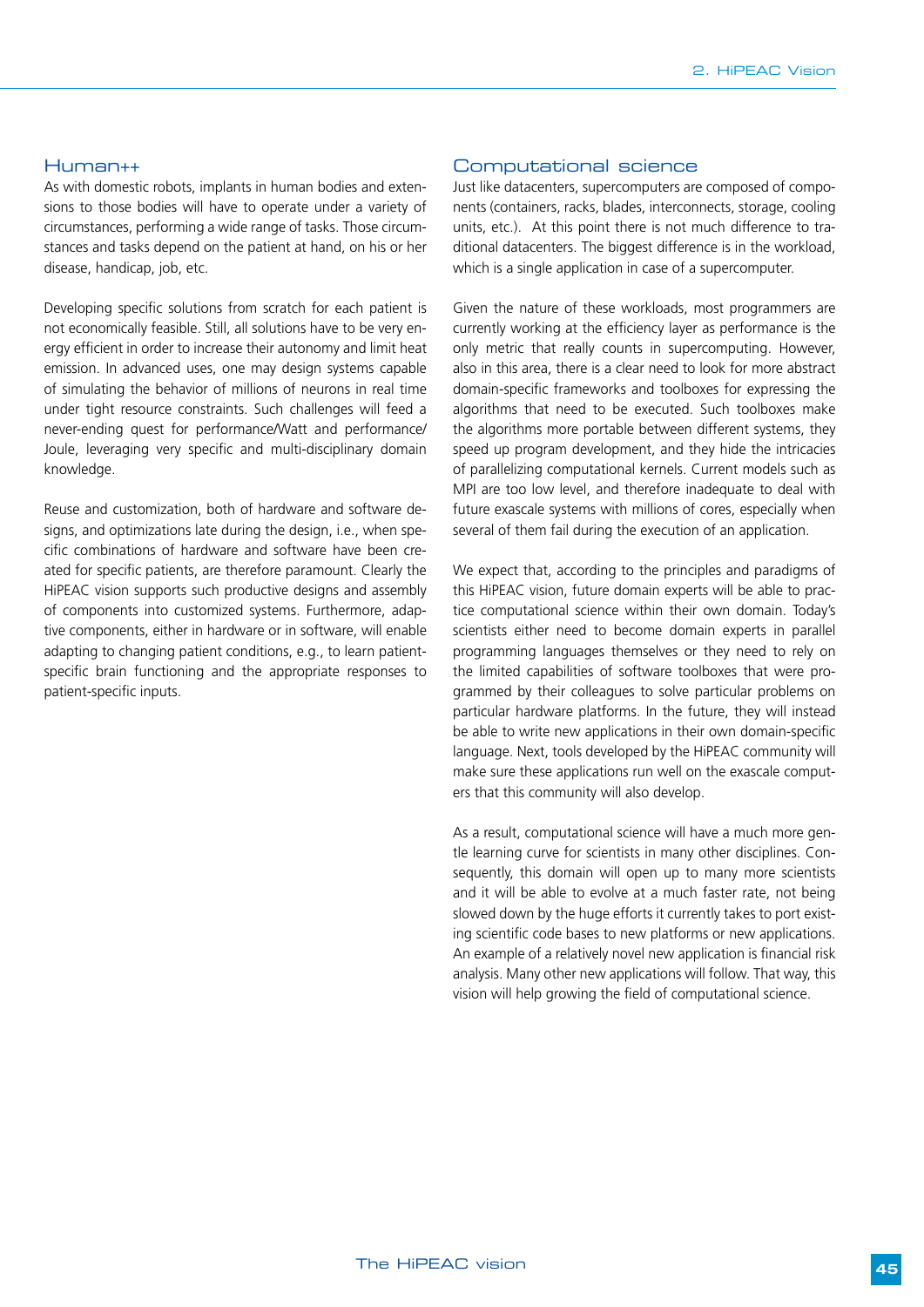### Human++

As with domestic robots, implants in human bodies and extensions to those bodies will have to operate under a variety of circumstances, performing a wide range of tasks. Those circumstances and tasks depend on the patient at hand, on his or her disease, handicap, job, etc.

Developing specific solutions from scratch for each patient is not economically feasible. Still, all solutions have to be very energy efficient in order to increase their autonomy and limit heat emission. In advanced uses, one may design systems capable of simulating the behavior of millions of neurons in real time under tight resource constraints. Such challenges will feed a never-ending quest for performance/Watt and performance/Joule, leveraging very specific and multi-disciplinary domain knowledge.

Reuse and customization, both of hardware and software designs, and optimizations late during the design, i.e., when specific combinations of hardware and software have been created for specific patients, are therefore paramount. Clearly the HiPEAC vision supports such productive designs and assembly of components into customized systems. Furthermore, adaptive components, either in hardware or in software, will enable adapting to changing patient conditions, e.g., to learn patient-specific brain functioning and the appropriate responses to patient-specific inputs.

### Computational science

Just like datacenters, supercomputers are composed of components (containers, racks, blades, interconnects, storage, cooling units, etc.). At this point there is not much difference to traditional datacenters. The biggest difference is in the workload, which is a single application in case of a supercomputer.

Given the nature of these workloads, most programmers are currently working at the efficiency layer as performance is the only metric that really counts in supercomputing. However, also in this area, there is a clear need to look for more abstract domain-specific frameworks and toolboxes for expressing the algorithms that need to be executed. Such toolboxes make the algorithms more portable between different systems, they speed up program development, and they hide the intricacies of parallelizing computational kernels. Current models such as MPI are too low level, and therefore inadequate to deal with future exascale systems with millions of cores, especially when several of them fail during the execution of an application.

We expect that, according to the principles and paradigms of this HiPEAC vision, future domain experts will be able to practice computational science within their own domain. Today's scientists either need to become domain experts in parallel programming languages themselves or they need to rely on the limited capabilities of software toolboxes that were programmed by their colleagues to solve particular problems on particular hardware platforms. In the future, they will instead be able to write new applications in their own domain-specific language. Next, tools developed by the HiPEAC community will make sure these applications run well on the exascale computers that this community will also develop.

As a result, computational science will have a much more gentle learning curve for scientists in many other disciplines. Consequently, this domain will open up to many more scientists and it will be able to evolve at a much faster rate, not being slowed down by the huge efforts it currently takes to port existing scientific code bases to new platforms or new applications. An example of a relatively novel new application is financial risk analysis. Many other new applications will follow. That way, this vision will help growing the field of computational science.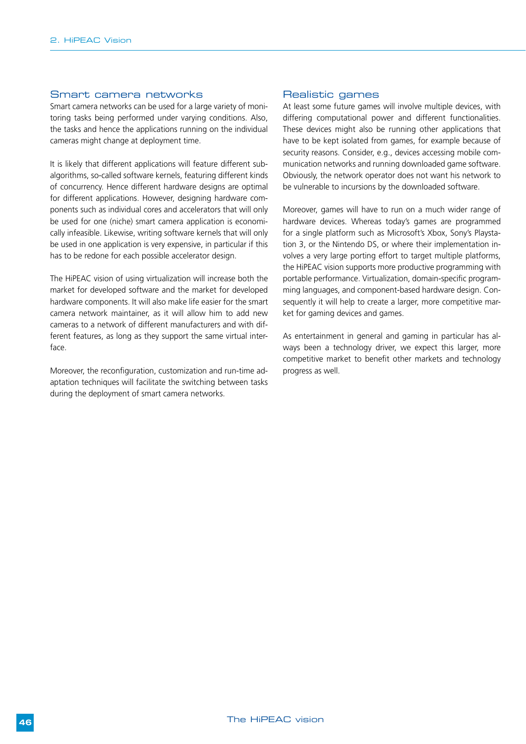### Smart camera networks

Smart camera networks can be used for a large variety of monitoring tasks being performed under varying conditions. Also, the tasks and hence the applications running on the individual cameras might change at deployment time.

It is likely that different applications will feature different subalgorithms, so-called software kernels, featuring different kinds of concurrency. Hence different hardware designs are optimal for different applications. However, designing hardware components such as individual cores and accelerators that will only be used for one (niche) smart camera application is economically infeasible. Likewise, writing software kernels that will only be used in one application is very expensive, in particular if this has to be redone for each possible accelerator design.

The HiPEAC vision of using virtualization will increase both the market for developed software and the market for developed hardware components. It will also make life easier for the smart camera network maintainer, as it will allow him to add new cameras to a network of different manufacturers and with different features, as long as they support the same virtual interface.

Moreover, the reconfiguration, customization and run-time adaptation techniques will facilitate the switching between tasks during the deployment of smart camera networks.

### Realistic games

At least some future games will involve multiple devices, with differing computational power and different functionalities. These devices might also be running other applications that have to be kept isolated from games, for example because of security reasons. Consider, e.g., devices accessing mobile communication networks and running downloaded game software. Obviously, the network operator does not want his network to be vulnerable to incursions by the downloaded software.

Moreover, games will have to run on a much wider range of hardware devices. Whereas today's games are programmed for a single platform such as Microsoft's Xbox, Sony's Playstation 3, or the Nintendo DS, or where their implementation involves a very large porting effort to target multiple platforms, the HiPEAC vision supports more productive programming with portable performance. Virtualization, domain-specific programming languages, and component-based hardware design. Consequently it will help to create a larger, more competitive market for gaming devices and games.

As entertainment in general and gaming in particular has always been a technology driver, we expect this larger, more competitive market to benefit other markets and technology progress as well.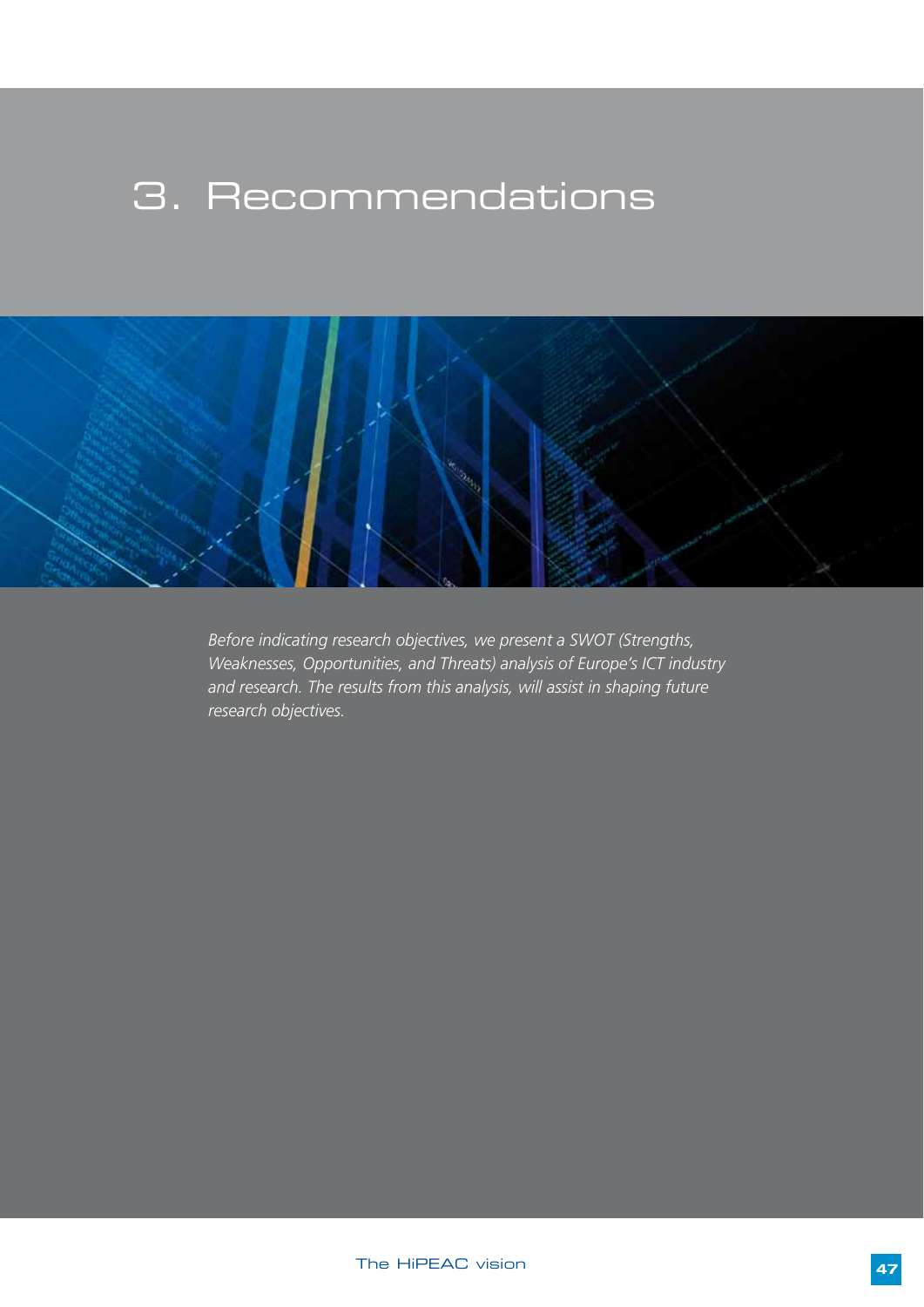# 3. Recommendations

*Before indicating research objectives, we present a SWOT (Strengths, Weaknesses, Opportunities, and Threats) analysis of Europe's ICT industry and research. The results from this analysis, will assist in shaping future research objectives.*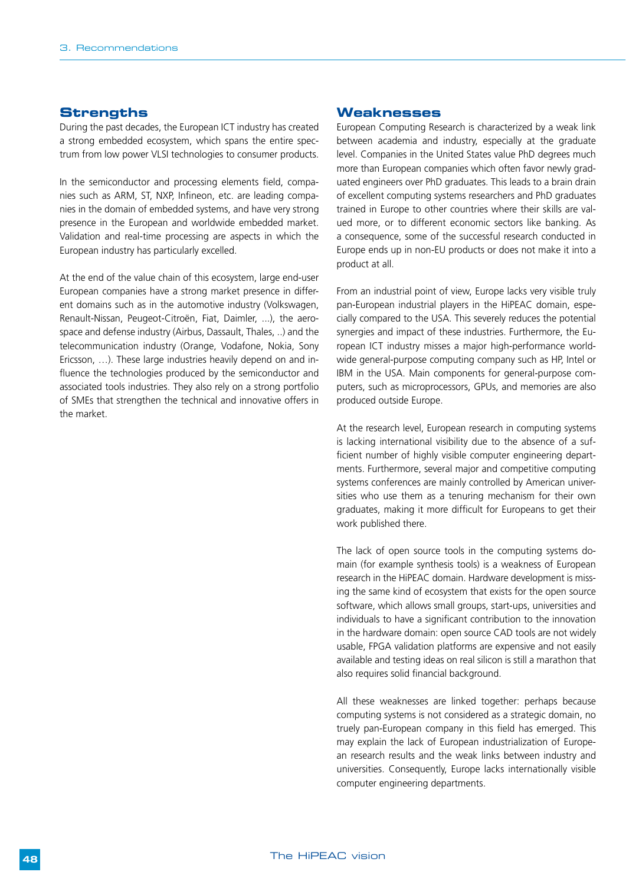## Strengths

During the past decades, the European ICT industry has created a strong embedded ecosystem, which spans the entire spectrum from low power VLSI technologies to consumer products.

In the semiconductor and processing elements field, companies such as ARM, ST, NXP, Infineon, etc. are leading companies in the domain of embedded systems, and have very strong presence in the European and worldwide embedded market. Validation and real-time processing are aspects in which the European industry has particularly excelled.

At the end of the value chain of this ecosystem, large end-user European companies have a strong market presence in different domains such as in the automotive industry (Volkswagen, Renault-Nissan, Peugeot-Citroën, Fiat, Daimler, ...), the aerospace and defense industry (Airbus, Dassault, Thales, ..) and the telecommunication industry (Orange, Vodafone, Nokia, Sony Ericsson, …). These large industries heavily depend on and influence the technologies produced by the semiconductor and associated tools industries. They also rely on a strong portfolio of SMEs that strengthen the technical and innovative offers in the market.

## Weaknesses

European Computing Research is characterized by a weak link between academia and industry, especially at the graduate level. Companies in the United States value PhD degrees much more than European companies which often favor newly graduated engineers over PhD graduates. This leads to a brain drain of excellent computing systems researchers and PhD graduates trained in Europe to other countries where their skills are valued more, or to different economic sectors like banking. As a consequence, some of the successful research conducted in Europe ends up in non-EU products or does not make it into a product at all.

From an industrial point of view, Europe lacks very visible truly pan-European industrial players in the HiPEAC domain, especially compared to the USA. This severely reduces the potential synergies and impact of these industries. Furthermore, the European ICT industry misses a major high-performance worldwide general-purpose computing company such as HP, Intel or IBM in the USA. Main components for general-purpose computers, such as microprocessors, GPUs, and memories are also produced outside Europe.

At the research level, European research in computing systems is lacking international visibility due to the absence of a sufficient number of highly visible computer engineering departments. Furthermore, several major and competitive computing systems conferences are mainly controlled by American universities who use them as a tenuring mechanism for their own graduates, making it more difficult for Europeans to get their work published there.

The lack of open source tools in the computing systems domain (for example synthesis tools) is a weakness of European research in the HiPEAC domain. Hardware development is missing the same kind of ecosystem that exists for the open source software, which allows small groups, start-ups, universities and individuals to have a significant contribution to the innovation in the hardware domain: open source CAD tools are not widely usable, FPGA validation platforms are expensive and not easily available and testing ideas on real silicon is still a marathon that also requires solid financial background.

All these weaknesses are linked together: perhaps because computing systems is not considered as a strategic domain, no truely pan-European company in this field has emerged. This may explain the lack of European industrialization of European research results and the weak links between industry and universities. Consequently, Europe lacks internationally visible computer engineering departments.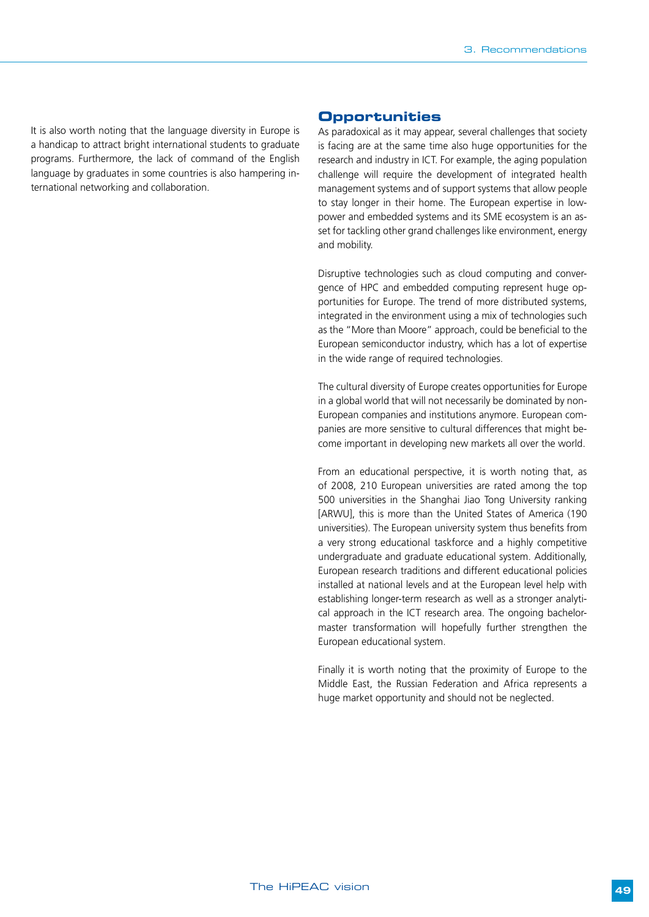It is also worth noting that the language diversity in Europe is a handicap to attract bright international students to graduate programs. Furthermore, the lack of command of the English language by graduates in some countries is also hampering international networking and collaboration.

## Opportunities

As paradoxical as it may appear, several challenges that society is facing are at the same time also huge opportunities for the research and industry in ICT. For example, the aging population challenge will require the development of integrated health management systems and of support systems that allow people to stay longer in their home. The European expertise in low-power and embedded systems and its SME ecosystem is an asset for tackling other grand challenges like environment, energy and mobility.

Disruptive technologies such as cloud computing and convergence of HPC and embedded computing represent huge opportunities for Europe. The trend of more distributed systems, integrated in the environment using a mix of technologies such as the "More than Moore" approach, could be beneficial to the European semiconductor industry, which has a lot of expertise in the wide range of required technologies.

The cultural diversity of Europe creates opportunities for Europe in a global world that will not necessarily be dominated by non-European companies and institutions anymore. European companies are more sensitive to cultural differences that might become important in developing new markets all over the world.

From an educational perspective, it is worth noting that, as of 2008, 210 European universities are rated among the top 500 universities in the Shanghai Jiao Tong University ranking [ARWU], this is more than the United States of America (190 universities). The European university system thus benefits from a very strong educational taskforce and a highly competitive undergraduate and graduate educational system. Additionally, European research traditions and different educational policies installed at national levels and at the European level help with establishing longer-term research as well as a stronger analytical approach in the ICT research area. The ongoing bachelor-master transformation will hopefully further strengthen the European educational system.

Finally it is worth noting that the proximity of Europe to the Middle East, the Russian Federation and Africa represents a huge market opportunity and should not be neglected.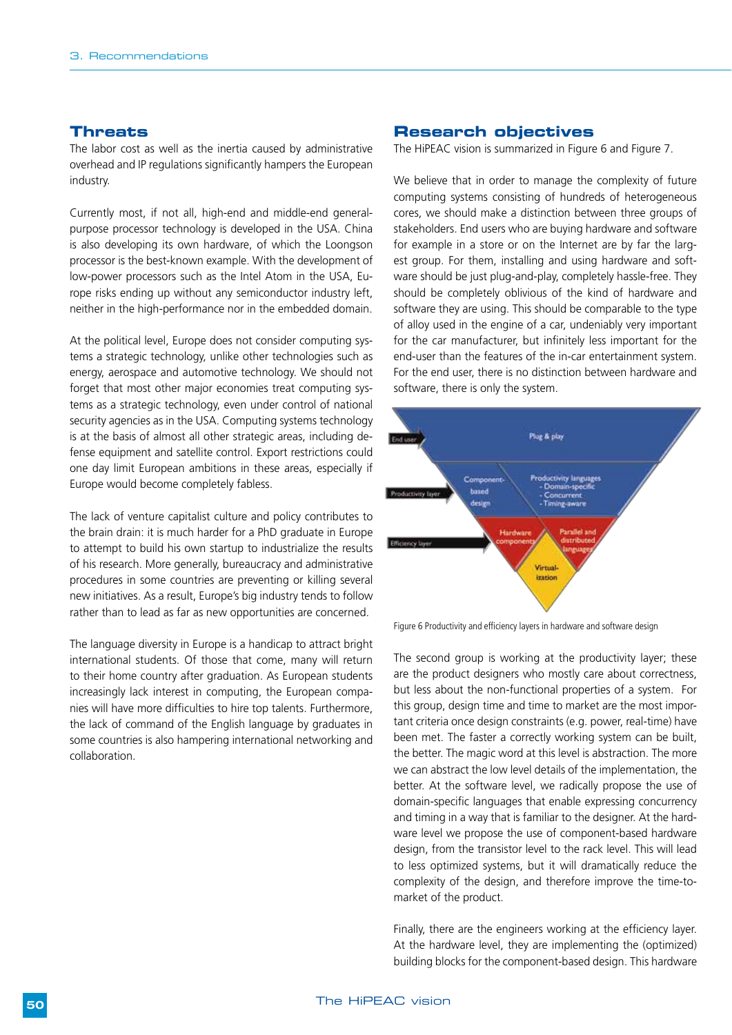## Threats

The labor cost as well as the inertia caused by administrative overhead and IP regulations significantly hampers the European industry.

Currently most, if not all, high-end and middle-end general-purpose processor technology is developed in the USA. China is also developing its own hardware, of which the Loongson processor is the best-known example. With the development of low-power processors such as the Intel Atom in the USA, Europe risks ending up without any semiconductor industry left, neither in the high-performance nor in the embedded domain.

At the political level, Europe does not consider computing systems a strategic technology, unlike other technologies such as energy, aerospace and automotive technology. We should not forget that most other major economies treat computing systems as a strategic technology, even under control of national security agencies as in the USA. Computing systems technology is at the basis of almost all other strategic areas, including defense equipment and satellite control. Export restrictions could one day limit European ambitions in these areas, especially if Europe would become completely fabless.

The lack of venture capitalist culture and policy contributes to the brain drain: it is much harder for a PhD graduate in Europe to attempt to build his own startup to industrialize the results of his research. More generally, bureaucracy and administrative procedures in some countries are preventing or killing several new initiatives. As a result, Europe's big industry tends to follow rather than to lead as far as new opportunities are concerned.

The language diversity in Europe is a handicap to attract bright international students. Of those that come, many will return to their home country after graduation. As European students increasingly lack interest in computing, the European companies will have more difficulties to hire top talents. Furthermore, the lack of command of the English language by graduates in some countries is also hampering international networking and collaboration.

## Research objectives

The HiPEAC vision is summarized in Figure 6 and Figure 7.

We believe that in order to manage the complexity of future computing systems consisting of hundreds of heterogeneous cores, we should make a distinction between three groups of stakeholders. End users who are buying hardware and software for example in a store or on the Internet are by far the largest group. For them, installing and using hardware and software should be just plug-and-play, completely hassle-free. They should be completely oblivious of the kind of hardware and software they are using. This should be comparable to the type of alloy used in the engine of a car, undeniably very important for the car manufacturer, but infinitely less important for the end-user than the features of the in-car entertainment system. For the end user, there is no distinction between hardware and software, there is only the system.

End user | Plug & play
Productivity layer | Component-based design | Productivity languages - Domain-specific - Concurrent - Timing-aware
Efficiency layer | Hardware components | Parallel and distributed languages | Virtualization

Figure 6 Productivity and efficiency layers in hardware and software design

The second group is working at the productivity layer; these are the product designers who mostly care about correctness, but less about the non-functional properties of a system. For this group, design time and time to market are the most important criteria once design constraints (e.g. power, real-time) have been met. The faster a correctly working system can be built, the better. The magic word at this level is abstraction. The more we can abstract the low level details of the implementation, the better. At the software level, we radically propose the use of domain-specific languages that enable expressing concurrency and timing in a way that is familiar to the designer. At the hardware level we propose the use of component-based hardware design, from the transistor level to the rack level. This will lead to less optimized systems, but it will dramatically reduce the complexity of the design, and therefore improve the time-to-market of the product.

Finally, there are the engineers working at the efficiency layer. At the hardware level, they are implementing the (optimized) building blocks for the component-based design. This hardware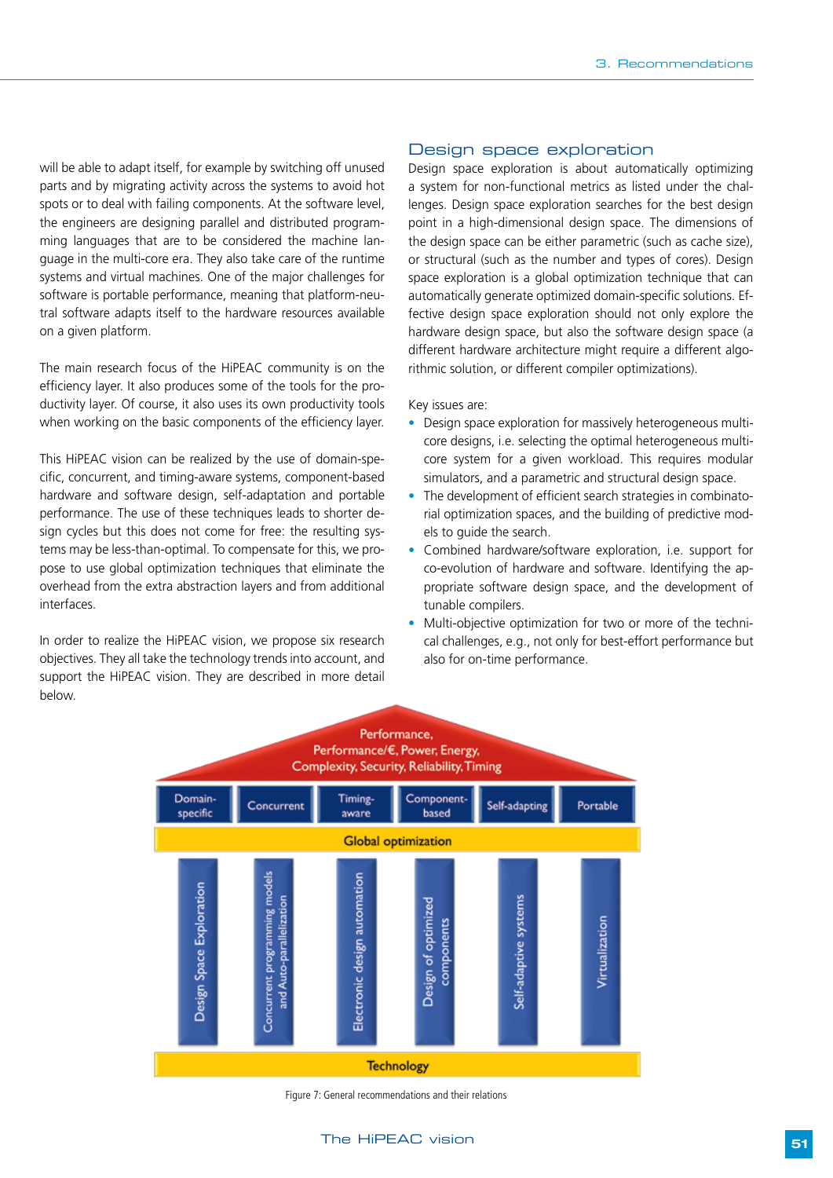will be able to adapt itself, for example by switching off unused parts and by migrating activity across the systems to avoid hot spots or to deal with failing components. At the software level, the engineers are designing parallel and distributed programming languages that are to be considered the machine language in the multi-core era. They also take care of the runtime systems and virtual machines. One of the major challenges for software is portable performance, meaning that platform-neutral software adapts itself to the hardware resources available on a given platform.

The main research focus of the HiPEAC community is on the efficiency layer. It also produces some of the tools for the productivity layer. Of course, it also uses its own productivity tools when working on the basic components of the efficiency layer.

This HiPEAC vision can be realized by the use of domain-specific, concurrent, and timing-aware systems, component-based hardware and software design, self-adaptation and portable performance. The use of these techniques leads to shorter design cycles but this does not come for free: the resulting systems may be less-than-optimal. To compensate for this, we propose to use global optimization techniques that eliminate the overhead from the extra abstraction layers and from additional interfaces.

In order to realize the HiPEAC vision, we propose six research objectives. They all take the technology trends into account, and support the HiPEAC vision. They are described in more detail below.

## Design space exploration

Design space exploration is about automatically optimizing a system for non-functional metrics as listed under the challenges. Design space exploration searches for the best design point in a high-dimensional design space. The dimensions of the design space can be either parametric (such as cache size), or structural (such as the number and types of cores). Design space exploration is a global optimization technique that can automatically generate optimized domain-specific solutions. Effective design space exploration should not only explore the hardware design space, but also the software design space (a different hardware architecture might require a different algorithmic solution, or different compiler optimizations).

Key issues are:

- Design space exploration for massively heterogeneous multi-core designs, i.e. selecting the optimal heterogeneous multi-core system for a given workload. This requires modular simulators, and a parametric and structural design space.
- The development of efficient search strategies in combinatorial optimization spaces, and the building of predictive models to guide the search.
- Combined hardware/software exploration, i.e. support for co-evolution of hardware and software. Identifying the appropriate software design space, and the development of tunable compilers.
- Multi-objective optimization for two or more of the technical challenges, e.g., not only for best-effort performance but also for on-time performance.

Performance, Performance/€, Power, Energy, Complexity, Security, Reliability, Timing

Domain-specific | Concurrent | Timing-aware | Component-based | Self-adapting | Portable

Global optimization

Design Space Exploration | Concurrent programming models and Auto-parallelization | Electronic design automation | Design of optimized components | Self-adaptive systems | Virtualization

Technology

Figure 7: General recommendations and their relations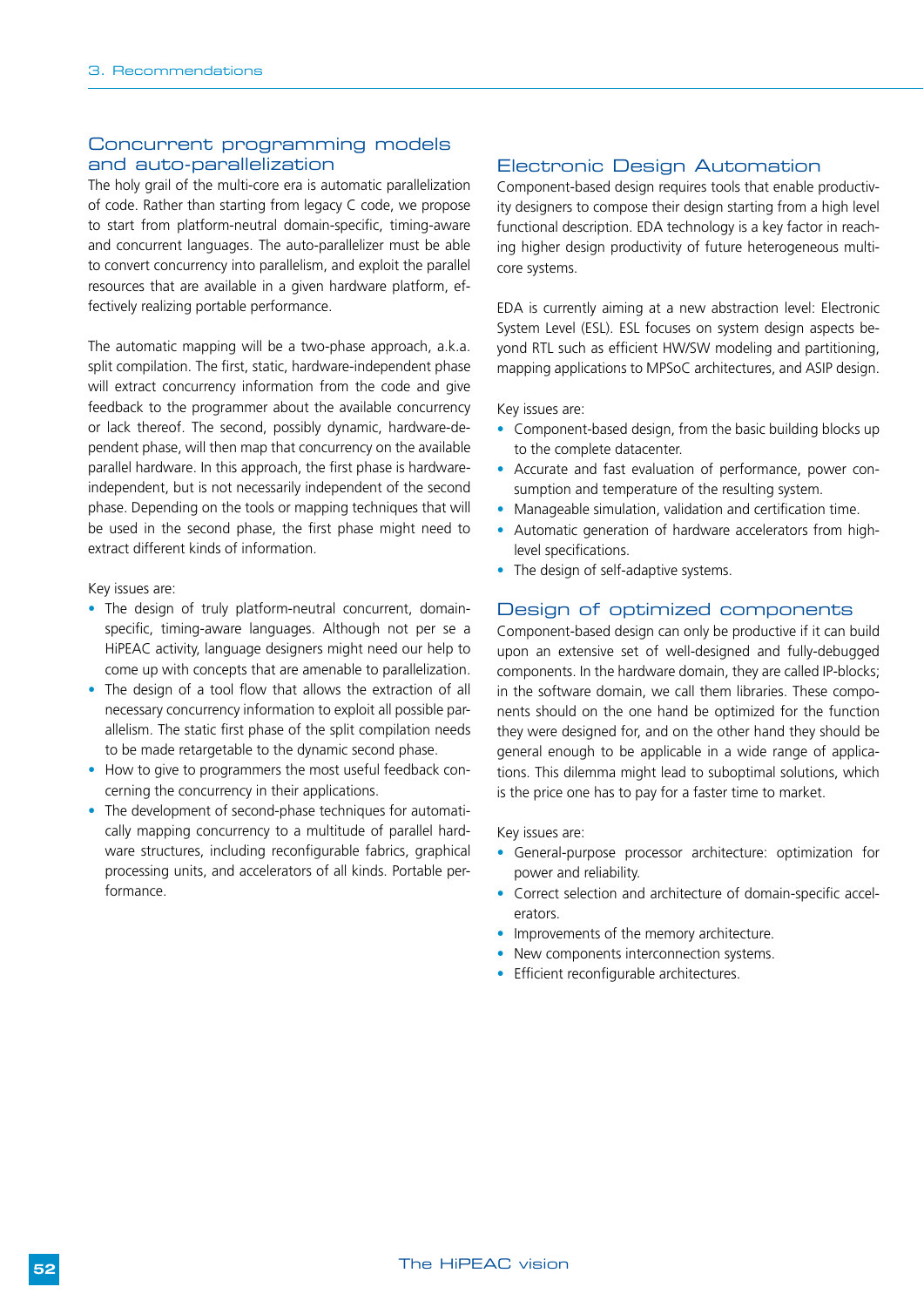## Concurrent programming models and auto-parallelization

The holy grail of the multi-core era is automatic parallelization of code. Rather than starting from legacy C code, we propose to start from platform-neutral domain-specific, timing-aware and concurrent languages. The auto-parallelizer must be able to convert concurrency into parallelism, and exploit the parallel resources that are available in a given hardware platform, effectively realizing portable performance.

The automatic mapping will be a two-phase approach, a.k.a. split compilation. The first, static, hardware-independent phase will extract concurrency information from the code and give feedback to the programmer about the available concurrency or lack thereof. The second, possibly dynamic, hardware-dependent phase, will then map that concurrency on the available parallel hardware. In this approach, the first phase is hardware-independent, but is not necessarily independent of the second phase. Depending on the tools or mapping techniques that will be used in the second phase, the first phase might need to extract different kinds of information.

Key issues are:

- The design of truly platform-neutral concurrent, domain-specific, timing-aware languages. Although not per se a HiPEAC activity, language designers might need our help to come up with concepts that are amenable to parallelization.
- The design of a tool flow that allows the extraction of all necessary concurrency information to exploit all possible parallelism. The static first phase of the split compilation needs to be made retargetable to the dynamic second phase.
- How to give to programmers the most useful feedback concerning the concurrency in their applications.
- The development of second-phase techniques for automatically mapping concurrency to a multitude of parallel hardware structures, including reconfigurable fabrics, graphical processing units, and accelerators of all kinds. Portable performance.

## Electronic Design Automation

Component-based design requires tools that enable productivity designers to compose their design starting from a high level functional description. EDA technology is a key factor in reaching higher design productivity of future heterogeneous multi-core systems.

EDA is currently aiming at a new abstraction level: Electronic System Level (ESL). ESL focuses on system design aspects beyond RTL such as efficient HW/SW modeling and partitioning, mapping applications to MPSoC architectures, and ASIP design.

Key issues are:

- Component-based design, from the basic building blocks up to the complete datacenter.
- Accurate and fast evaluation of performance, power consumption and temperature of the resulting system.
- Manageable simulation, validation and certification time.
- Automatic generation of hardware accelerators from high-level specifications.
- The design of self-adaptive systems.

## Design of optimized components

Component-based design can only be productive if it can build upon an extensive set of well-designed and fully-debugged components. In the hardware domain, they are called IP-blocks; in the software domain, we call them libraries. These components should on the one hand be optimized for the function they were designed for, and on the other hand they should be general enough to be applicable in a wide range of applications. This dilemma might lead to suboptimal solutions, which is the price one has to pay for a faster time to market.

Key issues are:

- General-purpose processor architecture: optimization for power and reliability.
- Correct selection and architecture of domain-specific accelerators.
- Improvements of the memory architecture.
- New components interconnection systems.
- Efficient reconfigurable architectures.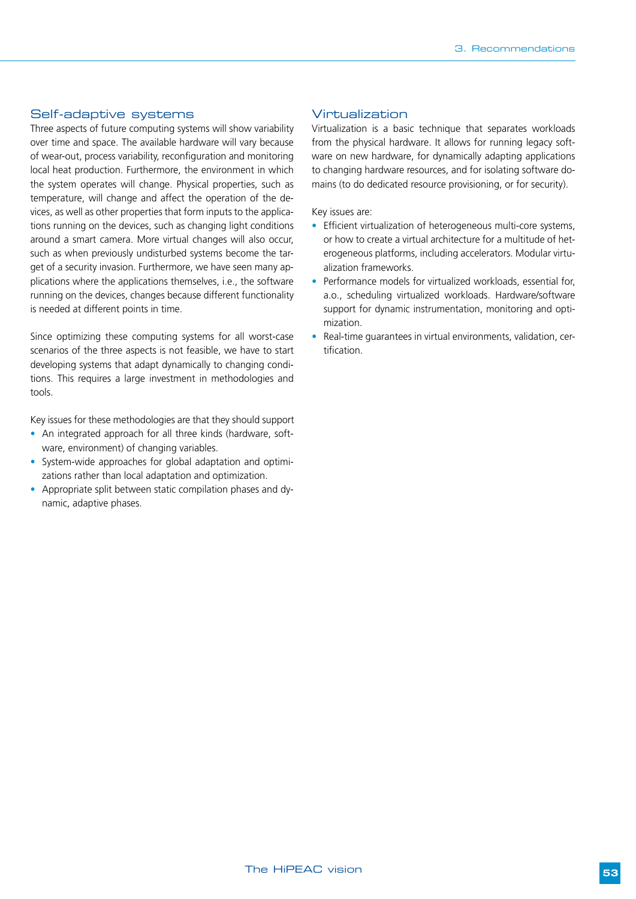## Self-adaptive systems

Three aspects of future computing systems will show variability over time and space. The available hardware will vary because of wear-out, process variability, reconfiguration and monitoring local heat production. Furthermore, the environment in which the system operates will change. Physical properties, such as temperature, will change and affect the operation of the devices, as well as other properties that form inputs to the applications running on the devices, such as changing light conditions around a smart camera. More virtual changes will also occur, such as when previously undisturbed systems become the target of a security invasion. Furthermore, we have seen many applications where the applications themselves, i.e., the software running on the devices, changes because different functionality is needed at different points in time.

Since optimizing these computing systems for all worst-case scenarios of the three aspects is not feasible, we have to start developing systems that adapt dynamically to changing conditions. This requires a large investment in methodologies and tools.

Key issues for these methodologies are that they should support

- An integrated approach for all three kinds (hardware, software, environment) of changing variables.
- System-wide approaches for global adaptation and optimizations rather than local adaptation and optimization.
- Appropriate split between static compilation phases and dynamic, adaptive phases.

## Virtualization

Virtualization is a basic technique that separates workloads from the physical hardware. It allows for running legacy software on new hardware, for dynamically adapting applications to changing hardware resources, and for isolating software domains (to do dedicated resource provisioning, or for security).

Key issues are:

- Efficient virtualization of heterogeneous multi-core systems, or how to create a virtual architecture for a multitude of heterogeneous platforms, including accelerators. Modular virtualization frameworks.
- Performance models for virtualized workloads, essential for, a.o., scheduling virtualized workloads. Hardware/software support for dynamic instrumentation, monitoring and optimization.
- Real-time guarantees in virtual environments, validation, certification.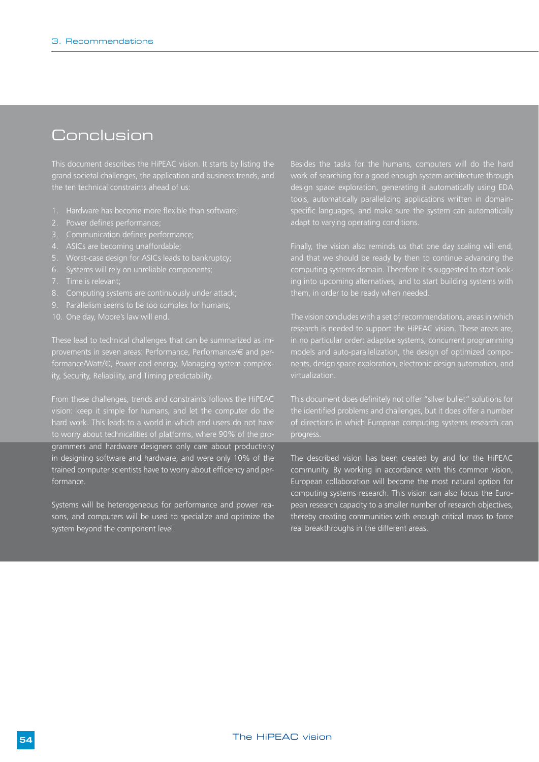# Conclusion

This document describes the HiPEAC vision. It starts by listing the grand societal challenges, the application and business trends, and the ten technical constraints ahead of us:

1. Hardware has become more flexible than software;
2. Power defines performance;
3. Communication defines performance;
4. ASICs are becoming unaffordable;
5. Worst-case design for ASICs leads to bankruptcy;
6. Systems will rely on unreliable components;
7. Time is relevant;
8. Computing systems are continuously under attack;
9. Parallelism seems to be too complex for humans;
10. One day, Moore's law will end.

These lead to technical challenges that can be summarized as improvements in seven areas: Performance, Performance/€ and performance/Watt/€, Power and energy, Managing system complexity, Security, Reliability, and Timing predictability.

From these challenges, trends and constraints follows the HiPEAC vision: keep it simple for humans, and let the computer do the hard work. This leads to a world in which end users do not have to worry about technicalities of platforms, where 90% of the programmers and hardware designers only care about productivity in designing software and hardware, and were only 10% of the trained computer scientists have to worry about efficiency and performance.

Systems will be heterogeneous for performance and power reasons, and computers will be used to specialize and optimize the system beyond the component level.

Besides the tasks for the humans, computers will do the hard work of searching for a good enough system architecture through design space exploration, generating it automatically using EDA tools, automatically parallelizing applications written in domain-specific languages, and make sure the system can automatically adapt to varying operating conditions.

Finally, the vision also reminds us that one day scaling will end, and that we should be ready by then to continue advancing the computing systems domain. Therefore it is suggested to start looking into upcoming alternatives, and to start building systems with them, in order to be ready when needed.

The vision concludes with a set of recommendations, areas in which research is needed to support the HiPEAC vision. These areas are, in no particular order: adaptive systems, concurrent programming models and auto-parallelization, the design of optimized components, design space exploration, electronic design automation, and virtualization.

This document does definitely not offer "silver bullet" solutions for the identified problems and challenges, but it does offer a number of directions in which European computing systems research can progress.

The described vision has been created by and for the HiPEAC community. By working in accordance with this common vision, European collaboration will become the most natural option for computing systems research. This vision can also focus the European research capacity to a smaller number of research objectives, thereby creating communities with enough critical mass to force real breakthroughs in the different areas.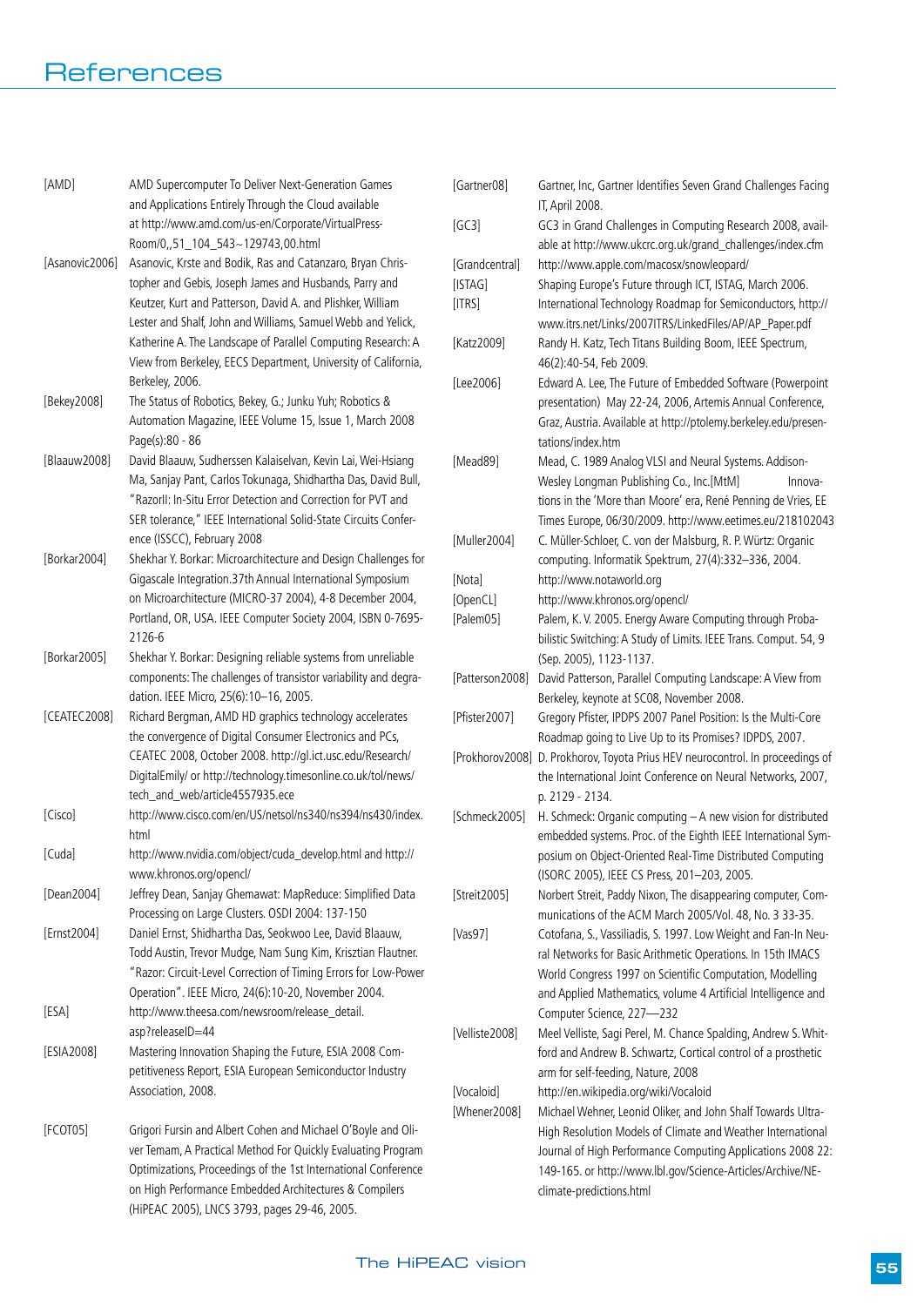# References

[AMD] AMD Supercomputer To Deliver Next-Generation Games and Applications Entirely Through the Cloud available at http://www.amd.com/us-en/Corporate/VirtualPressRoom/0,,51_104_543~129743,00.html

[Asanovic2006] Asanovic, Krste and Bodik, Ras and Catanzaro, Bryan Christopher and Gebis, Joseph James and Husbands, Parry and Keutzer, Kurt and Patterson, David A. and Plishker, William Lester and Shalf, John and Williams, Samuel Webb and Yelick, Katherine A. The Landscape of Parallel Computing Research: A View from Berkeley, EECS Department, University of California, Berkeley, 2006.

[Bekey2008] The Status of Robotics, Bekey, G.; Junku Yuh; Robotics & Automation Magazine, IEEE Volume 15, Issue 1, March 2008 Page(s):80 - 86

[Blaauw2008] David Blaauw, Sudherssen Kalaiselvan, Kevin Lai, Wei-Hsiang Ma, Sanjay Pant, Carlos Tokunaga, Shidhartha Das, David Bull, "RazorII: In-Situ Error Detection and Correction for PVT and SER tolerance," IEEE International Solid-State Circuits Conference (ISSCC), February 2008

[Borkar2004] Shekhar Y. Borkar: Microarchitecture and Design Challenges for Gigascale Integration.37th Annual International Symposium on Microarchitecture (MICRO-37 2004), 4-8 December 2004, Portland, OR, USA. IEEE Computer Society 2004, ISBN 0-7695-2126-6

[Borkar2005] Shekhar Y. Borkar: Designing reliable systems from unreliable components: The challenges of transistor variability and degradation. IEEE Micro, 25(6):10–16, 2005.

[CEATEC2008] Richard Bergman, AMD HD graphics technology accelerates the convergence of Digital Consumer Electronics and PCs, CEATEC 2008, October 2008. http://gl.ict.usc.edu/Research/DigitalEmily/ or http://technology.timesonline.co.uk/tol/news/tech_and_web/article4557935.ece

[Cisco] http://www.cisco.com/en/US/netsol/ns340/ns394/ns430/index.html

[Cuda] http://www.nvidia.com/object/cuda_develop.html and http://www.khronos.org/opencl/

[Dean2004] Jeffrey Dean, Sanjay Ghemawat: MapReduce: Simplified Data Processing on Large Clusters. OSDI 2004: 137-150

[Ernst2004] Daniel Ernst, Shidhartha Das, Seokwoo Lee, David Blaauw, Todd Austin, Trevor Mudge, Nam Sung Kim, Krisztian Flautner. "Razor: Circuit-Level Correction of Timing Errors for Low-Power Operation". IEEE Micro, 24(6):10-20, November 2004.

[ESA] http://www.theesa.com/newsroom/release_detail.asp?releaseID=44

[ESIA2008] Mastering Innovation Shaping the Future, ESIA 2008 Competitiveness Report, ESIA European Semiconductor Industry Association, 2008.

[FCOT05] Grigori Fursin and Albert Cohen and Michael O'Boyle and Oliver Temam, A Practical Method For Quickly Evaluating Program Optimizations, Proceedings of the 1st International Conference on High Performance Embedded Architectures & Compilers (HiPEAC 2005), LNCS 3793, pages 29-46, 2005.

[Gartner08] Gartner, Inc, Gartner Identifies Seven Grand Challenges Facing IT, April 2008.

[GC3] GC3 in Grand Challenges in Computing Research 2008, available at http://www.ukcrc.org.uk/grand_challenges/index.cfm

[Grandcentral] http://www.apple.com/macosx/snowleopard/

[ISTAG] Shaping Europe's Future through ICT, ISTAG, March 2006.

[ITRS] International Technology Roadmap for Semiconductors, http://www.itrs.net/Links/2007ITRS/LinkedFiles/AP/AP_Paper.pdf

[Katz2009] Randy H. Katz, Tech Titans Building Boom, IEEE Spectrum, 46(2):40-54, Feb 2009.

[Lee2006] Edward A. Lee, The Future of Embedded Software (Powerpoint presentation) May 22-24, 2006, Artemis Annual Conference, Graz, Austria. Available at http://ptolemy.berkeley.edu/presentations/index.htm

[Mead89] Mead, C. 1989 Analog VLSI and Neural Systems. Addison-Wesley Longman Publishing Co., Inc.[MtM] Innovations in the 'More than Moore' era, René Penning de Vries, EE Times Europe, 06/30/2009. http://www.eetimes.eu/218102043

[Muller2004] C. Müller-Schloer, C. von der Malsburg, R. P. Würtz: Organic computing. Informatik Spektrum, 27(4):332–336, 2004.

[Nota] http://www.notaworld.org

[OpenCL] http://www.khronos.org/opencl/

[Palem05] Palem, K. V. 2005. Energy Aware Computing through Probabilistic Switching: A Study of Limits. IEEE Trans. Comput. 54, 9 (Sep. 2005), 1123-1137.

[Patterson2008] David Patterson, Parallel Computing Landscape: A View from Berkeley, keynote at SC08, November 2008.

[Pfister2007] Gregory Pfister, IPDPS 2007 Panel Position: Is the Multi-Core Roadmap going to Live Up to its Promises? IDPDS, 2007.

[Prokhorov2008] D. Prokhorov, Toyota Prius HEV neurocontrol. In proceedings of the International Joint Conference on Neural Networks, 2007, p. 2129 - 2134.

[Schmeck2005] H. Schmeck: Organic computing – A new vision for distributed embedded systems. Proc. of the Eighth IEEE International Symposium on Object-Oriented Real-Time Distributed Computing (ISORC 2005), IEEE CS Press, 201–203, 2005.

[Streit2005] Norbert Streit, Paddy Nixon, The disappearing computer, Communications of the ACM March 2005/Vol. 48, No. 3 33-35.

[Vas97] Cotofana, S., Vassiliadis, S. 1997. Low Weight and Fan-In Neural Networks for Basic Arithmetic Operations. In 15th IMACS World Congress 1997 on Scientific Computation, Modelling and Applied Mathematics, volume 4 Artificial Intelligence and Computer Science, 227—232

[Velliste2008] Meel Velliste, Sagi Perel, M. Chance Spalding, Andrew S. Whitford and Andrew B. Schwartz, Cortical control of a prosthetic arm for self-feeding, Nature, 2008

[Vocaloid] http://en.wikipedia.org/wiki/Vocaloid

[Whener2008] Michael Wehner, Leonid Oliker, and John Shalf Towards Ultra-High Resolution Models of Climate and Weather International Journal of High Performance Computing Applications 2008 22: 149-165. or http://www.lbl.gov/Science-Articles/Archive/NE-climate-predictions.html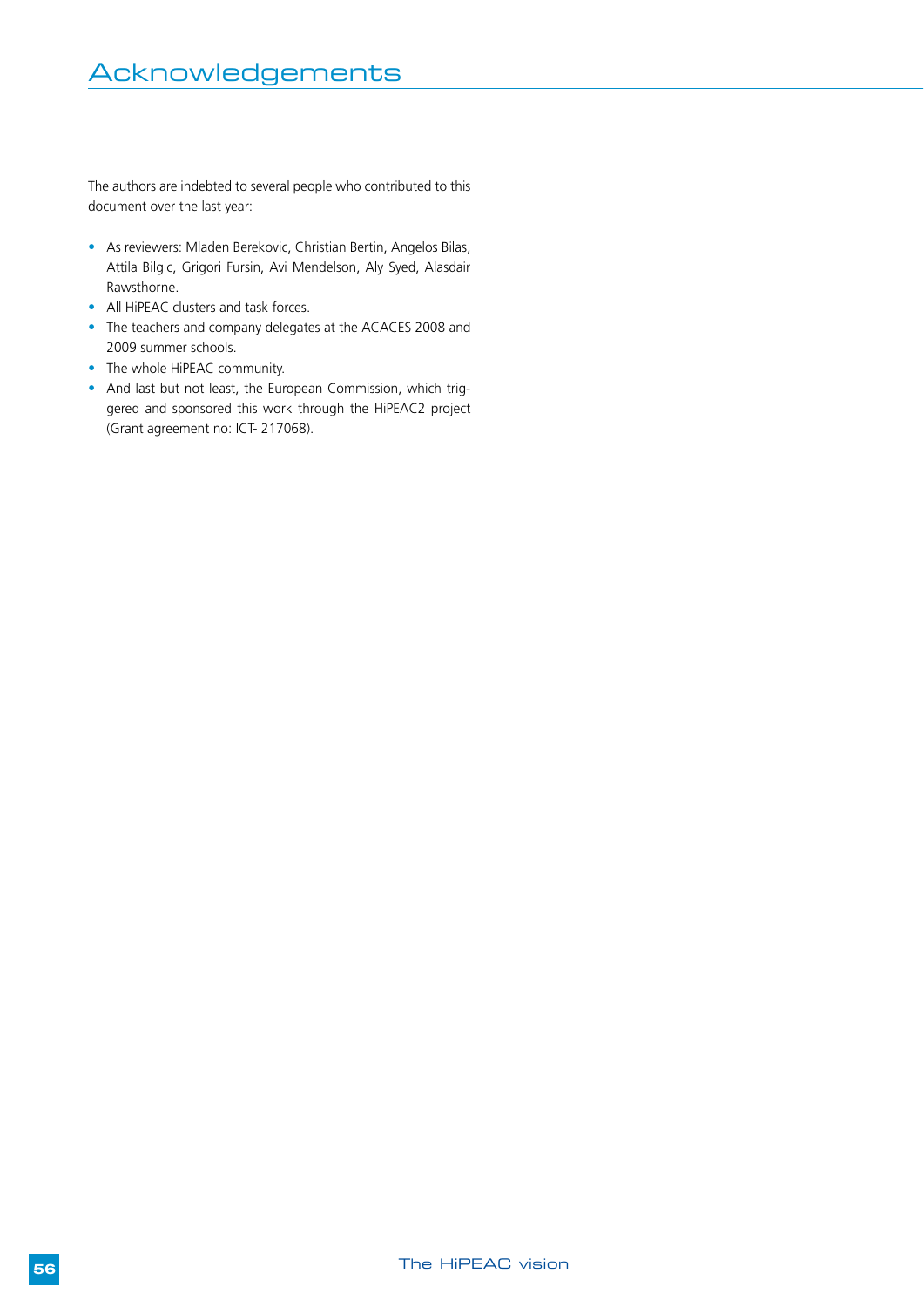# Acknowledgements

The authors are indebted to several people who contributed to this document over the last year:

- As reviewers: Mladen Berekovic, Christian Bertin, Angelos Bilas, Attila Bilgic, Grigori Fursin, Avi Mendelson, Aly Syed, Alasdair Rawsthorne.
- All HiPEAC clusters and task forces.
- The teachers and company delegates at the ACACES 2008 and 2009 summer schools.
- The whole HiPEAC community.
- And last but not least, the European Commission, which triggered and sponsored this work through the HiPEAC2 project (Grant agreement no: ICT- 217068).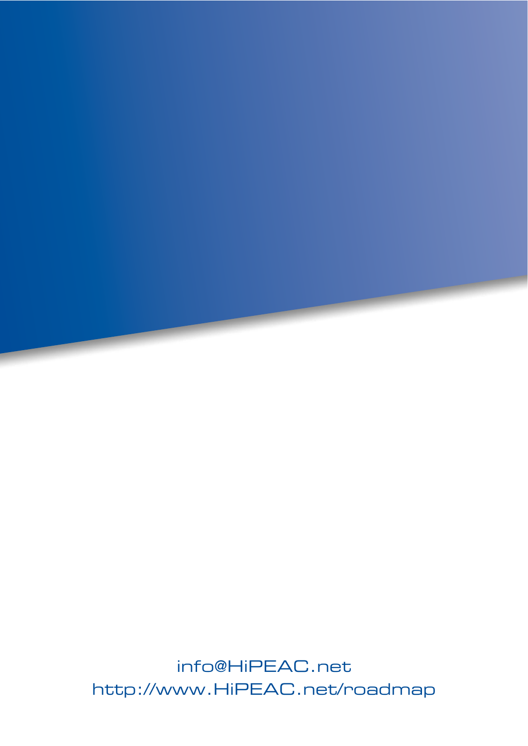info@HiPEAC.net
http://www.HiPEAC.net/roadmap